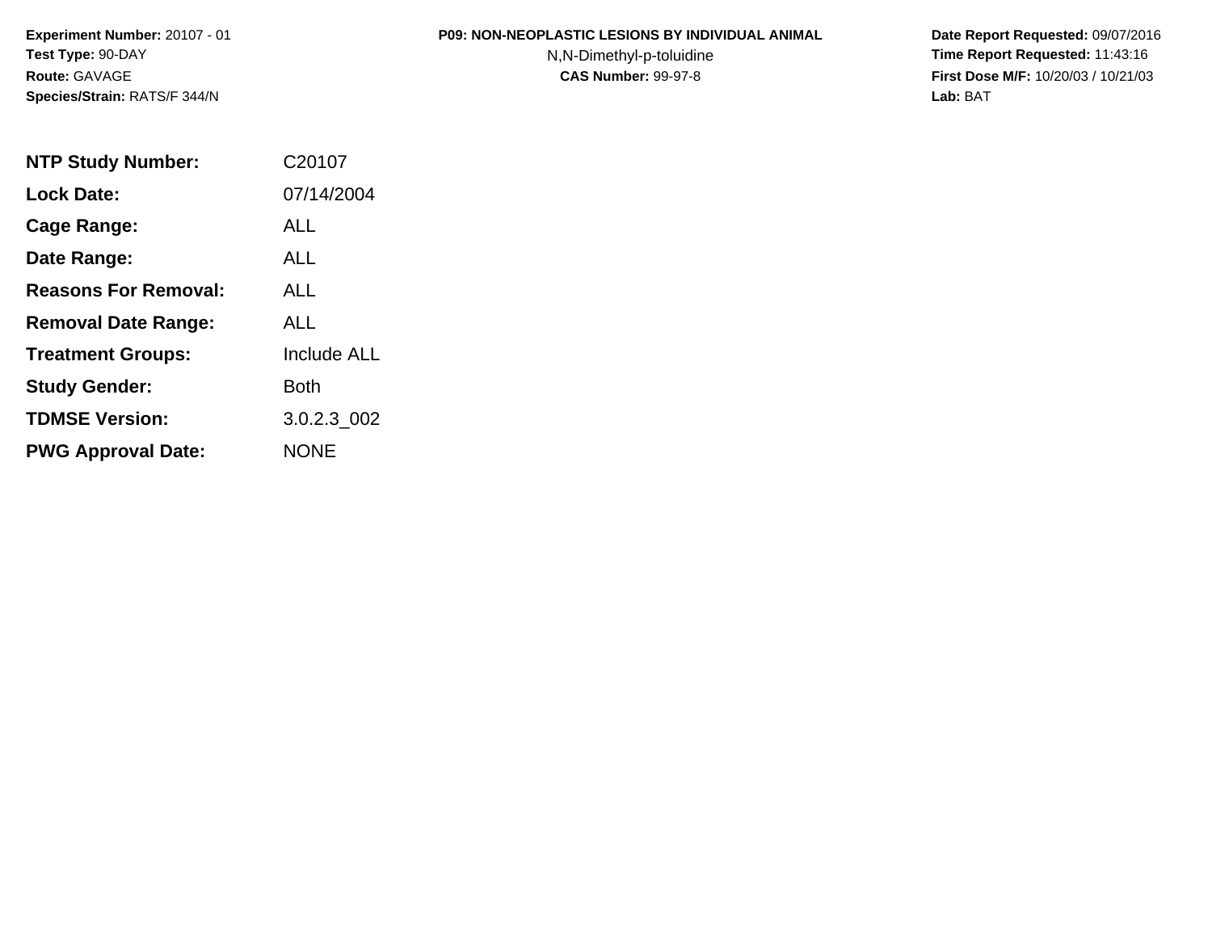**Experiment Number:** 20107 - 01
**Test Type:** 90-DAY
**Route:** GAVAGE
**Species/Strain:** RATS/F 344/N

**P09: NON-NEOPLASTIC LESIONS BY INDIVIDUAL ANIMAL**
N,N-Dimethyl-p-toluidine
**CAS Number:** 99-97-8

**Date Report Requested:** 09/07/2016
**Time Report Requested:** 11:43:16
**First Dose M/F:** 10/20/03 / 10/21/03
**Lab:** BAT

| | |
|---|---|
| **NTP Study Number:** | C20107 |
| **Lock Date:** | 07/14/2004 |
| **Cage Range:** | ALL |
| **Date Range:** | ALL |
| **Reasons For Removal:** | ALL |
| **Removal Date Range:** | ALL |
| **Treatment Groups:** | Include ALL |
| **Study Gender:** | Both |
| **TDMSE Version:** | 3.0.2.3_002 |
| **PWG Approval Date:** | NONE |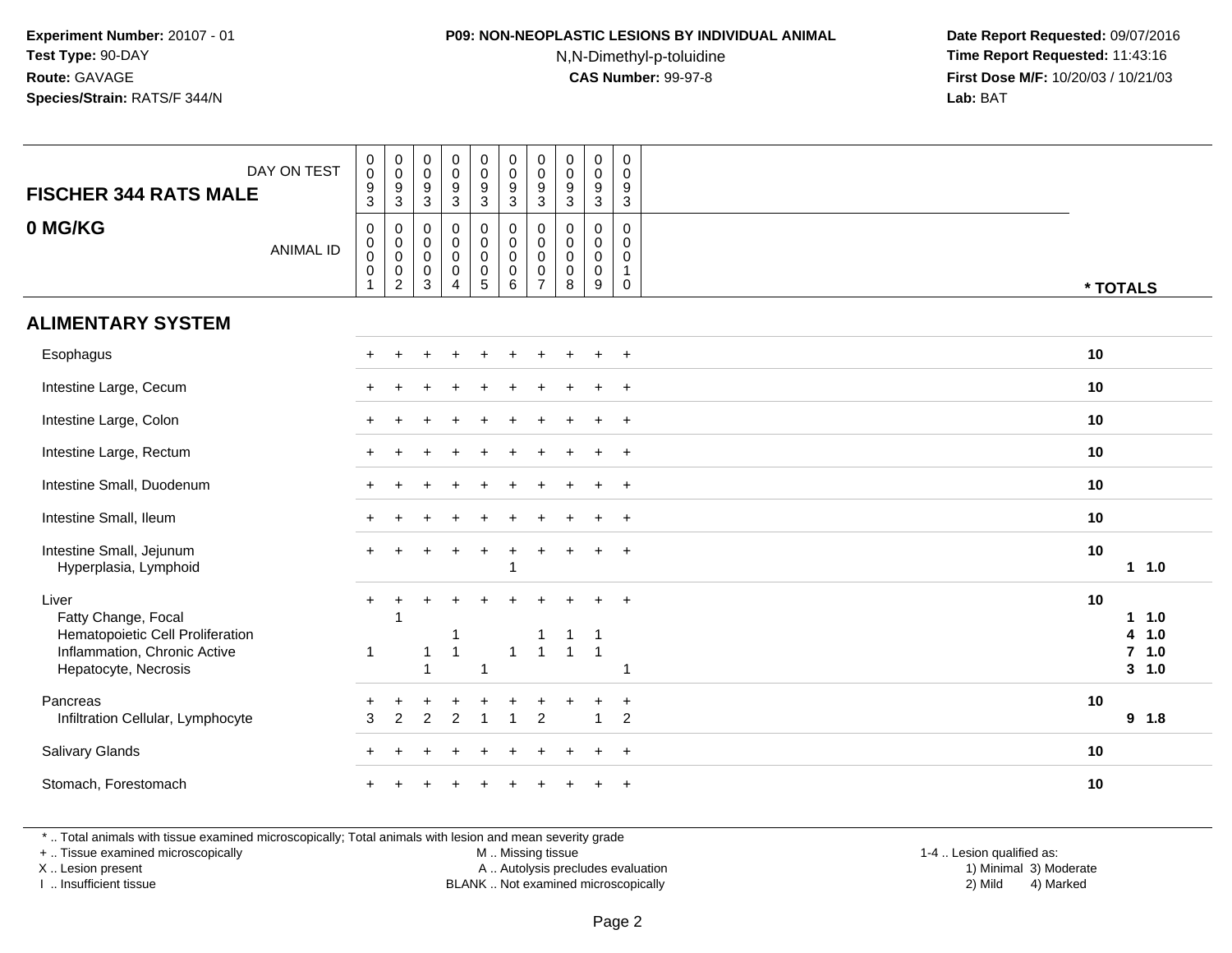**Experiment Number:** 20107 - 01
**Test Type:** 90-DAY
**Route:** GAVAGE
**Species/Strain:** RATS/F 344/N

**P09: NON-NEOPLASTIC LESIONS BY INDIVIDUAL ANIMAL**
N,N-Dimethyl-p-toluidine
**CAS Number:** 99-97-8

**Date Report Requested:** 09/07/2016
**Time Report Requested:** 11:43:16
**First Dose M/F:** 10/20/03 / 10/21/03
**Lab:** BAT

| FISCHER 344 RATS MALE — DAY ON TEST | 0093 | 0093 | 0093 | 0093 | 0093 | 0093 | 0093 | 0093 | 0093 | 0093 | |
|---|---|---|---|---|---|---|---|---|---|---|---|
| **0 MG/KG** — ANIMAL ID | 00001 | 00002 | 00003 | 00004 | 00005 | 00006 | 00007 | 00008 | 00009 | 00010 | *** TOTALS** |
| **ALIMENTARY SYSTEM** | | | | | | | | | | | |
| Esophagus | + | + | + | + | + | + | + | + | + | + | **10** |
| Intestine Large, Cecum | + | + | + | + | + | + | + | + | + | + | **10** |
| Intestine Large, Colon | + | + | + | + | + | + | + | + | + | + | **10** |
| Intestine Large, Rectum | + | + | + | + | + | + | + | + | + | + | **10** |
| Intestine Small, Duodenum | + | + | + | + | + | + | + | + | + | + | **10** |
| Intestine Small, Ileum | + | + | + | + | + | + | + | + | + | + | **10** |
| Intestine Small, Jejunum | + | + | + | + | + | + | + | + | + | + | **10** |
| Hyperplasia, Lymphoid | | | | | | 1 | | | | | **1 1.0** |
| Liver | + | + | + | + | + | + | + | + | + | + | **10** |
| Fatty Change, Focal | | 1 | | | | | | | | | **1 1.0** |
| Hematopoietic Cell Proliferation | | | | 1 | | | 1 | 1 | 1 | | **4 1.0** |
| Inflammation, Chronic Active | 1 | | 1 | 1 | | 1 | 1 | 1 | 1 | | **7 1.0** |
| Hepatocyte, Necrosis | | | 1 | | 1 | | | | | 1 | **3 1.0** |
| Pancreas | + | + | + | + | + | + | + | + | + | + | **10** |
| Infiltration Cellular, Lymphocyte | 3 | 2 | 2 | 2 | 1 | 1 | 2 | | 1 | 2 | **9 1.8** |
| Salivary Glands | + | + | + | + | + | + | + | + | + | + | **10** |
| Stomach, Forestomach | + | + | + | + | + | + | + | + | + | + | **10** |

\* .. Total animals with tissue examined microscopically; Total animals with lesion and mean severity grade
+ .. Tissue examined microscopically
X .. Lesion present
I .. Insufficient tissue

M .. Missing tissue
A .. Autolysis precludes evaluation
BLANK .. Not examined microscopically

1-4 .. Lesion qualified as:
1) Minimal 3) Moderate
2) Mild 4) Marked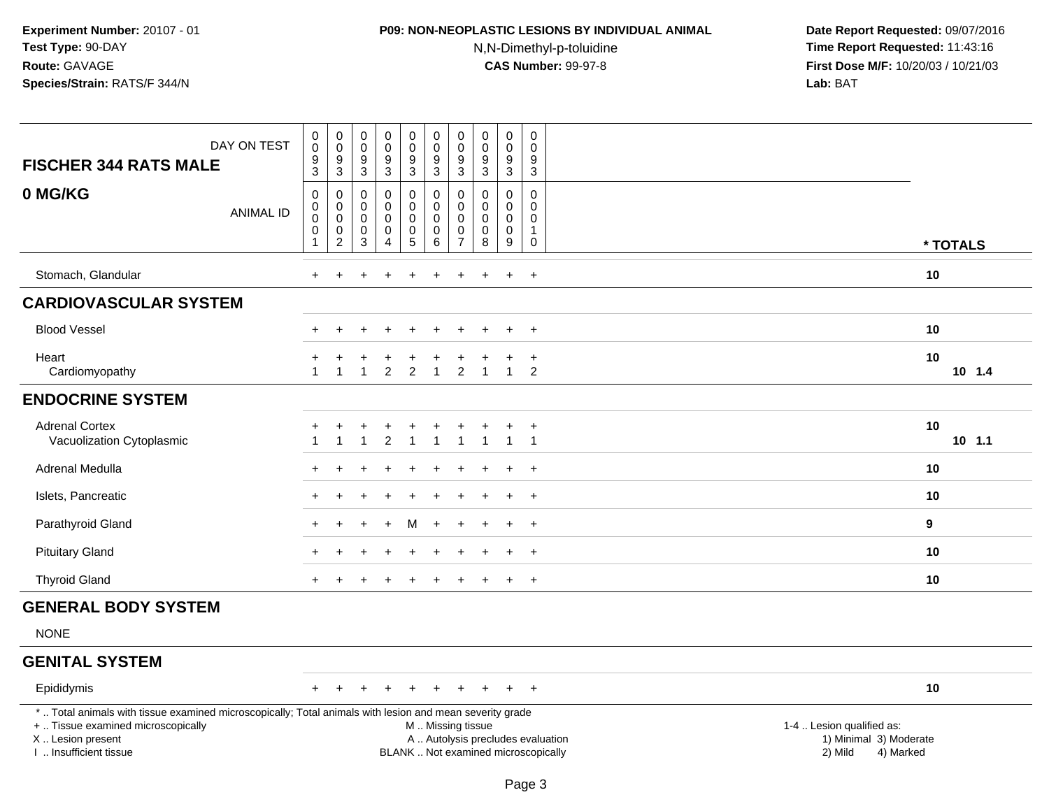**Experiment Number:** 20107 - 01
**Test Type:** 90-DAY
**Route:** GAVAGE
**Species/Strain:** RATS/F 344/N

**P09: NON-NEOPLASTIC LESIONS BY INDIVIDUAL ANIMAL**
N,N-Dimethyl-p-toluidine
**CAS Number:** 99-97-8

**Date Report Requested:** 09/07/2016
**Time Report Requested:** 11:43:16
**First Dose M/F:** 10/20/03 / 10/21/03
**Lab:** BAT

| FISCHER 344 RATS MALE — DAY ON TEST | 0093 | 0093 | 0093 | 0093 | 0093 | 0093 | 0093 | 0093 | 0093 | 0093 | |
|---|---|---|---|---|---|---|---|---|---|---|---|
| **0 MG/KG** — ANIMAL ID | 00001 | 00002 | 00003 | 00004 | 00005 | 00006 | 00007 | 00008 | 00009 | 00010 | * TOTALS |
| Stomach, Glandular | + | + | + | + | + | + | + | + | + | + | 10 |
| **CARDIOVASCULAR SYSTEM** | | | | | | | | | | | |
| Blood Vessel | + | + | + | + | + | + | + | + | + | + | 10 |
| Heart | + | + | + | + | + | + | + | + | + | + | 10 |
| Cardiomyopathy | 1 | 1 | 1 | 2 | 2 | 1 | 2 | 1 | 1 | 2 | 10 1.4 |
| **ENDOCRINE SYSTEM** | | | | | | | | | | | |
| Adrenal Cortex | + | + | + | + | + | + | + | + | + | + | 10 |
| Vacuolization Cytoplasmic | 1 | 1 | 1 | 2 | 1 | 1 | 1 | 1 | 1 | 1 | 10 1.1 |
| Adrenal Medulla | + | + | + | + | + | + | + | + | + | + | 10 |
| Islets, Pancreatic | + | + | + | + | + | + | + | + | + | + | 10 |
| Parathyroid Gland | + | + | + | + | M | + | + | + | + | + | 9 |
| Pituitary Gland | + | + | + | + | + | + | + | + | + | + | 10 |
| Thyroid Gland | + | + | + | + | + | + | + | + | + | + | 10 |
| **GENERAL BODY SYSTEM** | | | | | | | | | | | |
| NONE | | | | | | | | | | | |
| **GENITAL SYSTEM** | | | | | | | | | | | |
| Epididymis | + | + | + | + | + | + | + | + | + | + | 10 |

* .. Total animals with tissue examined microscopically; Total animals with lesion and mean severity grade
+ .. Tissue examined microscopically
X .. Lesion present
I .. Insufficient tissue
M .. Missing tissue
A .. Autolysis precludes evaluation
BLANK .. Not examined microscopically
1-4 .. Lesion qualified as: 1) Minimal 2) Mild 3) Moderate 4) Marked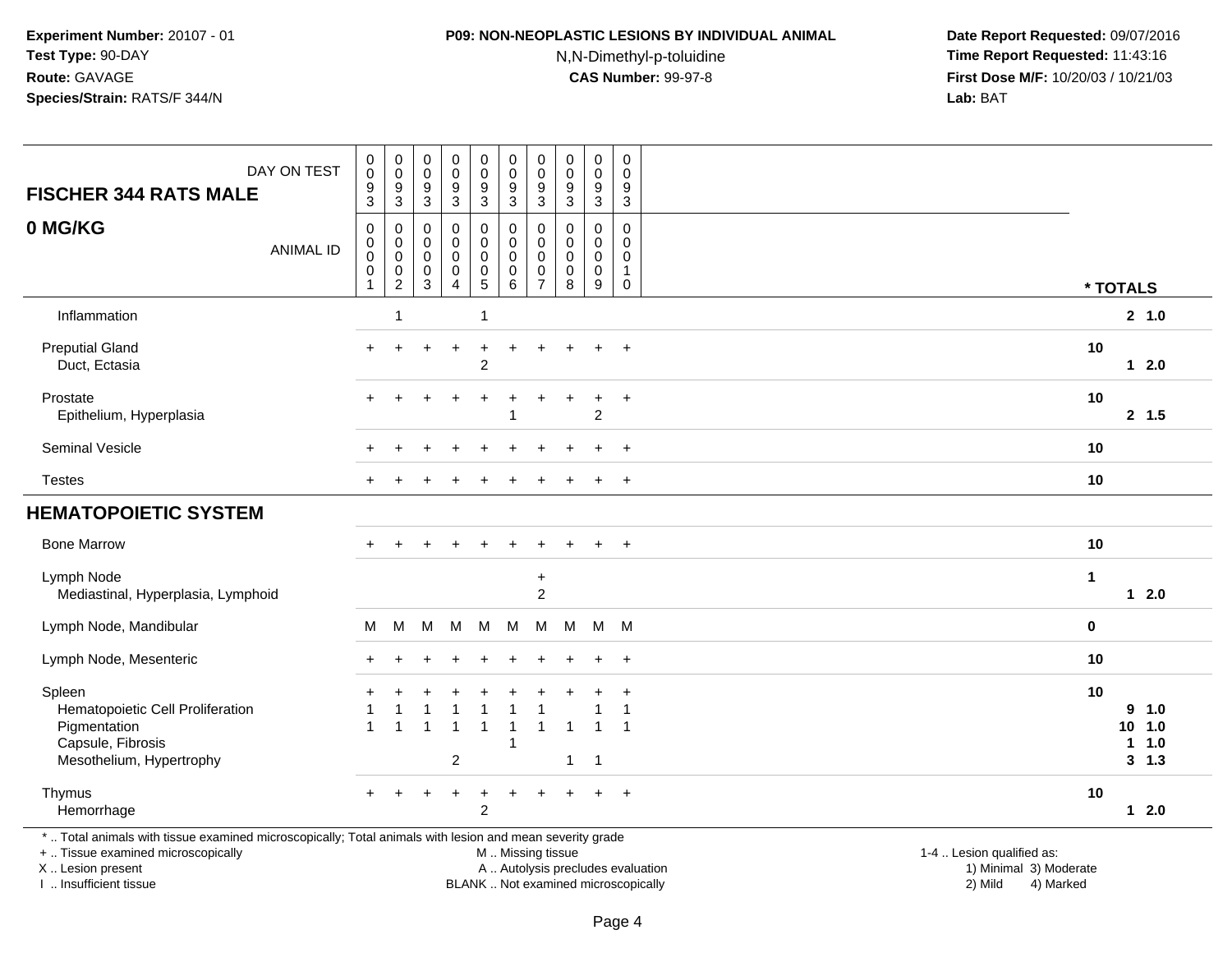**Experiment Number:** 20107 - 01
**Test Type:** 90-DAY
**Route:** GAVAGE
**Species/Strain:** RATS/F 344/N

**P09: NON-NEOPLASTIC LESIONS BY INDIVIDUAL ANIMAL**
N,N-Dimethyl-p-toluidine
**CAS Number:** 99-97-8

**Date Report Requested:** 09/07/2016
**Time Report Requested:** 11:43:16
**First Dose M/F:** 10/20/03 / 10/21/03
**Lab:** BAT

| FISCHER 344 RATS MALE — DAY ON TEST | 0093 | 0093 | 0093 | 0093 | 0093 | 0093 | 0093 | 0093 | 0093 | 0093 | | |
|---|---|---|---|---|---|---|---|---|---|---|---|---|
| **0 MG/KG** — ANIMAL ID | 00001 | 00002 | 00003 | 00004 | 00005 | 00006 | 00007 | 00008 | 00009 | 00010 | * TOTALS | |
| Inflammation | | 1 | | | 1 | | | | | | | 2 1.0 |
| Preputial Gland | + | + | + | + | + | + | + | + | + | + | 10 | |
| Duct, Ectasia | | | | | 2 | | | | | | | 1 2.0 |
| Prostate | + | + | + | + | + | + | + | + | + | + | 10 | |
| Epithelium, Hyperplasia | | | | | | 1 | | | 2 | | | 2 1.5 |
| Seminal Vesicle | + | + | + | + | + | + | + | + | + | + | 10 | |
| Testes | + | + | + | + | + | + | + | + | + | + | 10 | |
| **HEMATOPOIETIC SYSTEM** | | | | | | | | | | | | |
| Bone Marrow | + | + | + | + | + | + | + | + | + | + | 10 | |
| Lymph Node | | | | | | | + | | | | 1 | |
| Mediastinal, Hyperplasia, Lymphoid | | | | | | | 2 | | | | | 1 2.0 |
| Lymph Node, Mandibular | M | M | M | M | M | M | M | M | M | M | 0 | |
| Lymph Node, Mesenteric | + | + | + | + | + | + | + | + | + | + | 10 | |
| Spleen | + | + | + | + | + | + | + | + | + | + | 10 | |
| Hematopoietic Cell Proliferation | 1 | 1 | 1 | 1 | 1 | 1 | 1 | | 1 | 1 | | 9 1.0 |
| Pigmentation | 1 | 1 | 1 | 1 | 1 | 1 | 1 | 1 | 1 | 1 | | 10 1.0 |
| Capsule, Fibrosis | | | | | | 1 | | | | | | 1 1.0 |
| Mesothelium, Hypertrophy | | | | 2 | | | | 1 | 1 | | | 3 1.3 |
| Thymus | + | + | + | + | + | + | + | + | + | + | 10 | |
| Hemorrhage | | | | | 2 | | | | | | | 1 2.0 |

\* .. Total animals with tissue examined microscopically; Total animals with lesion and mean severity grade
+ .. Tissue examined microscopically
X .. Lesion present
I .. Insufficient tissue
M .. Missing tissue
A .. Autolysis precludes evaluation
BLANK .. Not examined microscopically
1-4 .. Lesion qualified as: 1) Minimal 2) Mild 3) Moderate 4) Marked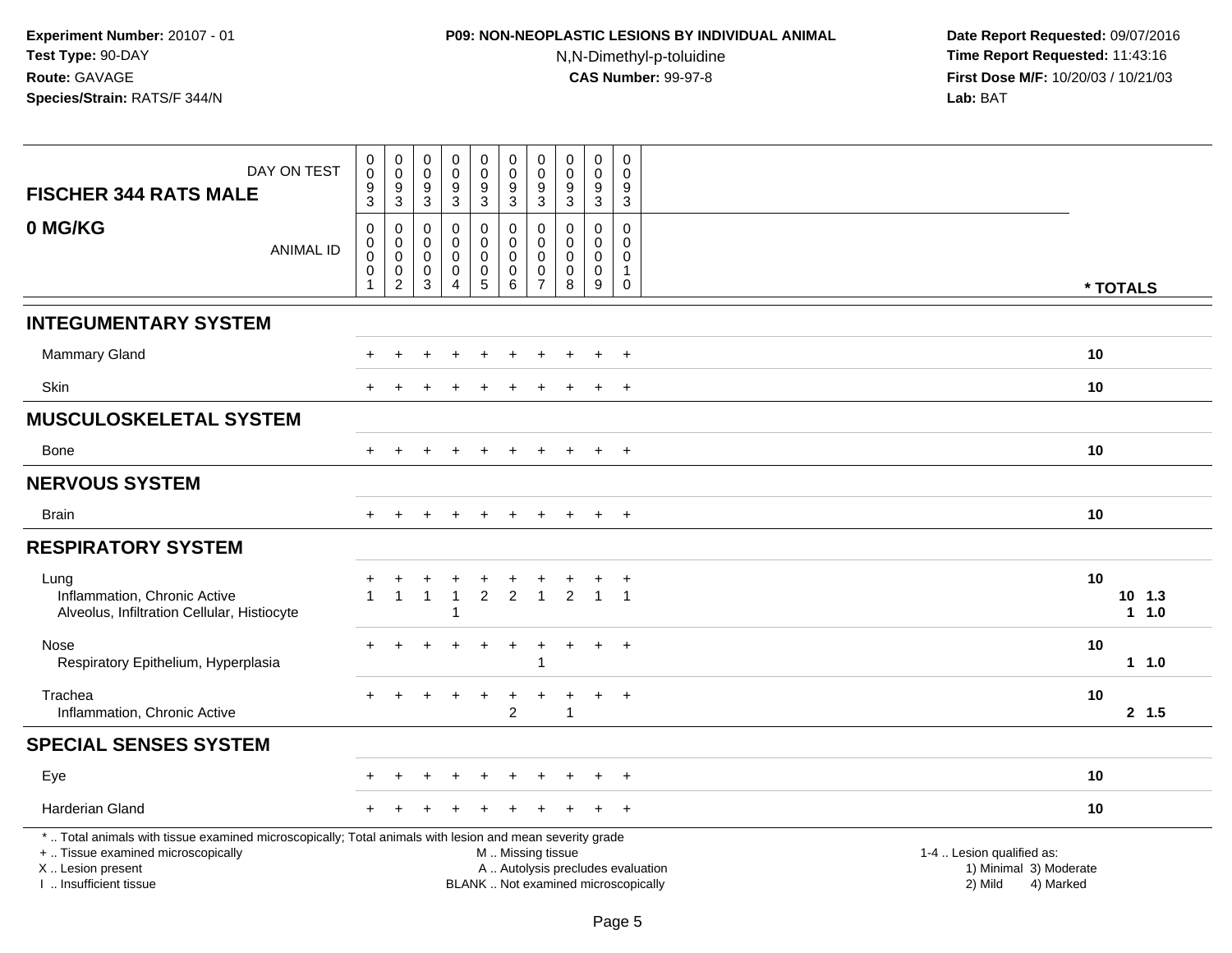**Experiment Number:** 20107 - 01
**Test Type:** 90-DAY
**Route:** GAVAGE
**Species/Strain:** RATS/F 344/N

**P09: NON-NEOPLASTIC LESIONS BY INDIVIDUAL ANIMAL**
N,N-Dimethyl-p-toluidine
**CAS Number:** 99-97-8

**Date Report Requested:** 09/07/2016
**Time Report Requested:** 11:43:16
**First Dose M/F:** 10/20/03 / 10/21/03
**Lab:** BAT

**FISCHER 344 RATS MALE**
**0 MG/KG**

| DAY ON TEST | 0093 | 0093 | 0093 | 0093 | 0093 | 0093 | 0093 | 0093 | 0093 | 0093 | |
|---|---|---|---|---|---|---|---|---|---|---|---|
| ANIMAL ID | 00001 | 00002 | 00003 | 00004 | 00005 | 00006 | 00007 | 00008 | 00009 | 00010 | * TOTALS |
| **INTEGUMENTARY SYSTEM** | | | | | | | | | | | |
| Mammary Gland | + | + | + | + | + | + | + | + | + | + | 10 |
| Skin | + | + | + | + | + | + | + | + | + | + | 10 |
| **MUSCULOSKELETAL SYSTEM** | | | | | | | | | | | |
| Bone | + | + | + | + | + | + | + | + | + | + | 10 |
| **NERVOUS SYSTEM** | | | | | | | | | | | |
| Brain | + | + | + | + | + | + | + | + | + | + | 10 |
| **RESPIRATORY SYSTEM** | | | | | | | | | | | |
| Lung | + | + | + | + | + | + | + | + | + | + | 10 |
| Inflammation, Chronic Active | 1 | 1 | 1 | 1 | 2 | 2 | 1 | 2 | 1 | 1 | 10 1.3 |
| Alveolus, Infiltration Cellular, Histiocyte | | | | 1 | | | | | | | 1 1.0 |
| Nose | + | + | + | + | + | + | + | + | + | + | 10 |
| Respiratory Epithelium, Hyperplasia | | | | | | | 1 | | | | 1 1.0 |
| Trachea | + | + | + | + | + | + | + | + | + | + | 10 |
| Inflammation, Chronic Active | | | | | | 2 | | 1 | | | 2 1.5 |
| **SPECIAL SENSES SYSTEM** | | | | | | | | | | | |
| Eye | + | + | + | + | + | + | + | + | + | + | 10 |
| Harderian Gland | + | + | + | + | + | + | + | + | + | + | 10 |

* .. Total animals with tissue examined microscopically; Total animals with lesion and mean severity grade
+ .. Tissue examined microscopically
X .. Lesion present
I .. Insufficient tissue

M .. Missing tissue
A .. Autolysis precludes evaluation
BLANK .. Not examined microscopically

1-4 .. Lesion qualified as:
1) Minimal 3) Moderate
2) Mild 4) Marked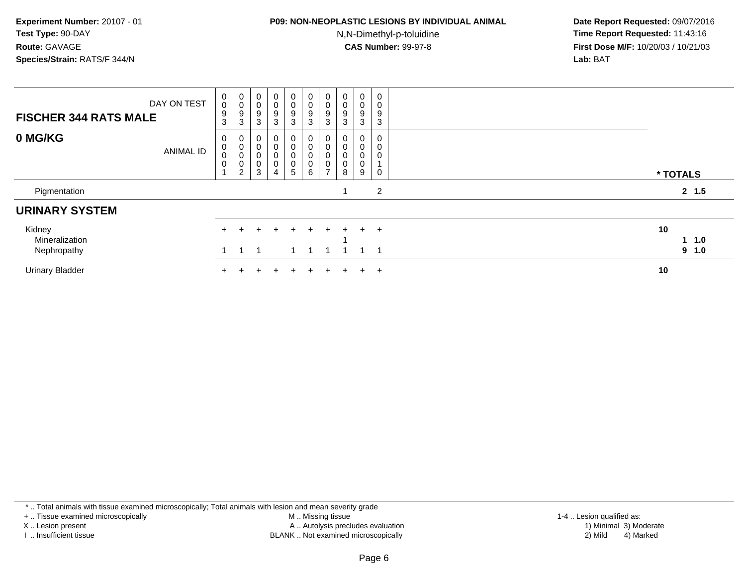**Experiment Number:** 20107 - 01
**Test Type:** 90-DAY
**Route:** GAVAGE
**Species/Strain:** RATS/F 344/N

**P09: NON-NEOPLASTIC LESIONS BY INDIVIDUAL ANIMAL**
N,N-Dimethyl-p-toluidine
**CAS Number:** 99-97-8

**Date Report Requested:** 09/07/2016
**Time Report Requested:** 11:43:16
**First Dose M/F:** 10/20/03 / 10/21/03
**Lab:** BAT

| **FISCHER 344 RATS MALE** DAY ON TEST | 0093 | 0093 | 0093 | 0093 | 0093 | 0093 | 0093 | 0093 | 0093 | 0093 | |
|---|---|---|---|---|---|---|---|---|---|---|---|
| **0 MG/KG** ANIMAL ID | 00001 | 00002 | 00003 | 00004 | 00005 | 00006 | 00007 | 00008 | 00009 | 00010 | *** TOTALS** |
| Pigmentation | | | | | | | | 1 | | 2 | **2 1.5** |
| **URINARY SYSTEM** | | | | | | | | | | | |
| Kidney | + | + | + | + | + | + | + | + | + | + | **10** |
| Mineralization | | | | | | | | 1 | | | **1 1.0** |
| Nephropathy | 1 | 1 | 1 | | 1 | 1 | 1 | 1 | 1 | 1 | **9 1.0** |
| Urinary Bladder | + | + | + | + | + | + | + | + | + | + | **10** |

* .. Total animals with tissue examined microscopically; Total animals with lesion and mean severity grade
+ .. Tissue examined microscopically
X .. Lesion present
I .. Insufficient tissue

M .. Missing tissue
A .. Autolysis precludes evaluation
BLANK .. Not examined microscopically

1-4 .. Lesion qualified as:
1) Minimal 3) Moderate
2) Mild 4) Marked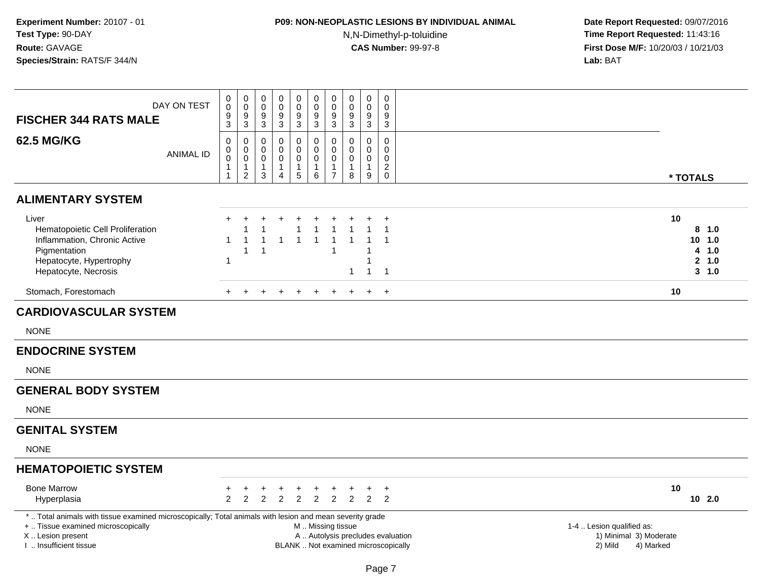**Experiment Number:** 20107 - 01
**Test Type:** 90-DAY
**Route:** GAVAGE
**Species/Strain:** RATS/F 344/N

**P09: NON-NEOPLASTIC LESIONS BY INDIVIDUAL ANIMAL**
N,N-Dimethyl-p-toluidine
**CAS Number:** 99-97-8

**Date Report Requested:** 09/07/2016
**Time Report Requested:** 11:43:16
**First Dose M/F:** 10/20/03 / 10/21/03
**Lab:** BAT

| FISCHER 344 RATS MALE 62.5 MG/KG | | | | | | | | | | | * TOTALS |
|---|---|---|---|---|---|---|---|---|---|---|---|
| DAY ON TEST | 0093 | 0093 | 0093 | 0093 | 0093 | 0093 | 0093 | 0093 | 0093 | 0093 | |
| ANIMAL ID | 00011 | 00012 | 00013 | 00014 | 00015 | 00016 | 00017 | 00018 | 00019 | 00020 | |
| **ALIMENTARY SYSTEM** | | | | | | | | | | | |
| Liver | + | + | + | + | + | + | + | + | + | + | 10 |
| Hematopoietic Cell Proliferation | | 1 | 1 | | 1 | 1 | 1 | 1 | 1 | 1 | 8 1.0 |
| Inflammation, Chronic Active | 1 | 1 | 1 | 1 | 1 | 1 | 1 | 1 | 1 | 1 | 10 1.0 |
| Pigmentation | | 1 | 1 | | | | 1 | | 1 | | 4 1.0 |
| Hepatocyte, Hypertrophy | 1 | | | | | | | | 1 | | 2 1.0 |
| Hepatocyte, Necrosis | | | | | | | | 1 | 1 | 1 | 3 1.0 |
| Stomach, Forestomach | + | + | + | + | + | + | + | + | + | + | 10 |
| **CARDIOVASCULAR SYSTEM** | | | | | | | | | | | |
| NONE | | | | | | | | | | | |
| **ENDOCRINE SYSTEM** | | | | | | | | | | | |
| NONE | | | | | | | | | | | |
| **GENERAL BODY SYSTEM** | | | | | | | | | | | |
| NONE | | | | | | | | | | | |
| **GENITAL SYSTEM** | | | | | | | | | | | |
| NONE | | | | | | | | | | | |
| **HEMATOPOIETIC SYSTEM** | | | | | | | | | | | |
| Bone Marrow | + | + | + | + | + | + | + | + | + | + | 10 |
| Hyperplasia | 2 | 2 | 2 | 2 | 2 | 2 | 2 | 2 | 2 | 2 | 10 2.0 |

* .. Total animals with tissue examined microscopically; Total animals with lesion and mean severity grade
+ .. Tissue examined microscopically
X .. Lesion present
I .. Insufficient tissue

M .. Missing tissue
A .. Autolysis precludes evaluation
BLANK .. Not examined microscopically

1-4 .. Lesion qualified as:
1) Minimal 3) Moderate
2) Mild 4) Marked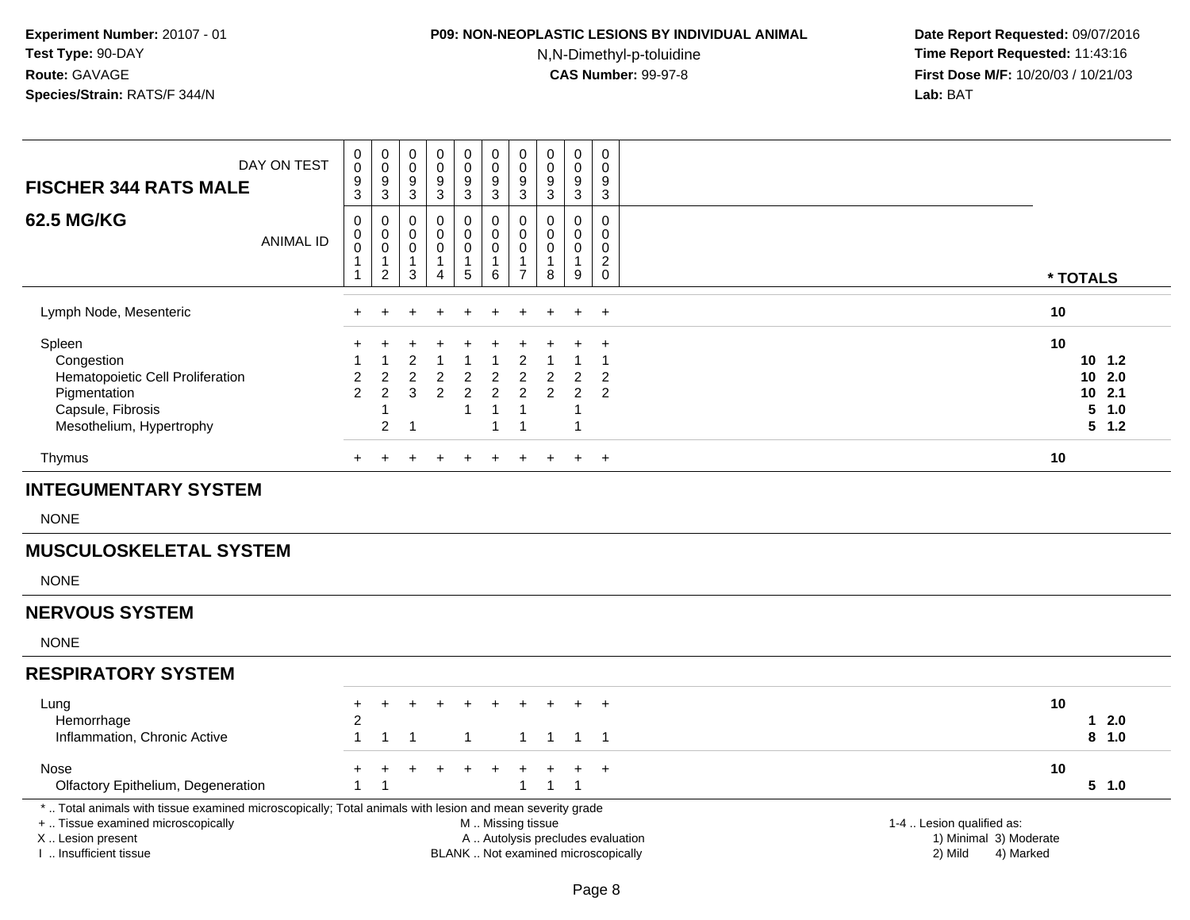**Experiment Number:** 20107 - 01
**Test Type:** 90-DAY
**Route:** GAVAGE
**Species/Strain:** RATS/F 344/N

**P09: NON-NEOPLASTIC LESIONS BY INDIVIDUAL ANIMAL**
N,N-Dimethyl-p-toluidine
**CAS Number:** 99-97-8

**Date Report Requested:** 09/07/2016
**Time Report Requested:** 11:43:16
**First Dose M/F:** 10/20/03 / 10/21/03
**Lab:** BAT

| FISCHER 344 RATS MALE — DAY ON TEST | 0093 | 0093 | 0093 | 0093 | 0093 | 0093 | 0093 | 0093 | 0093 | 0093 | |
|---|---|---|---|---|---|---|---|---|---|---|---|
| **62.5 MG/KG** — ANIMAL ID | 00011 | 00012 | 00013 | 00014 | 00015 | 00016 | 00017 | 00018 | 00019 | 00020 | * TOTALS |
| Lymph Node, Mesenteric | + | + | + | + | + | + | + | + | + | + | 10 |
| Spleen | + | + | + | + | + | + | + | + | + | + | 10 |
| Congestion | 1 | 1 | 2 | 1 | 1 | 1 | 2 | 1 | 1 | 1 | 10 1.2 |
| Hematopoietic Cell Proliferation | 2 | 2 | 2 | 2 | 2 | 2 | 2 | 2 | 2 | 2 | 10 2.0 |
| Pigmentation | 2 | 2 | 3 | 2 | 2 | 2 | 2 | 2 | 2 | 2 | 10 2.1 |
| Capsule, Fibrosis | | 1 | | | 1 | 1 | 1 | | 1 | | 5 1.0 |
| Mesothelium, Hypertrophy | | 2 | 1 | | | 1 | 1 | | 1 | | 5 1.2 |
| Thymus | + | + | + | + | + | + | + | + | + | + | 10 |

## INTEGUMENTARY SYSTEM

NONE

## MUSCULOSKELETAL SYSTEM

NONE

## NERVOUS SYSTEM

NONE

## RESPIRATORY SYSTEM

| | 00011 | 00012 | 00013 | 00014 | 00015 | 00016 | 00017 | 00018 | 00019 | 00020 | * TOTALS |
|---|---|---|---|---|---|---|---|---|---|---|---|
| Lung | + | + | + | + | + | + | + | + | + | + | 10 |
| Hemorrhage | 2 | | | | | | | | | | 1 2.0 |
| Inflammation, Chronic Active | 1 | 1 | 1 | | 1 | | 1 | 1 | 1 | 1 | 8 1.0 |
| Nose | + | + | + | + | + | + | + | + | + | + | 10 |
| Olfactory Epithelium, Degeneration | 1 | 1 | | | | | 1 | 1 | 1 | | 5 1.0 |

\* .. Total animals with tissue examined microscopically; Total animals with lesion and mean severity grade
\+ .. Tissue examined microscopically
X .. Lesion present
I .. Insufficient tissue

M .. Missing tissue
A .. Autolysis precludes evaluation
BLANK .. Not examined microscopically

1-4 .. Lesion qualified as:
1) Minimal 3) Moderate
2) Mild 4) Marked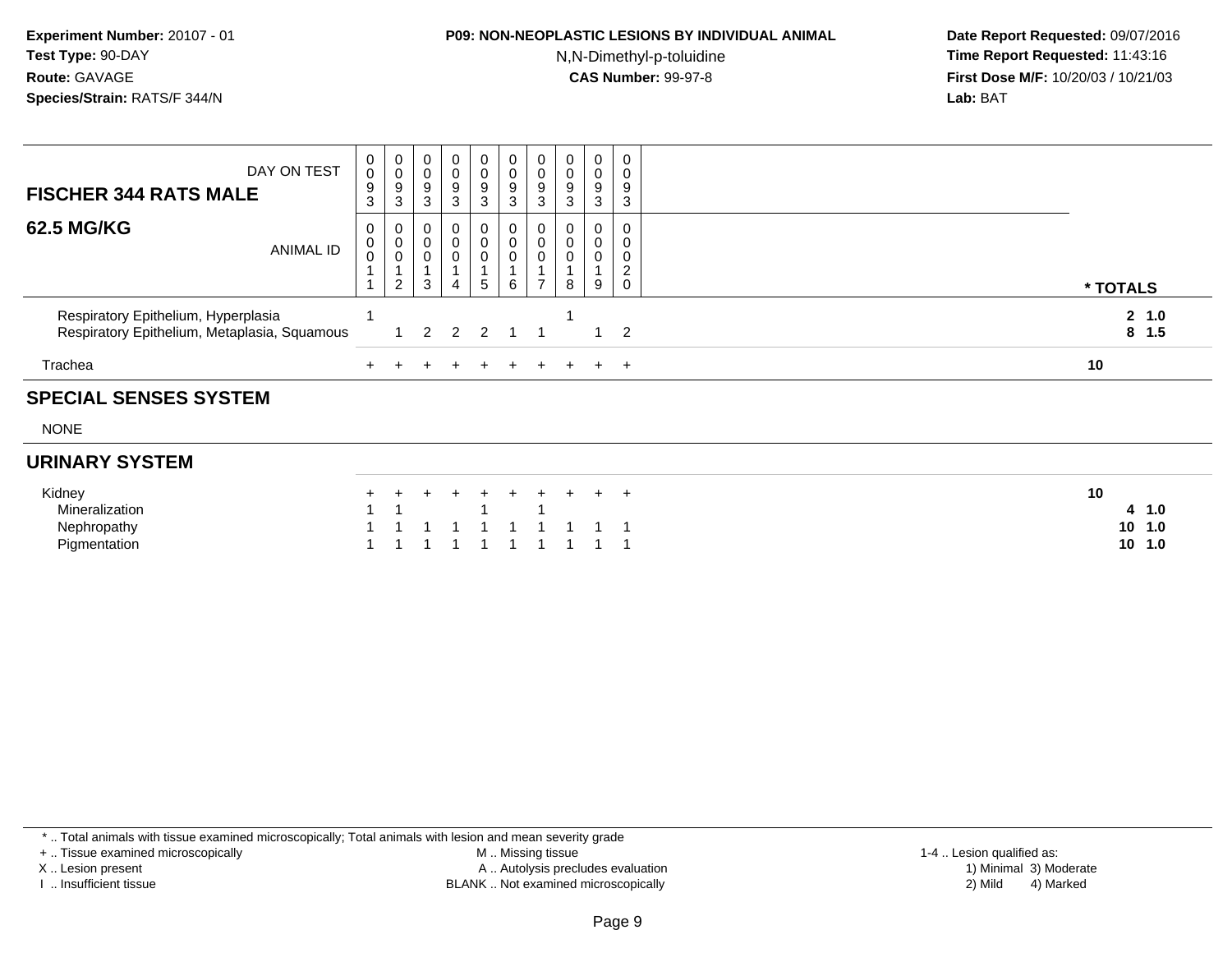**Experiment Number:** 20107 - 01
**Test Type:** 90-DAY
**Route:** GAVAGE
**Species/Strain:** RATS/F 344/N

**P09: NON-NEOPLASTIC LESIONS BY INDIVIDUAL ANIMAL**
N,N-Dimethyl-p-toluidine
**CAS Number:** 99-97-8

**Date Report Requested:** 09/07/2016
**Time Report Requested:** 11:43:16
**First Dose M/F:** 10/20/03 / 10/21/03
**Lab:** BAT

| DAY ON TEST | 0093 | 0093 | 0093 | 0093 | 0093 | 0093 | 0093 | 0093 | 0093 | 0093 | |
|---|---|---|---|---|---|---|---|---|---|---|---|
| **FISCHER 344 RATS MALE** | | | | | | | | | | | |
| **62.5 MG/KG** ANIMAL ID | 00011 | 00012 | 00013 | 00014 | 00015 | 00016 | 00017 | 00018 | 00019 | 00020 | * TOTALS |
| Respiratory Epithelium, Hyperplasia | 1 | | | | | | | 1 | | | 2 1.0 |
| Respiratory Epithelium, Metaplasia, Squamous | | 1 | 2 | 2 | 2 | 1 | 1 | | 1 | 2 | 8 1.5 |
| Trachea | + | + | + | + | + | + | + | + | + | + | 10 |
| **SPECIAL SENSES SYSTEM** | | | | | | | | | | | |
| NONE | | | | | | | | | | | |
| **URINARY SYSTEM** | | | | | | | | | | | |
| Kidney | + | + | + | + | + | + | + | + | + | + | 10 |
| Mineralization | 1 | 1 | | | 1 | | 1 | | | | 4 1.0 |
| Nephropathy | 1 | 1 | 1 | 1 | 1 | 1 | 1 | 1 | 1 | 1 | 10 1.0 |
| Pigmentation | 1 | 1 | 1 | 1 | 1 | 1 | 1 | 1 | 1 | 1 | 10 1.0 |

* .. Total animals with tissue examined microscopically; Total animals with lesion and mean severity grade
+ .. Tissue examined microscopically
X .. Lesion present
I .. Insufficient tissue
M .. Missing tissue
A .. Autolysis precludes evaluation
BLANK .. Not examined microscopically
1-4 .. Lesion qualified as:
1) Minimal 3) Moderate
2) Mild 4) Marked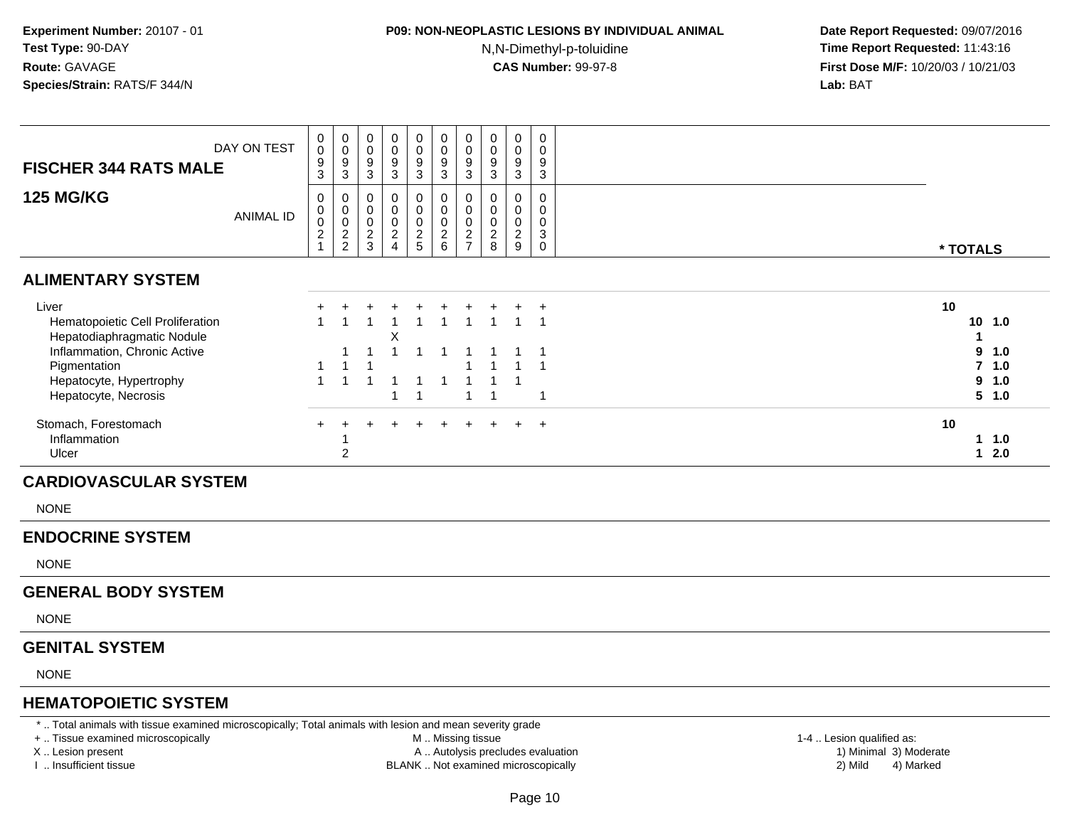| FISCHER 344 RATS MALE<br>125 MG/KG | DAY ON TEST | 0093 | 0093 | 0093 | 0093 | 0093 | 0093 | 0093 | 0093 | 0093 | 0093 | |
|---|---|---|---|---|---|---|---|---|---|---|---|---|
| | ANIMAL ID | 00021 | 00022 | 00023 | 00024 | 00025 | 00026 | 00027 | 00028 | 00029 | 00030 | * TOTALS |
| **ALIMENTARY SYSTEM** | | | | | | | | | | | | |
| Liver | | + | + | + | + | + | + | + | + | + | + | 10 |
| Hematopoietic Cell Proliferation | | 1 | 1 | 1 | 1 | 1 | 1 | 1 | 1 | 1 | 1 | 10 1.0 |
| Hepatodiaphragmatic Nodule | | | | | X | | | | | | | 1 |
| Inflammation, Chronic Active | | | 1 | 1 | 1 | 1 | 1 | 1 | 1 | 1 | 1 | 9 1.0 |
| Pigmentation | | 1 | 1 | 1 | | | | 1 | 1 | 1 | 1 | 7 1.0 |
| Hepatocyte, Hypertrophy | | 1 | 1 | 1 | 1 | 1 | 1 | 1 | 1 | 1 | | 9 1.0 |
| Hepatocyte, Necrosis | | | | | 1 | 1 | | 1 | 1 | | 1 | 5 1.0 |
| Stomach, Forestomach | | + | + | + | + | + | + | + | + | + | + | 10 |
| Inflammation | | | 1 | | | | | | | | | 1 1.0 |
| Ulcer | | | 2 | | | | | | | | | 1 2.0 |

## CARDIOVASCULAR SYSTEM

NONE

## ENDOCRINE SYSTEM

NONE

## GENERAL BODY SYSTEM

NONE

## GENITAL SYSTEM

NONE

## HEMATOPOIETIC SYSTEM

* .. Total animals with tissue examined microscopically; Total animals with lesion and mean severity grade
+ .. Tissue examined microscopically
X .. Lesion present
I .. Insufficient tissue
M .. Missing tissue
A .. Autolysis precludes evaluation
BLANK .. Not examined microscopically
1-4 .. Lesion qualified as: 1) Minimal 2) Mild 3) Moderate 4) Marked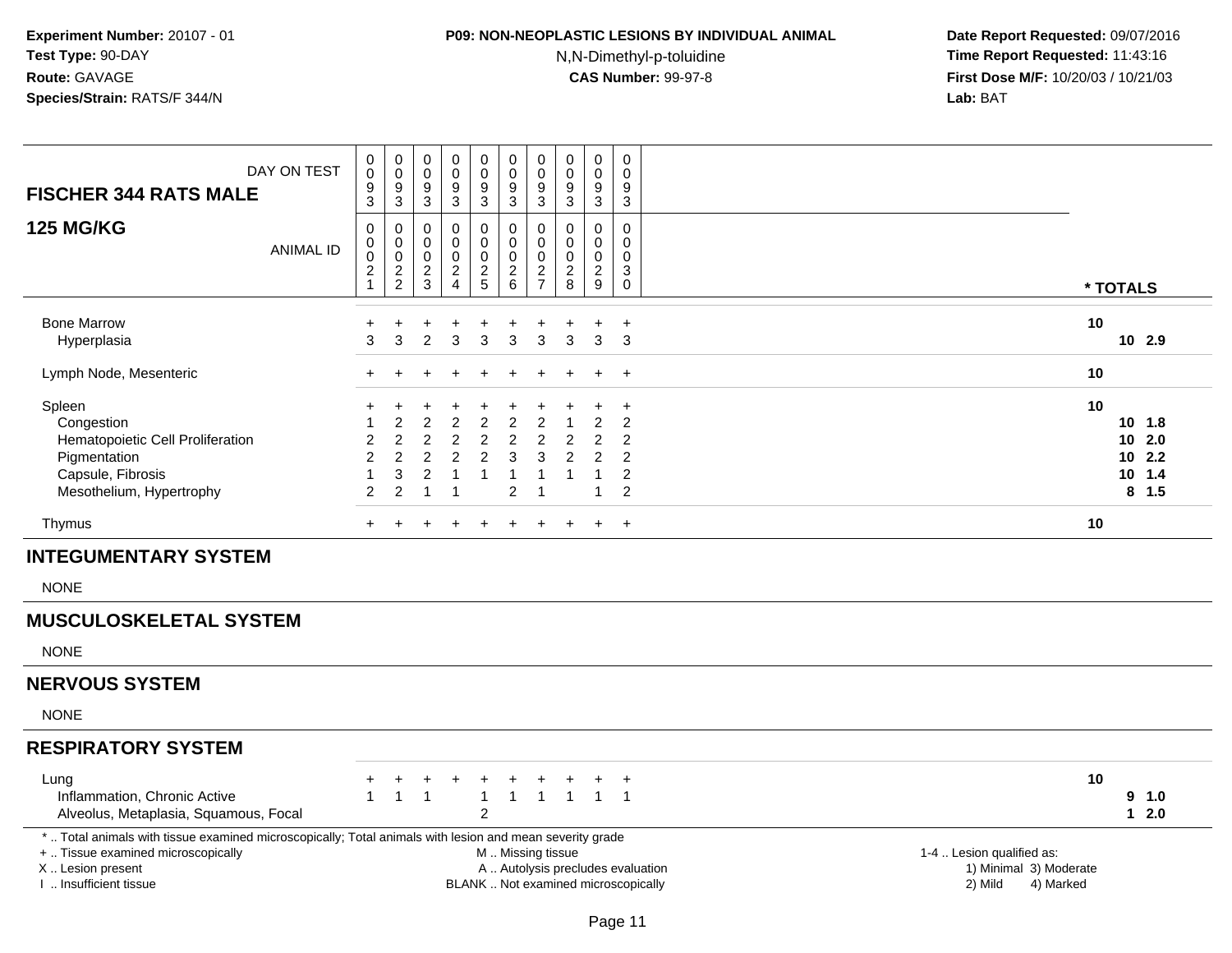**Experiment Number:** 20107 - 01
**Test Type:** 90-DAY
**Route:** GAVAGE
**Species/Strain:** RATS/F 344/N

**P09: NON-NEOPLASTIC LESIONS BY INDIVIDUAL ANIMAL**
N,N-Dimethyl-p-toluidine
**CAS Number:** 99-97-8

**Date Report Requested:** 09/07/2016
**Time Report Requested:** 11:43:16
**First Dose M/F:** 10/20/03 / 10/21/03
**Lab:** BAT

## FISCHER 344 RATS MALE

## 125 MG/KG

| DAY ON TEST | 0093 | 0093 | 0093 | 0093 | 0093 | 0093 | 0093 | 0093 | 0093 | 0093 | |
|---|---|---|---|---|---|---|---|---|---|---|---|
| **ANIMAL ID** | 00021 | 00022 | 00023 | 00024 | 00025 | 00026 | 00027 | 00028 | 00029 | 00030 | *** TOTALS** |
| Bone Marrow | + | + | + | + | + | + | + | + | + | + | 10 |
| Hyperplasia | 3 | 3 | 2 | 3 | 3 | 3 | 3 | 3 | 3 | 3 | 10 2.9 |
| Lymph Node, Mesenteric | + | + | + | + | + | + | + | + | + | + | 10 |
| Spleen | + | + | + | + | + | + | + | + | + | + | 10 |
| Congestion | 1 | 2 | 2 | 2 | 2 | 2 | 2 | 1 | 2 | 2 | 10 1.8 |
| Hematopoietic Cell Proliferation | 2 | 2 | 2 | 2 | 2 | 2 | 2 | 2 | 2 | 2 | 10 2.0 |
| Pigmentation | 2 | 2 | 2 | 2 | 2 | 3 | 3 | 2 | 2 | 2 | 10 2.2 |
| Capsule, Fibrosis | 1 | 3 | 2 | 1 | 1 | 1 | 1 | 1 | 1 | 2 | 10 1.4 |
| Mesothelium, Hypertrophy | 2 | 2 | 1 | 1 | | 2 | 1 | | 1 | 2 | 8 1.5 |
| Thymus | + | + | + | + | + | + | + | + | + | + | 10 |

## INTEGUMENTARY SYSTEM

NONE

## MUSCULOSKELETAL SYSTEM

NONE

## NERVOUS SYSTEM

NONE

## RESPIRATORY SYSTEM

| | 00021 | 00022 | 00023 | 00024 | 00025 | 00026 | 00027 | 00028 | 00029 | 00030 | *** TOTALS** |
|---|---|---|---|---|---|---|---|---|---|---|---|
| Lung | + | + | + | + | + | + | + | + | + | + | 10 |
| Inflammation, Chronic Active | 1 | 1 | 1 | | 1 | 1 | 1 | 1 | 1 | 1 | 9 1.0 |
| Alveolus, Metaplasia, Squamous, Focal | | | | | 2 | | | | | | 1 2.0 |

* .. Total animals with tissue examined microscopically; Total animals with lesion and mean severity grade
+ .. Tissue examined microscopically
X .. Lesion present
I .. Insufficient tissue

M .. Missing tissue
A .. Autolysis precludes evaluation
BLANK .. Not examined microscopically

1-4 .. Lesion qualified as:
1) Minimal 3) Moderate
2) Mild 4) Marked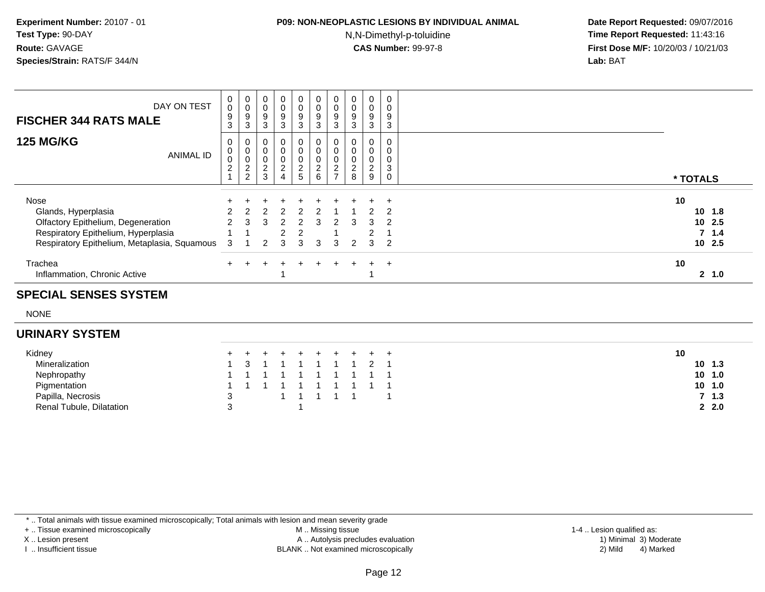**Experiment Number:** 20107 - 01
**Test Type:** 90-DAY
**Route:** GAVAGE
**Species/Strain:** RATS/F 344/N

**P09: NON-NEOPLASTIC LESIONS BY INDIVIDUAL ANIMAL**
N,N-Dimethyl-p-toluidine
**CAS Number:** 99-97-8

**Date Report Requested:** 09/07/2016
**Time Report Requested:** 11:43:16
**First Dose M/F:** 10/20/03 / 10/21/03
**Lab:** BAT

## FISCHER 344 RATS MALE
## 125 MG/KG

| DAY ON TEST | 0093 | 0093 | 0093 | 0093 | 0093 | 0093 | 0093 | 0093 | 0093 | 0093 | |
|---|---|---|---|---|---|---|---|---|---|---|---|
| ANIMAL ID | 00021 | 00022 | 00023 | 00024 | 00025 | 00026 | 00027 | 00028 | 00029 | 00030 | * TOTALS |
| Nose | + | + | + | + | + | + | + | + | + | + | 10 |
| Glands, Hyperplasia | 2 | 2 | 2 | 2 | 2 | 2 | 1 | 1 | 2 | 2 | 10 1.8 |
| Olfactory Epithelium, Degeneration | 2 | 3 | 3 | 2 | 2 | 3 | 2 | 3 | 3 | 2 | 10 2.5 |
| Respiratory Epithelium, Hyperplasia | 1 | 1 | | 2 | 2 | | 1 | | 2 | 1 | 7 1.4 |
| Respiratory Epithelium, Metaplasia, Squamous | 3 | 1 | 2 | 3 | 3 | 3 | 3 | 2 | 3 | 2 | 10 2.5 |
| Trachea | + | + | + | + | + | + | + | + | + | + | 10 |
| Inflammation, Chronic Active | | | | 1 | | | | | 1 | | 2 1.0 |

## SPECIAL SENSES SYSTEM

NONE

## URINARY SYSTEM

| | | | | | | | | | | | |
|---|---|---|---|---|---|---|---|---|---|---|---|
| Kidney | + | + | + | + | + | + | + | + | + | + | 10 |
| Mineralization | 1 | 3 | 1 | 1 | 1 | 1 | 1 | 1 | 2 | 1 | 10 1.3 |
| Nephropathy | 1 | 1 | 1 | 1 | 1 | 1 | 1 | 1 | 1 | 1 | 10 1.0 |
| Pigmentation | 1 | 1 | 1 | 1 | 1 | 1 | 1 | 1 | 1 | 1 | 10 1.0 |
| Papilla, Necrosis | 3 | | | 1 | 1 | 1 | 1 | 1 | | 1 | 7 1.3 |
| Renal Tubule, Dilatation | 3 | | | | 1 | | | | | | 2 2.0 |

* .. Total animals with tissue examined microscopically; Total animals with lesion and mean severity grade
+ .. Tissue examined microscopically
X .. Lesion present
I .. Insufficient tissue
M .. Missing tissue
A .. Autolysis precludes evaluation
BLANK .. Not examined microscopically
1-4 .. Lesion qualified as:
1) Minimal 2) Mild 3) Moderate 4) Marked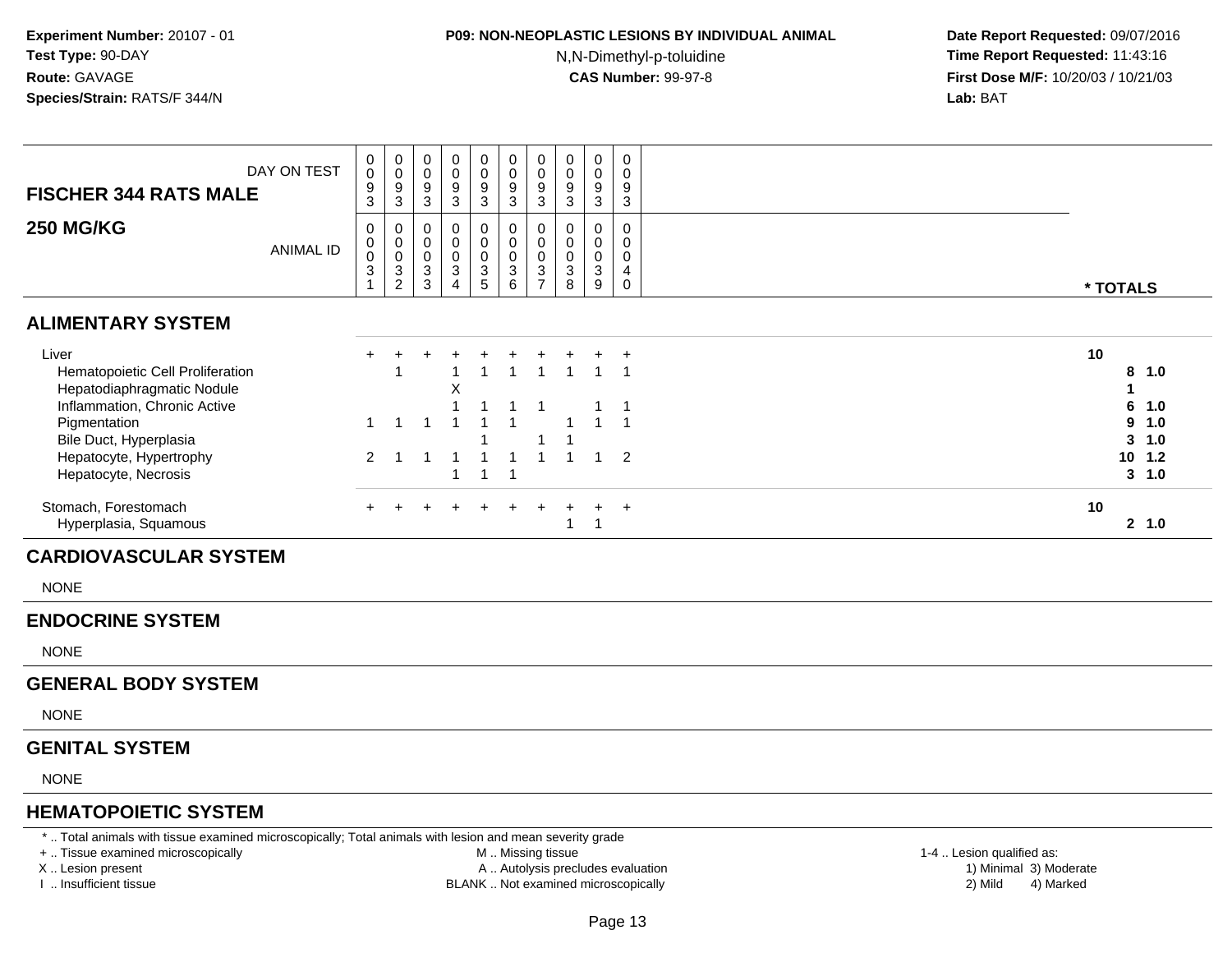**Experiment Number:** 20107 - 01
**Test Type:** 90-DAY
**Route:** GAVAGE
**Species/Strain:** RATS/F 344/N

**P09: NON-NEOPLASTIC LESIONS BY INDIVIDUAL ANIMAL**
N,N-Dimethyl-p-toluidine
**CAS Number:** 99-97-8

**Date Report Requested:** 09/07/2016
**Time Report Requested:** 11:43:16
**First Dose M/F:** 10/20/03 / 10/21/03
**Lab:** BAT

| FISCHER 344 RATS MALE 250 MG/KG | | | | | | | | | | | |
|---|---|---|---|---|---|---|---|---|---|---|---|
| DAY ON TEST | 0093 | 0093 | 0093 | 0093 | 0093 | 0093 | 0093 | 0093 | 0093 | 0093 | |
| ANIMAL ID | 0031 | 0032 | 0033 | 0034 | 0035 | 0036 | 0037 | 0038 | 0039 | 0040 | * TOTALS |
| **ALIMENTARY SYSTEM** | | | | | | | | | | | |
| Liver | + | + | + | + | + | + | + | + | + | + | 10 |
| Hematopoietic Cell Proliferation | | 1 | | 1 | 1 | 1 | 1 | 1 | 1 | 1 | 8 1.0 |
| Hepatodiaphragmatic Nodule | | | | X | | | | | | | 1 |
| Inflammation, Chronic Active | | | | 1 | 1 | 1 | 1 | | 1 | 1 | 6 1.0 |
| Pigmentation | 1 | 1 | 1 | 1 | 1 | 1 | | 1 | 1 | 1 | 9 1.0 |
| Bile Duct, Hyperplasia | | | | | 1 | | 1 | 1 | | | 3 1.0 |
| Hepatocyte, Hypertrophy | 2 | 1 | 1 | 1 | 1 | 1 | 1 | 1 | 1 | 2 | 10 1.2 |
| Hepatocyte, Necrosis | | | | 1 | 1 | 1 | | | | | 3 1.0 |
| Stomach, Forestomach | + | + | + | + | + | + | + | + | + | + | 10 |
| Hyperplasia, Squamous | | | | | | | | 1 | 1 | | 2 1.0 |
| **CARDIOVASCULAR SYSTEM** | | | | | | | | | | | |
| NONE | | | | | | | | | | | |
| **ENDOCRINE SYSTEM** | | | | | | | | | | | |
| NONE | | | | | | | | | | | |
| **GENERAL BODY SYSTEM** | | | | | | | | | | | |
| NONE | | | | | | | | | | | |
| **GENITAL SYSTEM** | | | | | | | | | | | |
| NONE | | | | | | | | | | | |
| **HEMATOPOIETIC SYSTEM** | | | | | | | | | | | |

\* .. Total animals with tissue examined microscopically; Total animals with lesion and mean severity grade
\+ .. Tissue examined microscopically
X .. Lesion present
I .. Insufficient tissue
M .. Missing tissue
A .. Autolysis precludes evaluation
BLANK .. Not examined microscopically
1-4 .. Lesion qualified as: 1) Minimal 2) Mild 3) Moderate 4) Marked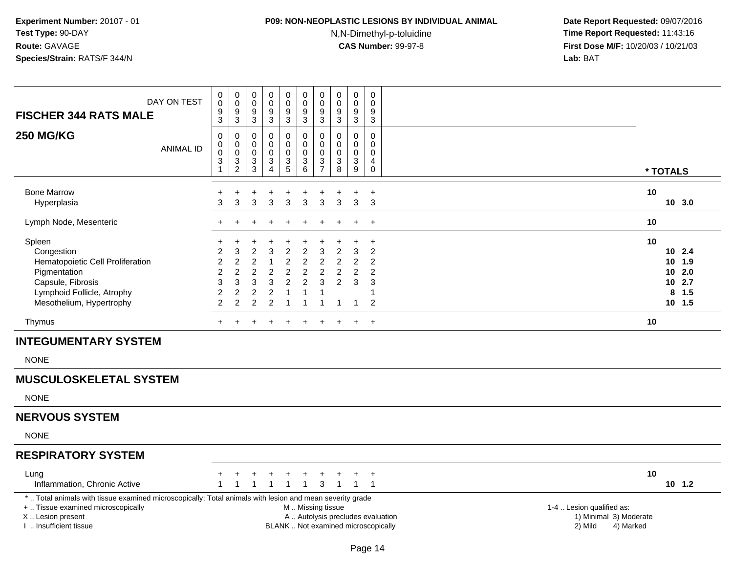**Experiment Number:** 20107 - 01
**Test Type:** 90-DAY
**Route:** GAVAGE
**Species/Strain:** RATS/F 344/N

**P09: NON-NEOPLASTIC LESIONS BY INDIVIDUAL ANIMAL**
N,N-Dimethyl-p-toluidine
**CAS Number:** 99-97-8

**Date Report Requested:** 09/07/2016
**Time Report Requested:** 11:43:16
**First Dose M/F:** 10/20/03 / 10/21/03
**Lab:** BAT

| **FISCHER 344 RATS MALE** DAY ON TEST | 0093 | 0093 | 0093 | 0093 | 0093 | 0093 | 0093 | 0093 | 0093 | 0093 | | |
|---|---|---|---|---|---|---|---|---|---|---|---|---|
| **250 MG/KG** ANIMAL ID | 0031 | 0032 | 0033 | 0034 | 0035 | 0036 | 0037 | 0038 | 0039 | 0040 | ***TOTALS** | |
| Bone Marrow | + | + | + | + | + | + | + | + | + | + | 10 | |
| Hyperplasia | 3 | 3 | 3 | 3 | 3 | 3 | 3 | 3 | 3 | 3 | 10 | 3.0 |
| Lymph Node, Mesenteric | + | + | + | + | + | + | + | + | + | + | 10 | |
| Spleen | + | + | + | + | + | + | + | + | + | + | 10 | |
| Congestion | 2 | 3 | 2 | 3 | 2 | 2 | 3 | 2 | 3 | 2 | 10 | 2.4 |
| Hematopoietic Cell Proliferation | 2 | 2 | 2 | 1 | 2 | 2 | 2 | 2 | 2 | 2 | 10 | 1.9 |
| Pigmentation | 2 | 2 | 2 | 2 | 2 | 2 | 2 | 2 | 2 | 2 | 10 | 2.0 |
| Capsule, Fibrosis | 3 | 3 | 3 | 3 | 2 | 2 | 3 | 2 | 3 | 3 | 10 | 2.7 |
| Lymphoid Follicle, Atrophy | 2 | 2 | 2 | 2 | 1 | 1 | 1 | | | 1 | 8 | 1.5 |
| Mesothelium, Hypertrophy | 2 | 2 | 2 | 2 | 1 | 1 | 1 | 1 | 1 | 2 | 10 | 1.5 |
| Thymus | + | + | + | + | + | + | + | + | + | + | 10 | |

## INTEGUMENTARY SYSTEM

NONE

## MUSCULOSKELETAL SYSTEM

NONE

## NERVOUS SYSTEM

NONE

## RESPIRATORY SYSTEM

| | 0031 | 0032 | 0033 | 0034 | 0035 | 0036 | 0037 | 0038 | 0039 | 0040 | ***TOTALS** | |
|---|---|---|---|---|---|---|---|---|---|---|---|---|
| Lung | + | + | + | + | + | + | + | + | + | + | 10 | |
| Inflammation, Chronic Active | 1 | 1 | 1 | 1 | 1 | 1 | 3 | 1 | 1 | 1 | 10 | 1.2 |

* .. Total animals with tissue examined microscopically; Total animals with lesion and mean severity grade
+ .. Tissue examined microscopically
X .. Lesion present
I .. Insufficient tissue

M .. Missing tissue
A .. Autolysis precludes evaluation
BLANK .. Not examined microscopically

1-4 .. Lesion qualified as:
1) Minimal 3) Moderate
2) Mild 4) Marked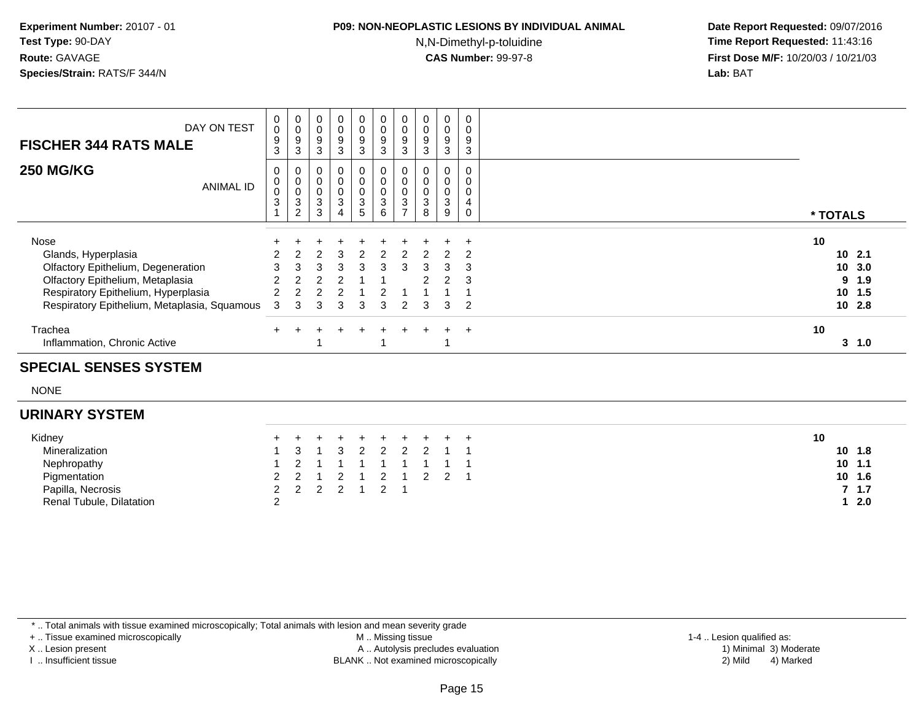**Experiment Number:** 20107 - 01
**Test Type:** 90-DAY
**Route:** GAVAGE
**Species/Strain:** RATS/F 344/N

**P09: NON-NEOPLASTIC LESIONS BY INDIVIDUAL ANIMAL**
N,N-Dimethyl-p-toluidine
**CAS Number:** 99-97-8

**Date Report Requested:** 09/07/2016
**Time Report Requested:** 11:43:16
**First Dose M/F:** 10/20/03 / 10/21/03
**Lab:** BAT

| DAY ON TEST | 0093 | 0093 | 0093 | 0093 | 0093 | 0093 | 0093 | 0093 | 0093 | 0093 | |
|---|---|---|---|---|---|---|---|---|---|---|---|
| **FISCHER 344 RATS MALE** | | | | | | | | | | | |
| **250 MG/KG** ANIMAL ID | 00031 | 00032 | 00033 | 00034 | 00035 | 00036 | 00037 | 00038 | 00039 | 00040 | *** TOTALS** |
| Nose | + | + | + | + | + | + | + | + | + | + | **10** |
| Glands, Hyperplasia | 2 | 2 | 2 | 3 | 2 | 2 | 2 | 2 | 2 | 2 | **10 2.1** |
| Olfactory Epithelium, Degeneration | 3 | 3 | 3 | 3 | 3 | 3 | 3 | 3 | 3 | 3 | **10 3.0** |
| Olfactory Epithelium, Metaplasia | 2 | 2 | 2 | 2 | 1 | 1 | | 2 | 2 | 3 | **9 1.9** |
| Respiratory Epithelium, Hyperplasia | 2 | 2 | 2 | 2 | 1 | 2 | 1 | 1 | 1 | 1 | **10 1.5** |
| Respiratory Epithelium, Metaplasia, Squamous | 3 | 3 | 3 | 3 | 3 | 3 | 2 | 3 | 3 | 2 | **10 2.8** |
| Trachea | + | + | + | + | + | + | + | + | + | + | **10** |
| Inflammation, Chronic Active | | | 1 | | | 1 | | | 1 | | **3 1.0** |

## SPECIAL SENSES SYSTEM

NONE

## URINARY SYSTEM

| | 00031 | 00032 | 00033 | 00034 | 00035 | 00036 | 00037 | 00038 | 00039 | 00040 | *** TOTALS** |
|---|---|---|---|---|---|---|---|---|---|---|---|
| Kidney | + | + | + | + | + | + | + | + | + | + | **10** |
| Mineralization | 1 | 3 | 1 | 3 | 2 | 2 | 2 | 2 | 1 | 1 | **10 1.8** |
| Nephropathy | 1 | 2 | 1 | 1 | 1 | 1 | 1 | 1 | 1 | 1 | **10 1.1** |
| Pigmentation | 2 | 2 | 1 | 2 | 1 | 2 | 1 | 2 | 2 | 1 | **10 1.6** |
| Papilla, Necrosis | 2 | 2 | 2 | 2 | 1 | 2 | 1 | | | | **7 1.7** |
| Renal Tubule, Dilatation | 2 | | | | | | | | | | **1 2.0** |

\* .. Total animals with tissue examined microscopically; Total animals with lesion and mean severity grade
\+ .. Tissue examined microscopically
X .. Lesion present
I .. Insufficient tissue

M .. Missing tissue
A .. Autolysis precludes evaluation
BLANK .. Not examined microscopically

1-4 .. Lesion qualified as:
1) Minimal 3) Moderate
2) Mild 4) Marked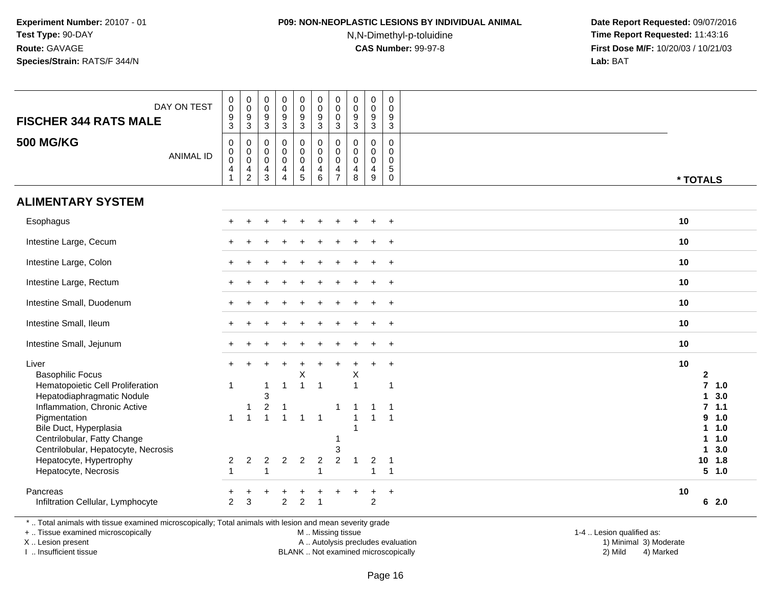**Experiment Number:** 20107 - 01
**Test Type:** 90-DAY
**Route:** GAVAGE
**Species/Strain:** RATS/F 344/N

**P09: NON-NEOPLASTIC LESIONS BY INDIVIDUAL ANIMAL**
N,N-Dimethyl-p-toluidine
**CAS Number:** 99-97-8

**Date Report Requested:** 09/07/2016
**Time Report Requested:** 11:43:16
**First Dose M/F:** 10/20/03 / 10/21/03
**Lab:** BAT

| FISCHER 344 RATS MALE — DAY ON TEST | 0093 | 0093 | 0093 | 0093 | 0093 | 0093 | 0003 | 0093 | 0093 | 0093 | |
|---|---|---|---|---|---|---|---|---|---|---|---|
| **500 MG/KG** — ANIMAL ID | 00041 | 00042 | 00043 | 00044 | 00045 | 00046 | 00047 | 00048 | 00049 | 00050 | * TOTALS |
| **ALIMENTARY SYSTEM** | | | | | | | | | | | |
| Esophagus | + | + | + | + | + | + | + | + | + | + | 10 |
| Intestine Large, Cecum | + | + | + | + | + | + | + | + | + | + | 10 |
| Intestine Large, Colon | + | + | + | + | + | + | + | + | + | + | 10 |
| Intestine Large, Rectum | + | + | + | + | + | + | + | + | + | + | 10 |
| Intestine Small, Duodenum | + | + | + | + | + | + | + | + | + | + | 10 |
| Intestine Small, Ileum | + | + | + | + | + | + | + | + | + | + | 10 |
| Intestine Small, Jejunum | + | + | + | + | + | + | + | + | + | + | 10 |
| Liver | + | + | + | + | + | + | + | + | + | + | 10 |
| Basophilic Focus | | | | | X | | | X | | | 2 |
| Hematopoietic Cell Proliferation | 1 | | 1 | 1 | 1 | 1 | | 1 | | 1 | 7 1.0 |
| Hepatodiaphragmatic Nodule | | | 3 | | | | | | | | 1 3.0 |
| Inflammation, Chronic Active | | 1 | 2 | 1 | | | 1 | 1 | 1 | 1 | 7 1.1 |
| Pigmentation | 1 | 1 | 1 | 1 | 1 | 1 | | 1 | 1 | 1 | 9 1.0 |
| Bile Duct, Hyperplasia | | | | | | | | 1 | | | 1 1.0 |
| Centrilobular, Fatty Change | | | | | | | 1 | | | | 1 1.0 |
| Centrilobular, Hepatocyte, Necrosis | | | | | | | 3 | | | | 1 3.0 |
| Hepatocyte, Hypertrophy | 2 | 2 | 2 | 2 | 2 | 2 | 2 | 1 | 2 | 1 | 10 1.8 |
| Hepatocyte, Necrosis | 1 | | 1 | | | 1 | | | 1 | 1 | 5 1.0 |
| Pancreas | + | + | + | + | + | + | + | + | + | + | 10 |
| Infiltration Cellular, Lymphocyte | 2 | 3 | | 2 | 2 | 1 | | | 2 | | 6 2.0 |

\* .. Total animals with tissue examined microscopically; Total animals with lesion and mean severity grade
+ .. Tissue examined microscopically
X .. Lesion present
I .. Insufficient tissue

M .. Missing tissue
A .. Autolysis precludes evaluation
BLANK .. Not examined microscopically

1-4 .. Lesion qualified as:
1) Minimal 3) Moderate
2) Mild 4) Marked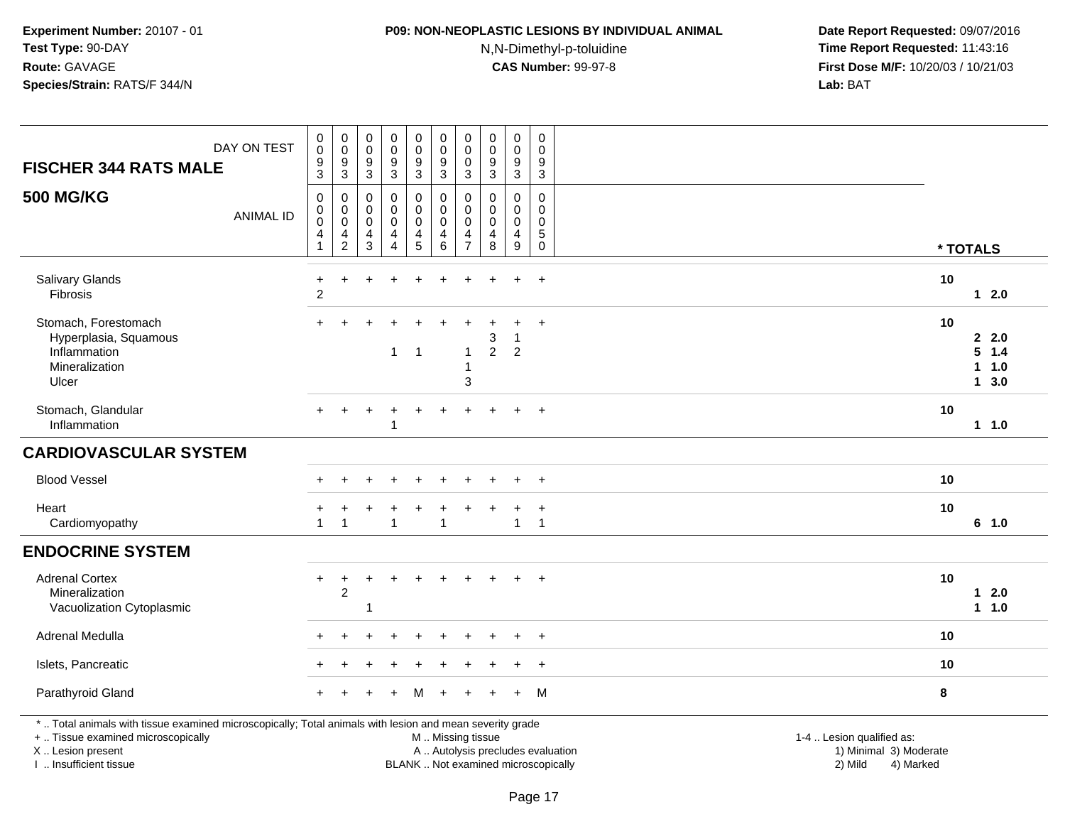**Experiment Number:** 20107 - 01
**Test Type:** 90-DAY
**Route:** GAVAGE
**Species/Strain:** RATS/F 344/N

**P09: NON-NEOPLASTIC LESIONS BY INDIVIDUAL ANIMAL**
N,N-Dimethyl-p-toluidine
**CAS Number:** 99-97-8

**Date Report Requested:** 09/07/2016
**Time Report Requested:** 11:43:16
**First Dose M/F:** 10/20/03 / 10/21/03
**Lab:** BAT

## FISCHER 344 RATS MALE

## 500 MG/KG

| DAY ON TEST | 0093 | 0093 | 0093 | 0093 | 0093 | 0093 | 0003 | 0093 | 0093 | 0093 | * TOTALS | |
|---|---|---|---|---|---|---|---|---|---|---|---|---|
| ANIMAL ID | 00041 | 00042 | 00043 | 00044 | 00045 | 00046 | 00047 | 00048 | 00049 | 00050 | | |
| Salivary Glands | + | + | + | + | + | + | + | + | + | + | 10 | |
| Fibrosis | 2 | | | | | | | | | | 1 | 2.0 |
| Stomach, Forestomach | + | + | + | + | + | + | + | + | + | + | 10 | |
| Hyperplasia, Squamous | | | | | | | | 3 | 1 | | 2 | 2.0 |
| Inflammation | | | | 1 | 1 | | 1 | 2 | 2 | | 5 | 1.4 |
| Mineralization | | | | | | | 1 | | | | 1 | 1.0 |
| Ulcer | | | | | | | 3 | | | | 1 | 3.0 |
| Stomach, Glandular | + | + | + | + | + | + | + | + | + | + | 10 | |
| Inflammation | | | | 1 | | | | | | | 1 | 1.0 |
| **CARDIOVASCULAR SYSTEM** | | | | | | | | | | | | |
| Blood Vessel | + | + | + | + | + | + | + | + | + | + | 10 | |
| Heart | + | + | + | + | + | + | + | + | + | + | 10 | |
| Cardiomyopathy | 1 | 1 | | 1 | | 1 | | | 1 | 1 | 6 | 1.0 |
| **ENDOCRINE SYSTEM** | | | | | | | | | | | | |
| Adrenal Cortex | + | + | + | + | + | + | + | + | + | + | 10 | |
| Mineralization | | 2 | | | | | | | | | 1 | 2.0 |
| Vacuolization Cytoplasmic | | | 1 | | | | | | | | 1 | 1.0 |
| Adrenal Medulla | + | + | + | + | + | + | + | + | + | + | 10 | |
| Islets, Pancreatic | + | + | + | + | + | + | + | + | + | + | 10 | |
| Parathyroid Gland | + | + | + | + | M | + | + | + | + | M | 8 | |

* .. Total animals with tissue examined microscopically; Total animals with lesion and mean severity grade
+ .. Tissue examined microscopically
X .. Lesion present
I .. Insufficient tissue

M .. Missing tissue
A .. Autolysis precludes evaluation
BLANK .. Not examined microscopically

1-4 .. Lesion qualified as:
1) Minimal 3) Moderate
2) Mild 4) Marked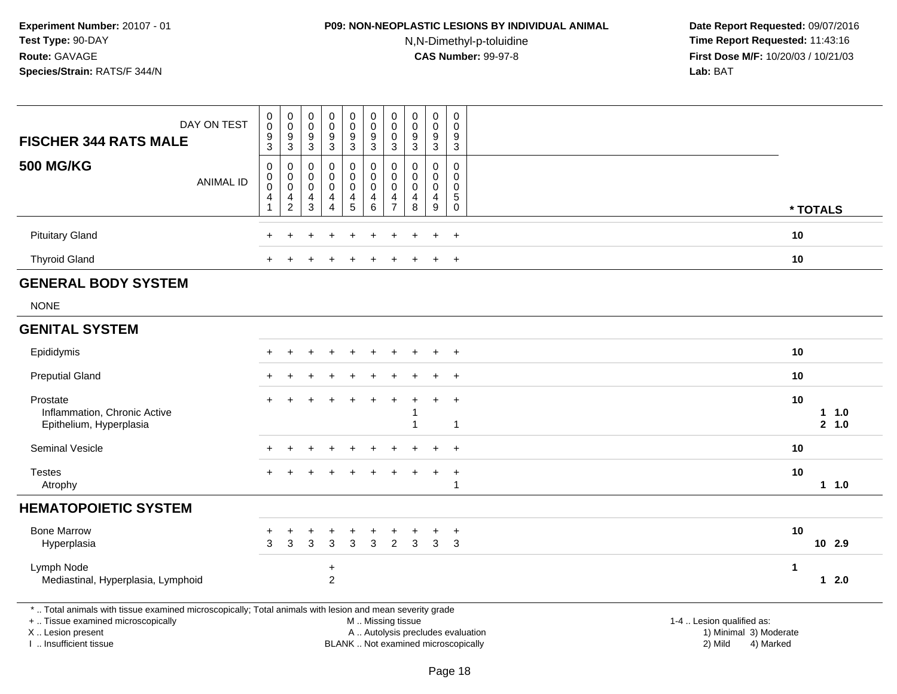**Experiment Number:** 20107 - 01
**Test Type:** 90-DAY
**Route:** GAVAGE
**Species/Strain:** RATS/F 344/N

**P09: NON-NEOPLASTIC LESIONS BY INDIVIDUAL ANIMAL**
N,N-Dimethyl-p-toluidine
**CAS Number:** 99-97-8

**Date Report Requested:** 09/07/2016
**Time Report Requested:** 11:43:16
**First Dose M/F:** 10/20/03 / 10/21/03
**Lab:** BAT

| FISCHER 344 RATS MALE 500 MG/KG | | | | | | | | | | | |
|---|---|---|---|---|---|---|---|---|---|---|---|
| DAY ON TEST | 0093 | 0093 | 0093 | 0093 | 0093 | 0093 | 0003 | 0093 | 0093 | 0093 | |
| ANIMAL ID | 00041 | 00042 | 00043 | 00044 | 00045 | 00046 | 00047 | 00048 | 00049 | 00050 | * TOTALS |
| Pituitary Gland | + | + | + | + | + | + | + | + | + | + | 10 |
| Thyroid Gland | + | + | + | + | + | + | + | + | + | + | 10 |
| **GENERAL BODY SYSTEM** | | | | | | | | | | | |
| NONE | | | | | | | | | | | |
| **GENITAL SYSTEM** | | | | | | | | | | | |
| Epididymis | + | + | + | + | + | + | + | + | + | + | 10 |
| Preputial Gland | + | + | + | + | + | + | + | + | + | + | 10 |
| Prostate | + | + | + | + | + | + | + | + | + | + | 10 |
| Inflammation, Chronic Active | | | | | | | | 1 | | | 1 1.0 |
| Epithelium, Hyperplasia | | | | | | | | 1 | | 1 | 2 1.0 |
| Seminal Vesicle | + | + | + | + | + | + | + | + | + | + | 10 |
| Testes | + | + | + | + | + | + | + | + | + | + | 10 |
| Atrophy | | | | | | | | | | 1 | 1 1.0 |
| **HEMATOPOIETIC SYSTEM** | | | | | | | | | | | |
| Bone Marrow | + | + | + | + | + | + | + | + | + | + | 10 |
| Hyperplasia | 3 | 3 | 3 | 3 | 3 | 3 | 2 | 3 | 3 | 3 | 10 2.9 |
| Lymph Node | | | | + | | | | | | | 1 |
| Mediastinal, Hyperplasia, Lymphoid | | | | 2 | | | | | | | 1 2.0 |

* .. Total animals with tissue examined microscopically; Total animals with lesion and mean severity grade
+ .. Tissue examined microscopically
X .. Lesion present
I .. Insufficient tissue

M .. Missing tissue
A .. Autolysis precludes evaluation
BLANK .. Not examined microscopically

1-4 .. Lesion qualified as:
1) Minimal 3) Moderate
2) Mild 4) Marked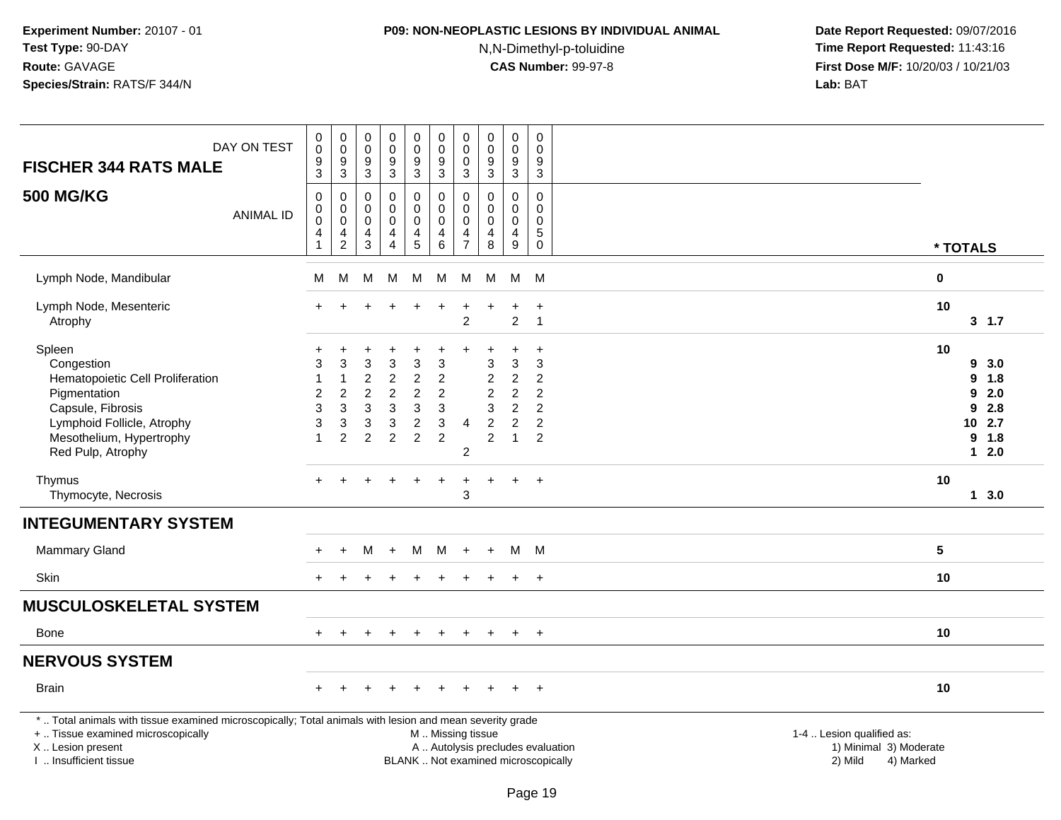## FISCHER 344 RATS MALE — 500 MG/KG

| DAY ON TEST | 0093 | 0093 | 0093 | 0093 | 0093 | 0093 | 0003 | 0093 | 0093 | 0093 | |
|---|---|---|---|---|---|---|---|---|---|---|---|
| **ANIMAL ID** | **0041** | **0042** | **0043** | **0044** | **0045** | **0046** | **0047** | **0048** | **0049** | **0050** | **\* TOTALS** |
| Lymph Node, Mandibular | M | M | M | M | M | M | M | M | M | M | 0 |
| Lymph Node, Mesenteric | + | + | + | + | + | + | + | + | + | + | 10 |
| Atrophy | | | | | | | 2 | | 2 | 1 | 3 1.7 |
| Spleen | + | + | + | + | + | + | + | + | + | + | 10 |
| Congestion | 3 | 3 | 3 | 3 | 3 | 3 | | 3 | 3 | 3 | 9 3.0 |
| Hematopoietic Cell Proliferation | 1 | 1 | 2 | 2 | 2 | 2 | | 2 | 2 | 2 | 9 1.8 |
| Pigmentation | 2 | 2 | 2 | 2 | 2 | 2 | | 2 | 2 | 2 | 9 2.0 |
| Capsule, Fibrosis | 3 | 3 | 3 | 3 | 3 | 3 | | 3 | 2 | 2 | 9 2.8 |
| Lymphoid Follicle, Atrophy | 3 | 3 | 3 | 3 | 2 | 3 | 4 | 2 | 2 | 2 | 10 2.7 |
| Mesothelium, Hypertrophy | 1 | 2 | 2 | 2 | 2 | 2 | | 2 | 1 | 2 | 9 1.8 |
| Red Pulp, Atrophy | | | | | | | 2 | | | | 1 2.0 |
| Thymus | + | + | + | + | + | + | + | + | + | + | 10 |
| Thymocyte, Necrosis | | | | | | | 3 | | | | 1 3.0 |
| **INTEGUMENTARY SYSTEM** | | | | | | | | | | | |
| Mammary Gland | + | + | M | + | M | M | + | + | M | M | 5 |
| Skin | + | + | + | + | + | + | + | + | + | + | 10 |
| **MUSCULOSKELETAL SYSTEM** | | | | | | | | | | | |
| Bone | + | + | + | + | + | + | + | + | + | + | 10 |
| **NERVOUS SYSTEM** | | | | | | | | | | | |
| Brain | + | + | + | + | + | + | + | + | + | + | 10 |

\* .. Total animals with tissue examined microscopically; Total animals with lesion and mean severity grade
+ .. Tissue examined microscopically; M .. Missing tissue; X .. Lesion present; A .. Autolysis precludes evaluation; I .. Insufficient tissue; BLANK .. Not examined microscopically

1-4 .. Lesion qualified as: 1) Minimal 2) Mild 3) Moderate 4) Marked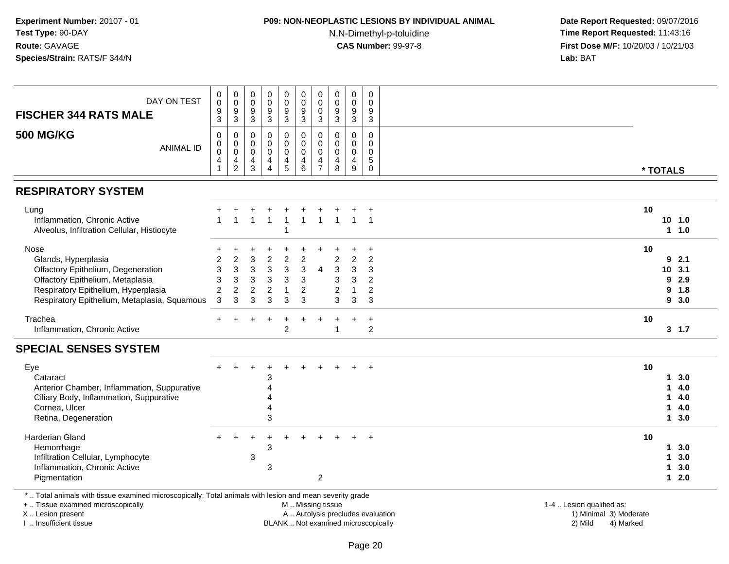**Experiment Number:** 20107 - 01
**Test Type:** 90-DAY
**Route:** GAVAGE
**Species/Strain:** RATS/F 344/N

**P09: NON-NEOPLASTIC LESIONS BY INDIVIDUAL ANIMAL**
N,N-Dimethyl-p-toluidine
**CAS Number:** 99-97-8

**Date Report Requested:** 09/07/2016
**Time Report Requested:** 11:43:16
**First Dose M/F:** 10/20/03 / 10/21/03
**Lab:** BAT

**FISCHER 344 RATS MALE**
**500 MG/KG**

| DAY ON TEST | 0093 | 0093 | 0093 | 0093 | 0093 | 0093 | 0003 | 0093 | 0093 | 0093 | * TOTALS |
|---|---|---|---|---|---|---|---|---|---|---|---|
| ANIMAL ID | 00041 | 00042 | 00043 | 00044 | 00045 | 00046 | 00047 | 00048 | 00049 | 00050 | |
| **RESPIRATORY SYSTEM** | | | | | | | | | | | |
| Lung | + | + | + | + | + | + | + | + | + | + | 10 |
| Inflammation, Chronic Active | 1 | 1 | 1 | 1 | 1 | 1 | 1 | 1 | 1 | 1 | 10 1.0 |
| Alveolus, Infiltration Cellular, Histiocyte | | | | | 1 | | | | | | 1 1.0 |
| Nose | + | + | + | + | + | + | + | + | + | + | 10 |
| Glands, Hyperplasia | 2 | 2 | 3 | 2 | 2 | 2 | | 2 | 2 | 2 | 9 2.1 |
| Olfactory Epithelium, Degeneration | 3 | 3 | 3 | 3 | 3 | 3 | 4 | 3 | 3 | 3 | 10 3.1 |
| Olfactory Epithelium, Metaplasia | 3 | 3 | 3 | 3 | 3 | 3 | | 3 | 3 | 2 | 9 2.9 |
| Respiratory Epithelium, Hyperplasia | 2 | 2 | 2 | 2 | 1 | 2 | | 2 | 1 | 2 | 9 1.8 |
| Respiratory Epithelium, Metaplasia, Squamous | 3 | 3 | 3 | 3 | 3 | 3 | | 3 | 3 | 3 | 9 3.0 |
| Trachea | + | + | + | + | + | + | + | + | + | + | 10 |
| Inflammation, Chronic Active | | | | | 2 | | | 1 | | 2 | 3 1.7 |
| **SPECIAL SENSES SYSTEM** | | | | | | | | | | | |
| Eye | + | + | + | + | + | + | + | + | + | + | 10 |
| Cataract | | | | 3 | | | | | | | 1 3.0 |
| Anterior Chamber, Inflammation, Suppurative | | | | 4 | | | | | | | 1 4.0 |
| Ciliary Body, Inflammation, Suppurative | | | | 4 | | | | | | | 1 4.0 |
| Cornea, Ulcer | | | | 4 | | | | | | | 1 4.0 |
| Retina, Degeneration | | | | 3 | | | | | | | 1 3.0 |
| Harderian Gland | + | + | + | + | + | + | + | + | + | + | 10 |
| Hemorrhage | | | | 3 | | | | | | | 1 3.0 |
| Infiltration Cellular, Lymphocyte | | | 3 | | | | | | | | 1 3.0 |
| Inflammation, Chronic Active | | | | 3 | | | | | | | 1 3.0 |
| Pigmentation | | | | | | | 2 | | | | 1 2.0 |

* .. Total animals with tissue examined microscopically; Total animals with lesion and mean severity grade
+ .. Tissue examined microscopically
X .. Lesion present
I .. Insufficient tissue
M .. Missing tissue
A .. Autolysis precludes evaluation
BLANK .. Not examined microscopically
1-4 .. Lesion qualified as: 1) Minimal 2) Mild 3) Moderate 4) Marked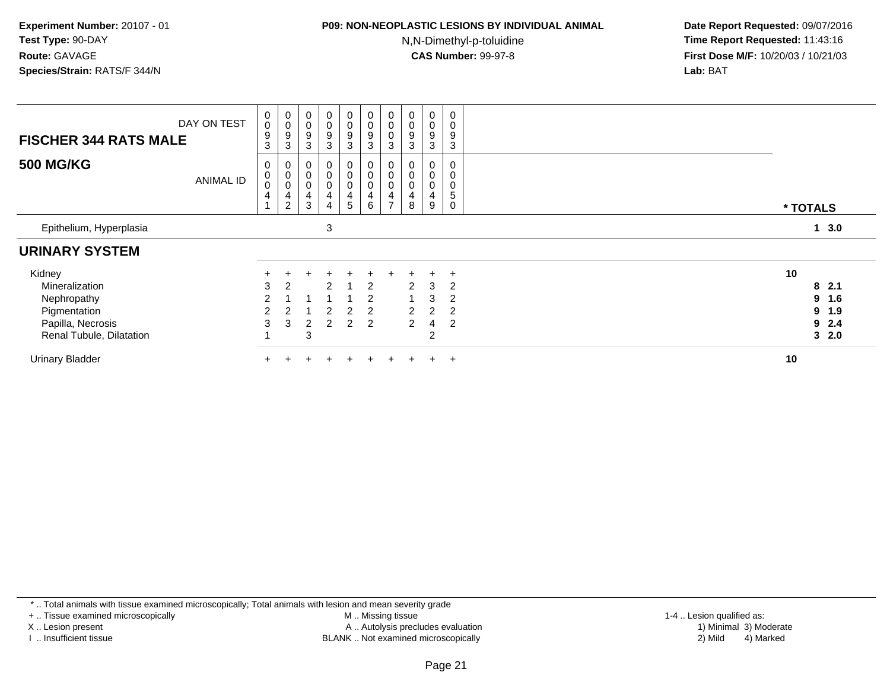**Experiment Number:** 20107 - 01
**Test Type:** 90-DAY
**Route:** GAVAGE
**Species/Strain:** RATS/F 344/N

**P09: NON-NEOPLASTIC LESIONS BY INDIVIDUAL ANIMAL**
N,N-Dimethyl-p-toluidine
**CAS Number:** 99-97-8

**Date Report Requested:** 09/07/2016
**Time Report Requested:** 11:43:16
**First Dose M/F:** 10/20/03 / 10/21/03
**Lab:** BAT

| **FISCHER 344 RATS MALE** DAY ON TEST | 0093 | 0093 | 0093 | 0093 | 0093 | 0093 | 0003 | 0093 | 0093 | 0093 | |
|---|---|---|---|---|---|---|---|---|---|---|---|
| **500 MG/KG** ANIMAL ID | 00041 | 00042 | 00043 | 00044 | 00045 | 00046 | 00047 | 00048 | 00049 | 00050 | *** TOTALS** |
| Epithelium, Hyperplasia | | | | 3 | | | | | | | **1 3.0** |
| **URINARY SYSTEM** | | | | | | | | | | | |
| Kidney | + | + | + | + | + | + | + | + | + | + | **10** |
| Mineralization | 3 | 2 | | 2 | 1 | 2 | | 2 | 3 | 2 | **8 2.1** |
| Nephropathy | 2 | 1 | 1 | 1 | 1 | 2 | | 1 | 3 | 2 | **9 1.6** |
| Pigmentation | 2 | 2 | 1 | 2 | 2 | 2 | | 2 | 2 | 2 | **9 1.9** |
| Papilla, Necrosis | 3 | 3 | 2 | 2 | 2 | 2 | | 2 | 4 | 2 | **9 2.4** |
| Renal Tubule, Dilatation | 1 | | 3 | | | | | | 2 | | **3 2.0** |
| Urinary Bladder | + | + | + | + | + | + | + | + | + | + | **10** |

\* .. Total animals with tissue examined microscopically; Total animals with lesion and mean severity grade
\+ .. Tissue examined microscopically
X .. Lesion present
I .. Insufficient tissue

M .. Missing tissue
A .. Autolysis precludes evaluation
BLANK .. Not examined microscopically

1-4 .. Lesion qualified as:
1) Minimal 3) Moderate
2) Mild 4) Marked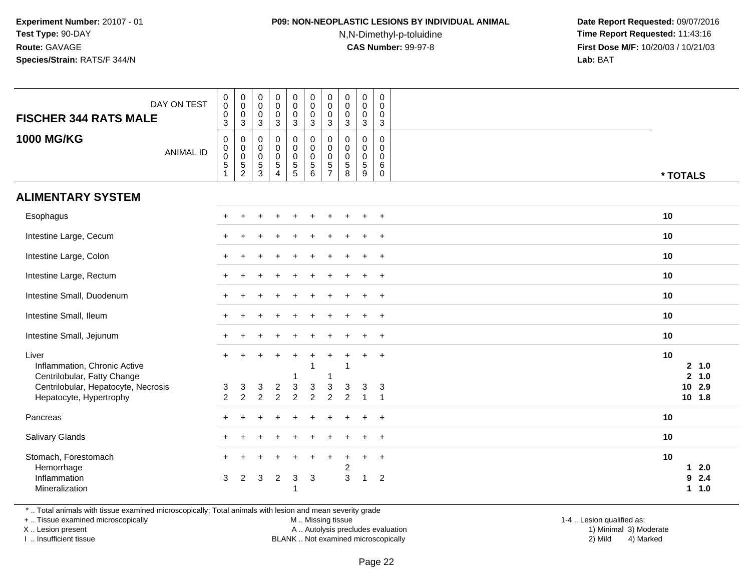**Experiment Number:** 20107 - 01
**Test Type:** 90-DAY
**Route:** GAVAGE
**Species/Strain:** RATS/F 344/N

**P09: NON-NEOPLASTIC LESIONS BY INDIVIDUAL ANIMAL**
N,N-Dimethyl-p-toluidine
**CAS Number:** 99-97-8

**Date Report Requested:** 09/07/2016
**Time Report Requested:** 11:43:16
**First Dose M/F:** 10/20/03 / 10/21/03
**Lab:** BAT

| FISCHER 344 RATS MALE — DAY ON TEST | 0003 | 0003 | 0003 | 0003 | 0003 | 0003 | 0003 | 0003 | 0003 | 0003 | |
|---|---|---|---|---|---|---|---|---|---|---|---|
| **1000 MG/KG** — ANIMAL ID | 00051 | 00052 | 00053 | 00054 | 00055 | 00056 | 00057 | 00058 | 00059 | 00060 | *** TOTALS** |
| **ALIMENTARY SYSTEM** | | | | | | | | | | | |
| Esophagus | + | + | + | + | + | + | + | + | + | + | 10 |
| Intestine Large, Cecum | + | + | + | + | + | + | + | + | + | + | 10 |
| Intestine Large, Colon | + | + | + | + | + | + | + | + | + | + | 10 |
| Intestine Large, Rectum | + | + | + | + | + | + | + | + | + | + | 10 |
| Intestine Small, Duodenum | + | + | + | + | + | + | + | + | + | + | 10 |
| Intestine Small, Ileum | + | + | + | + | + | + | + | + | + | + | 10 |
| Intestine Small, Jejunum | + | + | + | + | + | + | + | + | + | + | 10 |
| Liver | + | + | + | + | + | + | + | + | + | + | 10 |
| Inflammation, Chronic Active | | | | | | 1 | | 1 | | | 2 1.0 |
| Centrilobular, Fatty Change | | | | | 1 | | 1 | | | | 2 1.0 |
| Centrilobular, Hepatocyte, Necrosis | 3 | 3 | 3 | 2 | 3 | 3 | 3 | 3 | 3 | 3 | 10 2.9 |
| Hepatocyte, Hypertrophy | 2 | 2 | 2 | 2 | 2 | 2 | 2 | 2 | 1 | 1 | 10 1.8 |
| Pancreas | + | + | + | + | + | + | + | + | + | + | 10 |
| Salivary Glands | + | + | + | + | + | + | + | + | + | + | 10 |
| Stomach, Forestomach | + | + | + | + | + | + | + | + | + | + | 10 |
| Hemorrhage | | | | | | | | 2 | | | 1 2.0 |
| Inflammation | 3 | 2 | 3 | 2 | 3 | 3 | | 3 | 1 | 2 | 9 2.4 |
| Mineralization | | | | | 1 | | | | | | 1 1.0 |

\* .. Total animals with tissue examined microscopically; Total animals with lesion and mean severity grade
+ .. Tissue examined microscopically
X .. Lesion present
I .. Insufficient tissue
M .. Missing tissue
A .. Autolysis precludes evaluation
BLANK .. Not examined microscopically
1-4 .. Lesion qualified as:
1) Minimal 3) Moderate
2) Mild 4) Marked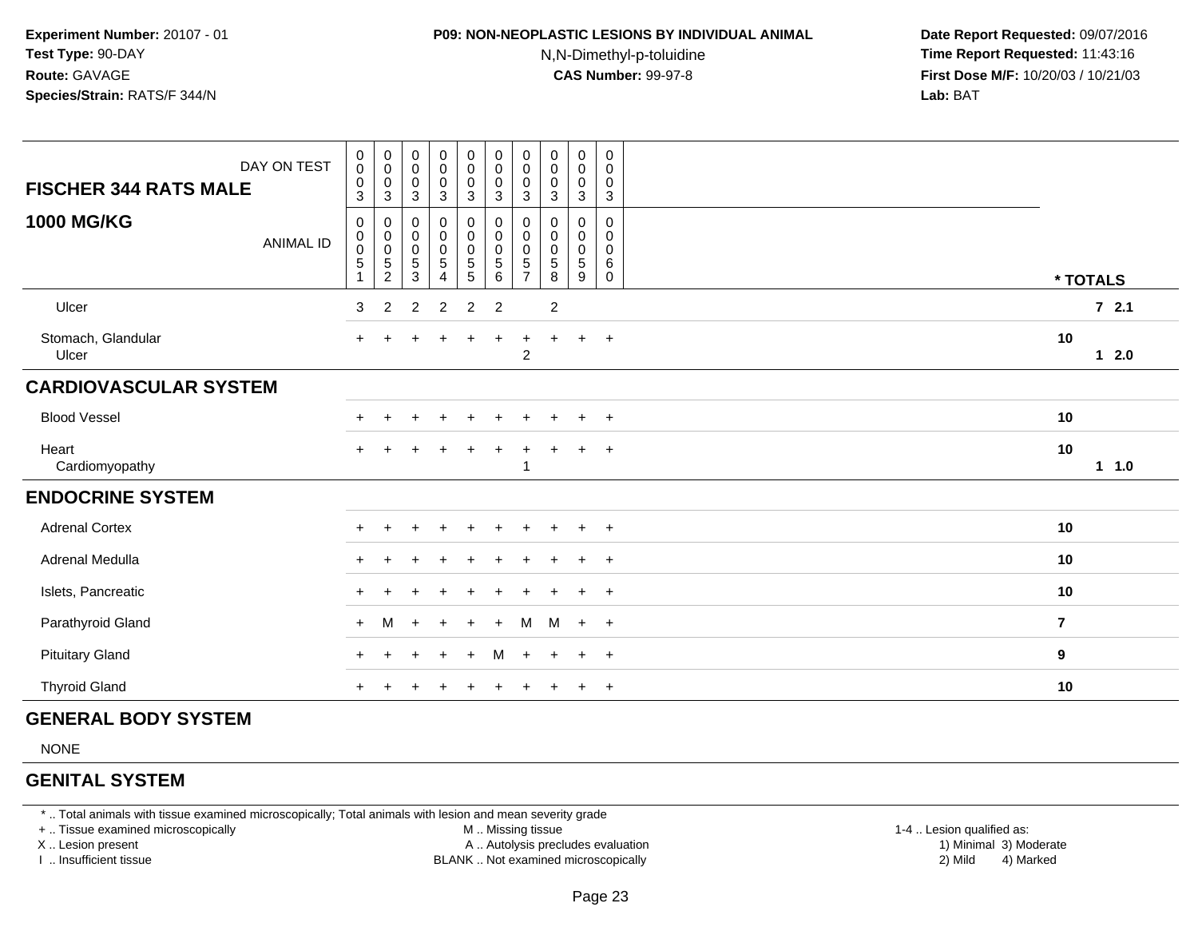**Experiment Number:** 20107 - 01
**Test Type:** 90-DAY
**Route:** GAVAGE
**Species/Strain:** RATS/F 344/N

**P09: NON-NEOPLASTIC LESIONS BY INDIVIDUAL ANIMAL**
N,N-Dimethyl-p-toluidine
**CAS Number:** 99-97-8

**Date Report Requested:** 09/07/2016
**Time Report Requested:** 11:43:16
**First Dose M/F:** 10/20/03 / 10/21/03
**Lab:** BAT

| FISCHER 344 RATS MALE — DAY ON TEST | 0003 | 0003 | 0003 | 0003 | 0003 | 0003 | 0003 | 0003 | 0003 | 0003 | |
|---|---|---|---|---|---|---|---|---|---|---|---|
| **1000 MG/KG** — ANIMAL ID | 00051 | 00052 | 00053 | 00054 | 00055 | 00056 | 00057 | 00058 | 00059 | 00060 | * TOTALS |
| Ulcer | 3 | 2 | 2 | 2 | 2 | 2 | | 2 | | | 7 2.1 |
| Stomach, Glandular | + | + | + | + | + | + | + | + | + | + | 10 |
| Ulcer | | | | | | | 2 | | | | 1 2.0 |
| **CARDIOVASCULAR SYSTEM** | | | | | | | | | | | |
| Blood Vessel | + | + | + | + | + | + | + | + | + | + | 10 |
| Heart | + | + | + | + | + | + | + | + | + | + | 10 |
| Cardiomyopathy | | | | | | | 1 | | | | 1 1.0 |
| **ENDOCRINE SYSTEM** | | | | | | | | | | | |
| Adrenal Cortex | + | + | + | + | + | + | + | + | + | + | 10 |
| Adrenal Medulla | + | + | + | + | + | + | + | + | + | + | 10 |
| Islets, Pancreatic | + | + | + | + | + | + | + | + | + | + | 10 |
| Parathyroid Gland | + | M | + | + | + | + | M | M | + | + | 7 |
| Pituitary Gland | + | + | + | + | + | M | + | + | + | + | 9 |
| Thyroid Gland | + | + | + | + | + | + | + | + | + | + | 10 |
| **GENERAL BODY SYSTEM** | | | | | | | | | | | |
| NONE | | | | | | | | | | | |
| **GENITAL SYSTEM** | | | | | | | | | | | |

* .. Total animals with tissue examined microscopically; Total animals with lesion and mean severity grade
+ .. Tissue examined microscopically
X .. Lesion present
I .. Insufficient tissue
M .. Missing tissue
A .. Autolysis precludes evaluation
BLANK .. Not examined microscopically
1-4 .. Lesion qualified as: 1) Minimal 2) Mild 3) Moderate 4) Marked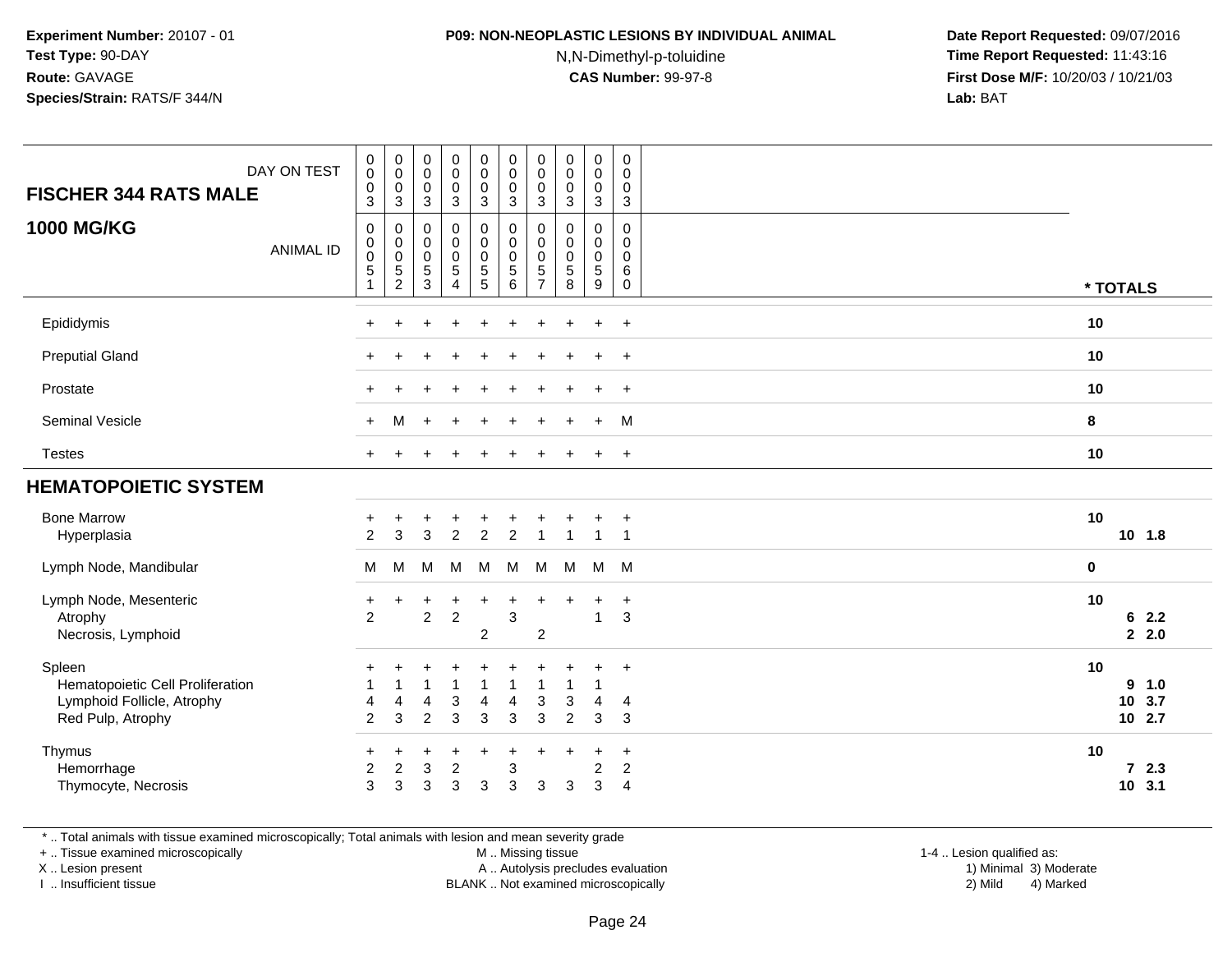**Experiment Number:** 20107 - 01
**Test Type:** 90-DAY
**Route:** GAVAGE
**Species/Strain:** RATS/F 344/N

**P09: NON-NEOPLASTIC LESIONS BY INDIVIDUAL ANIMAL**
N,N-Dimethyl-p-toluidine
**CAS Number:** 99-97-8

**Date Report Requested:** 09/07/2016
**Time Report Requested:** 11:43:16
**First Dose M/F:** 10/20/03 / 10/21/03
**Lab:** BAT

| FISCHER 344 RATS MALE 1000 MG/KG | DAY ON TEST | 0003 | 0003 | 0003 | 0003 | 0003 | 0003 | 0003 | 0003 | 0003 | 0003 | | |
|---|---|---|---|---|---|---|---|---|---|---|---|---|---|
| | ANIMAL ID | 00051 | 00052 | 00053 | 00054 | 00055 | 00056 | 00057 | 00058 | 00059 | 00060 | * TOTALS | |
| Epididymis | | + | + | + | + | + | + | + | + | + | + | 10 | |
| Preputial Gland | | + | + | + | + | + | + | + | + | + | + | 10 | |
| Prostate | | + | + | + | + | + | + | + | + | + | + | 10 | |
| Seminal Vesicle | | + | M | + | + | + | + | + | + | + | M | 8 | |
| Testes | | + | + | + | + | + | + | + | + | + | + | 10 | |
| **HEMATOPOIETIC SYSTEM** | | | | | | | | | | | | | |
| Bone Marrow | | + | + | + | + | + | + | + | + | + | + | 10 | |
| Hyperplasia | | 2 | 3 | 3 | 2 | 2 | 2 | 1 | 1 | 1 | 1 | 10 | 1.8 |
| Lymph Node, Mandibular | | M | M | M | M | M | M | M | M | M | M | 0 | |
| Lymph Node, Mesenteric | | + | + | + | + | + | + | + | + | + | + | 10 | |
| Atrophy | | 2 | | 2 | 2 | | 3 | | | 1 | 3 | 6 | 2.2 |
| Necrosis, Lymphoid | | | | | | 2 | | 2 | | | | 2 | 2.0 |
| Spleen | | + | + | + | + | + | + | + | + | + | + | 10 | |
| Hematopoietic Cell Proliferation | | 1 | 1 | 1 | 1 | 1 | 1 | 1 | 1 | 1 | | 9 | 1.0 |
| Lymphoid Follicle, Atrophy | | 4 | 4 | 4 | 3 | 4 | 4 | 3 | 3 | 4 | 4 | 10 | 3.7 |
| Red Pulp, Atrophy | | 2 | 3 | 2 | 3 | 3 | 3 | 3 | 2 | 3 | 3 | 10 | 2.7 |
| Thymus | | + | + | + | + | + | + | + | + | + | + | 10 | |
| Hemorrhage | | 2 | 2 | 3 | 2 | | 3 | | | 2 | 2 | 7 | 2.3 |
| Thymocyte, Necrosis | | 3 | 3 | 3 | 3 | 3 | 3 | 3 | 3 | 3 | 4 | 10 | 3.1 |

* .. Total animals with tissue examined microscopically; Total animals with lesion and mean severity grade
+ .. Tissue examined microscopically
X .. Lesion present
I .. Insufficient tissue
M .. Missing tissue
A .. Autolysis precludes evaluation
BLANK .. Not examined microscopically
1-4 .. Lesion qualified as: 1) Minimal 2) Mild 3) Moderate 4) Marked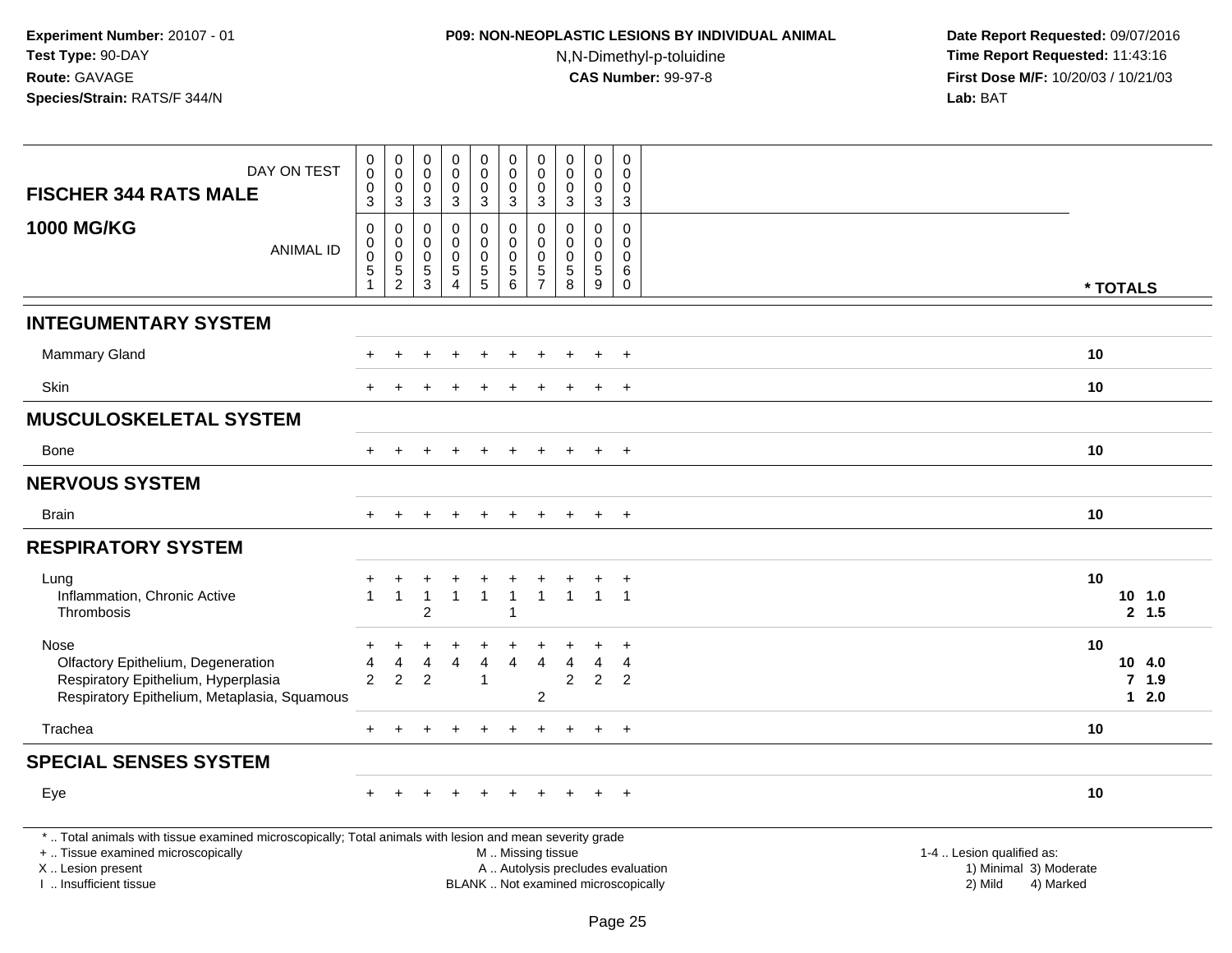**Experiment Number:** 20107 - 01
**Test Type:** 90-DAY
**Route:** GAVAGE
**Species/Strain:** RATS/F 344/N

**P09: NON-NEOPLASTIC LESIONS BY INDIVIDUAL ANIMAL**
N,N-Dimethyl-p-toluidine
**CAS Number:** 99-97-8

**Date Report Requested:** 09/07/2016
**Time Report Requested:** 11:43:16
**First Dose M/F:** 10/20/03 / 10/21/03
**Lab:** BAT

| FISCHER 344 RATS MALE 1000 MG/KG | | | | | | | | | | | |
|---|---|---|---|---|---|---|---|---|---|---|---|
| DAY ON TEST | 0003 | 0003 | 0003 | 0003 | 0003 | 0003 | 0003 | 0003 | 0003 | 0003 | |
| ANIMAL ID | 00051 | 00052 | 00053 | 00054 | 00055 | 00056 | 00057 | 00058 | 00059 | 00060 | * TOTALS |
| **INTEGUMENTARY SYSTEM** | | | | | | | | | | | |
| Mammary Gland | + | + | + | + | + | + | + | + | + | + | 10 |
| Skin | + | + | + | + | + | + | + | + | + | + | 10 |
| **MUSCULOSKELETAL SYSTEM** | | | | | | | | | | | |
| Bone | + | + | + | + | + | + | + | + | + | + | 10 |
| **NERVOUS SYSTEM** | | | | | | | | | | | |
| Brain | + | + | + | + | + | + | + | + | + | + | 10 |
| **RESPIRATORY SYSTEM** | | | | | | | | | | | |
| Lung | + | + | + | + | + | + | + | + | + | + | 10 |
| Inflammation, Chronic Active | 1 | 1 | 1 | 1 | 1 | 1 | 1 | 1 | 1 | 1 | 10 1.0 |
| Thrombosis | | | 2 | | | 1 | | | | | 2 1.5 |
| Nose | + | + | + | + | + | + | + | + | + | + | 10 |
| Olfactory Epithelium, Degeneration | 4 | 4 | 4 | 4 | 4 | 4 | 4 | 4 | 4 | 4 | 10 4.0 |
| Respiratory Epithelium, Hyperplasia | 2 | 2 | 2 | | 1 | | | 2 | 2 | 2 | 7 1.9 |
| Respiratory Epithelium, Metaplasia, Squamous | | | | | | | 2 | | | | 1 2.0 |
| Trachea | + | + | + | + | + | + | + | + | + | + | 10 |
| **SPECIAL SENSES SYSTEM** | | | | | | | | | | | |
| Eye | + | + | + | + | + | + | + | + | + | + | 10 |

* .. Total animals with tissue examined microscopically; Total animals with lesion and mean severity grade
+ .. Tissue examined microscopically
X .. Lesion present
I .. Insufficient tissue

M .. Missing tissue
A .. Autolysis precludes evaluation
BLANK .. Not examined microscopically

1-4 .. Lesion qualified as:
1) Minimal 3) Moderate
2) Mild 4) Marked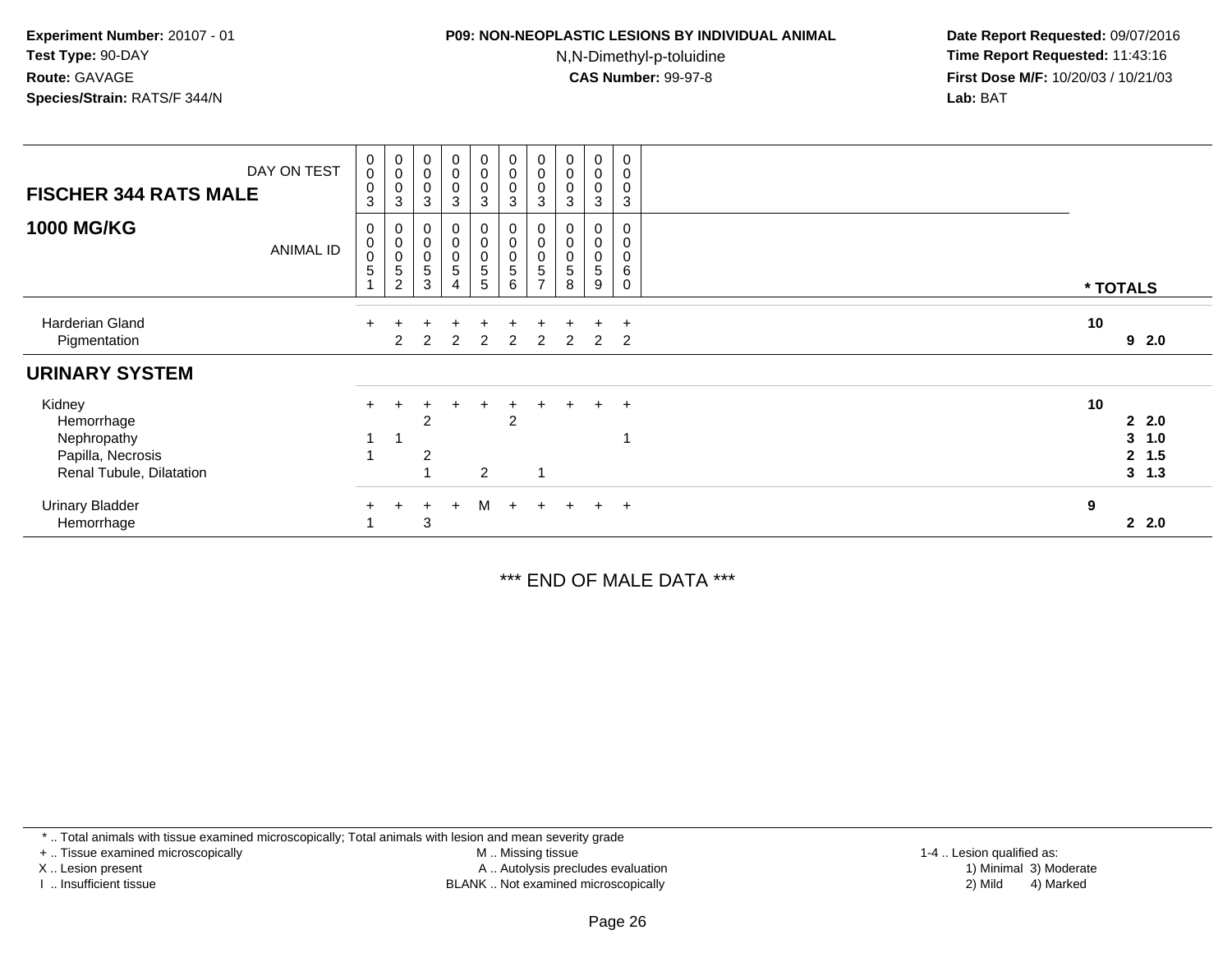**Experiment Number:** 20107 - 01
**Test Type:** 90-DAY
**Route:** GAVAGE
**Species/Strain:** RATS/F 344/N

**P09: NON-NEOPLASTIC LESIONS BY INDIVIDUAL ANIMAL**
N,N-Dimethyl-p-toluidine
**CAS Number:** 99-97-8

**Date Report Requested:** 09/07/2016
**Time Report Requested:** 11:43:16
**First Dose M/F:** 10/20/03 / 10/21/03
**Lab:** BAT

| **FISCHER 344 RATS MALE** DAY ON TEST | 0003 | 0003 | 0003 | 0003 | 0003 | 0003 | 0003 | 0003 | 0003 | 0003 | | |
|---|---|---|---|---|---|---|---|---|---|---|---|---|
| **1000 MG/KG** ANIMAL ID | 00051 | 00052 | 00053 | 00054 | 00055 | 00056 | 00057 | 00058 | 00059 | 00060 | **\* TOTALS** | |
| Harderian Gland | + | + | + | + | + | + | + | + | + | + | **10** | |
| Pigmentation | | 2 | 2 | 2 | 2 | 2 | 2 | 2 | 2 | 2 | | **9 2.0** |
| **URINARY SYSTEM** | | | | | | | | | | | | |
| Kidney | + | + | + | + | + | + | + | + | + | + | **10** | |
| Hemorrhage | | | 2 | | | 2 | | | | | | **2 2.0** |
| Nephropathy | 1 | 1 | | | | | | | | 1 | | **3 1.0** |
| Papilla, Necrosis | 1 | | 2 | | | | | | | | | **2 1.5** |
| Renal Tubule, Dilatation | | | 1 | | 2 | | 1 | | | | | **3 1.3** |
| Urinary Bladder | + | + | + | + | M | + | + | + | + | + | **9** | |
| Hemorrhage | 1 | | 3 | | | | | | | | | **2 2.0** |

\*\*\* END OF MALE DATA \*\*\*

\* .. Total animals with tissue examined microscopically; Total animals with lesion and mean severity grade
+ .. Tissue examined microscopically
X .. Lesion present
I .. Insufficient tissue
M .. Missing tissue
A .. Autolysis precludes evaluation
BLANK .. Not examined microscopically
1-4 .. Lesion qualified as:
1) Minimal 3) Moderate
2) Mild 4) Marked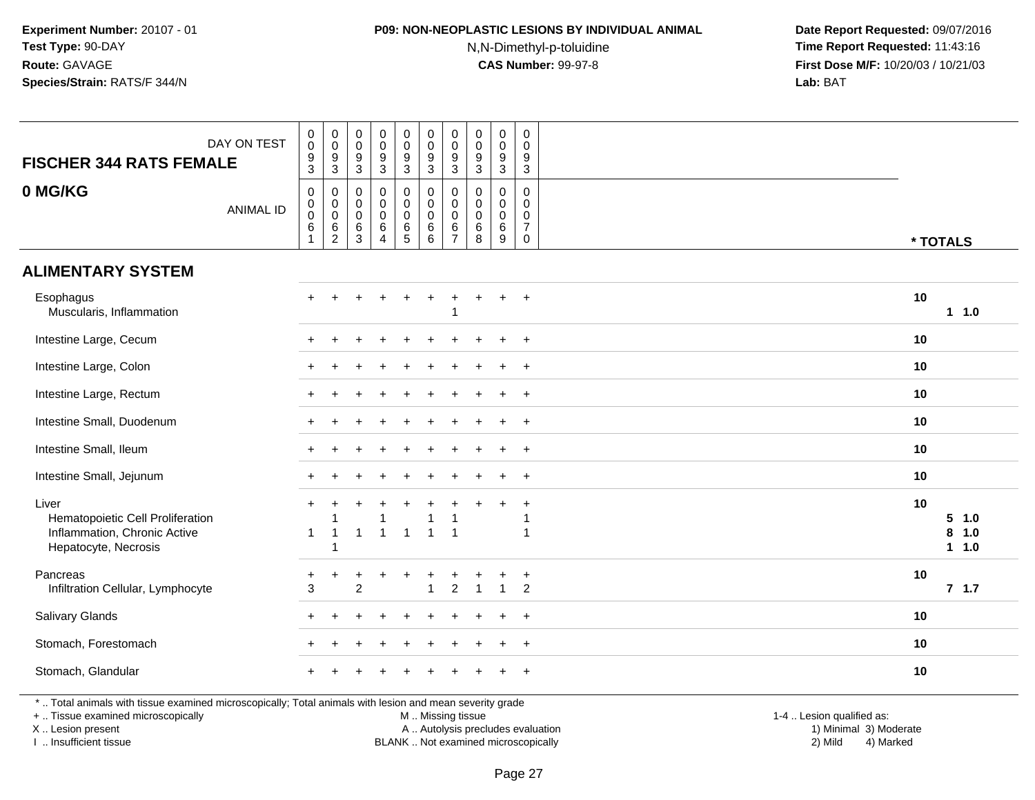**Experiment Number:** 20107 - 01
**Test Type:** 90-DAY
**Route:** GAVAGE
**Species/Strain:** RATS/F 344/N

## P09: NON-NEOPLASTIC LESIONS BY INDIVIDUAL ANIMAL

N,N-Dimethyl-p-toluidine
**CAS Number:** 99-97-8

**Date Report Requested:** 09/07/2016
**Time Report Requested:** 11:43:16
**First Dose M/F:** 10/20/03 / 10/21/03
**Lab:** BAT

| FISCHER 344 RATS FEMALE / 0 MG/KG | | | | | | | | | | | |
|---|---|---|---|---|---|---|---|---|---|---|---|
| DAY ON TEST | 0093 | 0093 | 0093 | 0093 | 0093 | 0093 | 0093 | 0093 | 0093 | 0093 | |
| ANIMAL ID | 00061 | 00062 | 00063 | 00064 | 00065 | 00066 | 00067 | 00068 | 00069 | 00070 | * TOTALS |
| **ALIMENTARY SYSTEM** | | | | | | | | | | | |
| Esophagus | + | + | + | + | + | + | + | + | + | + | 10 |
| Muscularis, Inflammation | | | | | | | 1 | | | | 1 1.0 |
| Intestine Large, Cecum | + | + | + | + | + | + | + | + | + | + | 10 |
| Intestine Large, Colon | + | + | + | + | + | + | + | + | + | + | 10 |
| Intestine Large, Rectum | + | + | + | + | + | + | + | + | + | + | 10 |
| Intestine Small, Duodenum | + | + | + | + | + | + | + | + | + | + | 10 |
| Intestine Small, Ileum | + | + | + | + | + | + | + | + | + | + | 10 |
| Intestine Small, Jejunum | + | + | + | + | + | + | + | + | + | + | 10 |
| Liver | + | + | + | + | + | + | + | + | + | + | 10 |
| Hematopoietic Cell Proliferation | | 1 | | 1 | | 1 | 1 | | | 1 | 5 1.0 |
| Inflammation, Chronic Active | 1 | 1 | 1 | 1 | 1 | 1 | 1 | | | 1 | 8 1.0 |
| Hepatocyte, Necrosis | | 1 | | | | | | | | | 1 1.0 |
| Pancreas | + | + | + | + | + | + | + | + | + | + | 10 |
| Infiltration Cellular, Lymphocyte | 3 | | 2 | | | 1 | 2 | 1 | 1 | 2 | 7 1.7 |
| Salivary Glands | + | + | + | + | + | + | + | + | + | + | 10 |
| Stomach, Forestomach | + | + | + | + | + | + | + | + | + | + | 10 |
| Stomach, Glandular | + | + | + | + | + | + | + | + | + | + | 10 |

* .. Total animals with tissue examined microscopically; Total animals with lesion and mean severity grade

+ .. Tissue examined microscopically
X .. Lesion present
I .. Insufficient tissue

M .. Missing tissue
A .. Autolysis precludes evaluation
BLANK .. Not examined microscopically

1-4 .. Lesion qualified as:
1) Minimal 3) Moderate
2) Mild 4) Marked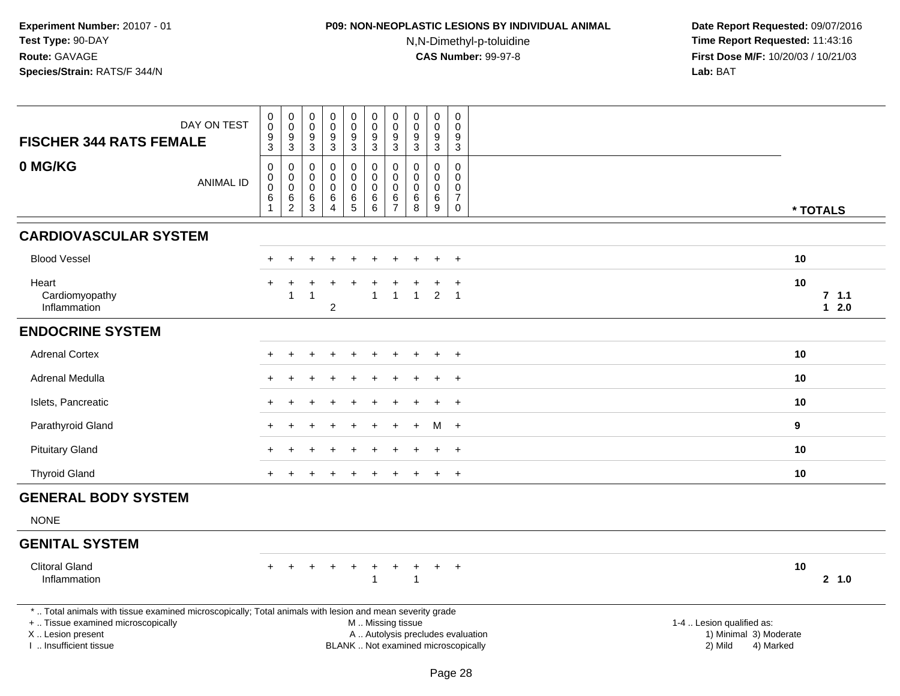**Experiment Number:** 20107 - 01
**Test Type:** 90-DAY
**Route:** GAVAGE
**Species/Strain:** RATS/F 344/N

**P09: NON-NEOPLASTIC LESIONS BY INDIVIDUAL ANIMAL**
N,N-Dimethyl-p-toluidine
**CAS Number:** 99-97-8

**Date Report Requested:** 09/07/2016
**Time Report Requested:** 11:43:16
**First Dose M/F:** 10/20/03 / 10/21/03
**Lab:** BAT

| FISCHER 344 RATS FEMALE 0 MG/KG | | | | | | | | | | | |
|---|---|---|---|---|---|---|---|---|---|---|---|
| DAY ON TEST | 0093 | 0093 | 0093 | 0093 | 0093 | 0093 | 0093 | 0093 | 0093 | 0093 | |
| ANIMAL ID | 00061 | 00062 | 00063 | 00064 | 00065 | 00066 | 00067 | 00068 | 00069 | 00070 | * TOTALS |
| **CARDIOVASCULAR SYSTEM** | | | | | | | | | | | |
| Blood Vessel | + | + | + | + | + | + | + | + | + | + | 10 |
| Heart | + | + | + | + | + | + | + | + | + | + | 10 |
| Cardiomyopathy | | 1 | 1 | | | 1 | 1 | 1 | 2 | 1 | 7 1.1 |
| Inflammation | | | | 2 | | | | | | | 1 2.0 |
| **ENDOCRINE SYSTEM** | | | | | | | | | | | |
| Adrenal Cortex | + | + | + | + | + | + | + | + | + | + | 10 |
| Adrenal Medulla | + | + | + | + | + | + | + | + | + | + | 10 |
| Islets, Pancreatic | + | + | + | + | + | + | + | + | + | + | 10 |
| Parathyroid Gland | + | + | + | + | + | + | + | + | M | + | 9 |
| Pituitary Gland | + | + | + | + | + | + | + | + | + | + | 10 |
| Thyroid Gland | + | + | + | + | + | + | + | + | + | + | 10 |
| **GENERAL BODY SYSTEM** | | | | | | | | | | | |
| NONE | | | | | | | | | | | |
| **GENITAL SYSTEM** | | | | | | | | | | | |
| Clitoral Gland | + | + | + | + | + | + | + | + | + | + | 10 |
| Inflammation | | | | | | 1 | | 1 | | | 2 1.0 |

* .. Total animals with tissue examined microscopically; Total animals with lesion and mean severity grade
+ .. Tissue examined microscopically
X .. Lesion present
I .. Insufficient tissue

M .. Missing tissue
A .. Autolysis precludes evaluation
BLANK .. Not examined microscopically

1-4 .. Lesion qualified as:
1) Minimal 3) Moderate
2) Mild 4) Marked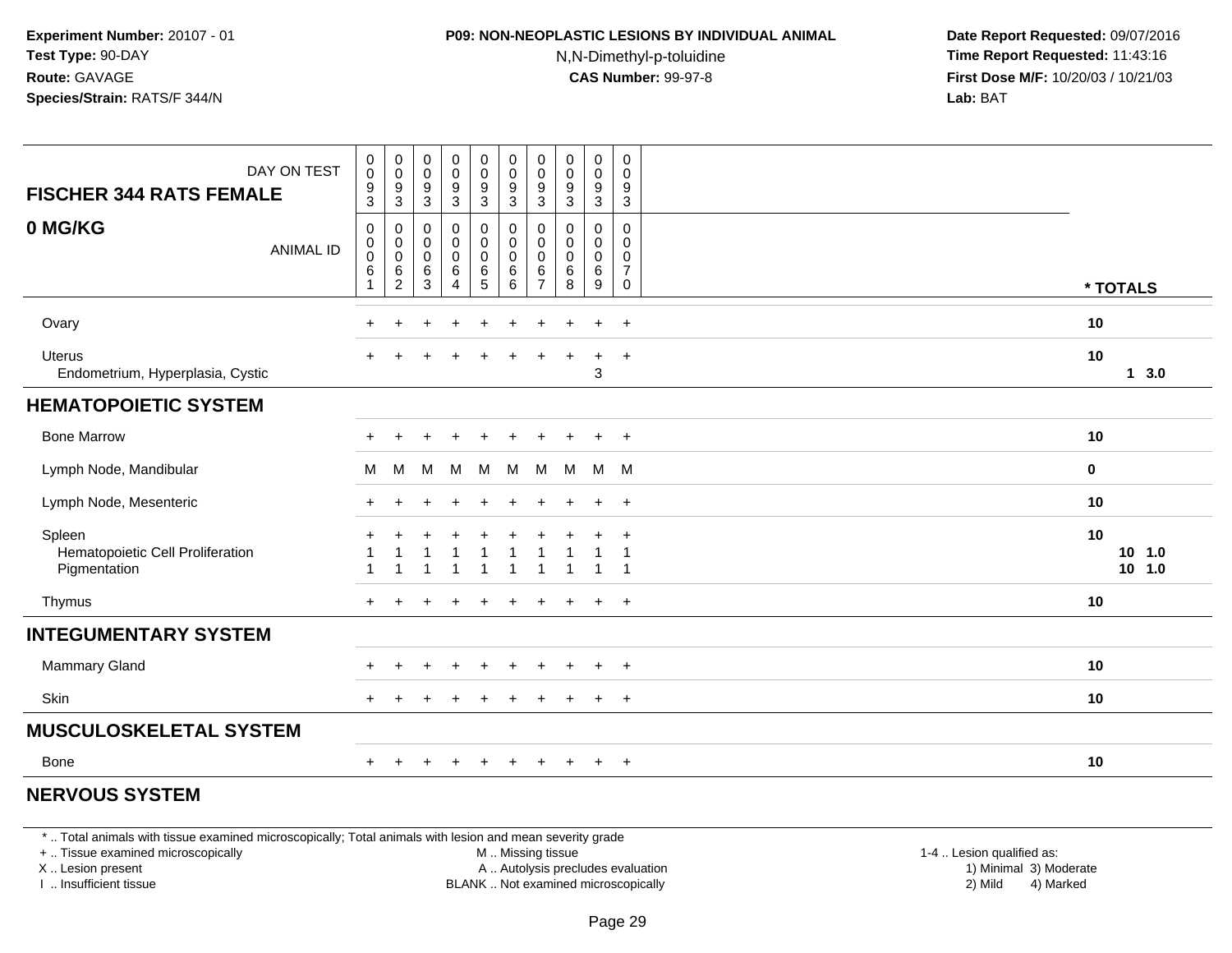**Experiment Number:** 20107 - 01
**Test Type:** 90-DAY
**Route:** GAVAGE
**Species/Strain:** RATS/F 344/N

**P09: NON-NEOPLASTIC LESIONS BY INDIVIDUAL ANIMAL**
N,N-Dimethyl-p-toluidine
**CAS Number:** 99-97-8

**Date Report Requested:** 09/07/2016
**Time Report Requested:** 11:43:16
**First Dose M/F:** 10/20/03 / 10/21/03
**Lab:** BAT

| FISCHER 344 RATS FEMALE 0 MG/KG | | | | | | | | | | | |
|---|---|---|---|---|---|---|---|---|---|---|---|
| DAY ON TEST | 0093 | 0093 | 0093 | 0093 | 0093 | 0093 | 0093 | 0093 | 0093 | 0093 | |
| ANIMAL ID | 00061 | 00062 | 00063 | 00064 | 00065 | 00066 | 00067 | 00068 | 00069 | 00070 | * TOTALS |
| Ovary | + | + | + | + | + | + | + | + | + | + | 10 |
| Uterus | + | + | + | + | + | + | + | + | + | + | 10 |
| Endometrium, Hyperplasia, Cystic | | | | | | | | | 3 | | 1 3.0 |
| **HEMATOPOIETIC SYSTEM** | | | | | | | | | | | |
| Bone Marrow | + | + | + | + | + | + | + | + | + | + | 10 |
| Lymph Node, Mandibular | M | M | M | M | M | M | M | M | M | M | 0 |
| Lymph Node, Mesenteric | + | + | + | + | + | + | + | + | + | + | 10 |
| Spleen | + | + | + | + | + | + | + | + | + | + | 10 |
| Hematopoietic Cell Proliferation | 1 | 1 | 1 | 1 | 1 | 1 | 1 | 1 | 1 | 1 | 10 1.0 |
| Pigmentation | 1 | 1 | 1 | 1 | 1 | 1 | 1 | 1 | 1 | 1 | 10 1.0 |
| Thymus | + | + | + | + | + | + | + | + | + | + | 10 |
| **INTEGUMENTARY SYSTEM** | | | | | | | | | | | |
| Mammary Gland | + | + | + | + | + | + | + | + | + | + | 10 |
| Skin | + | + | + | + | + | + | + | + | + | + | 10 |
| **MUSCULOSKELETAL SYSTEM** | | | | | | | | | | | |
| Bone | + | + | + | + | + | + | + | + | + | + | 10 |
| **NERVOUS SYSTEM** | | | | | | | | | | | |

* .. Total animals with tissue examined microscopically; Total animals with lesion and mean severity grade
+ .. Tissue examined microscopically
X .. Lesion present
I .. Insufficient tissue
M .. Missing tissue
A .. Autolysis precludes evaluation
BLANK .. Not examined microscopically
1-4 .. Lesion qualified as: 1) Minimal 2) Mild 3) Moderate 4) Marked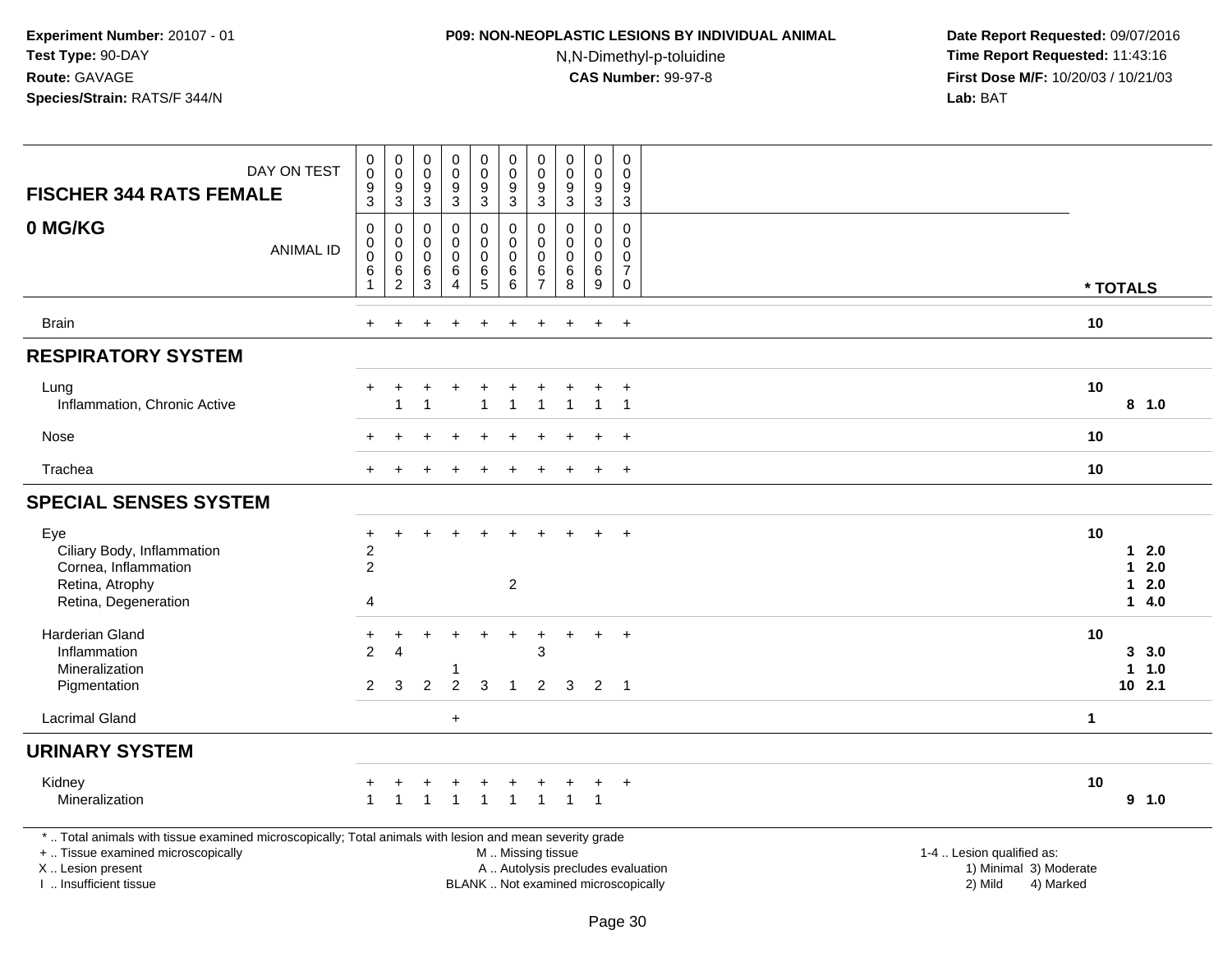**Experiment Number:** 20107 - 01
**Test Type:** 90-DAY
**Route:** GAVAGE
**Species/Strain:** RATS/F 344/N

**P09: NON-NEOPLASTIC LESIONS BY INDIVIDUAL ANIMAL**
N,N-Dimethyl-p-toluidine
**CAS Number:** 99-97-8

**Date Report Requested:** 09/07/2016
**Time Report Requested:** 11:43:16
**First Dose M/F:** 10/20/03 / 10/21/03
**Lab:** BAT

| FISCHER 344 RATS FEMALE — 0 MG/KG | | | | | | | | | | | |
|---|---|---|---|---|---|---|---|---|---|---|---|
| DAY ON TEST | 0093 | 0093 | 0093 | 0093 | 0093 | 0093 | 0093 | 0093 | 0093 | 0093 | |
| ANIMAL ID | 00061 | 00062 | 00063 | 00064 | 00065 | 00066 | 00067 | 00068 | 00069 | 00070 | * TOTALS |
| Brain | + | + | + | + | + | + | + | + | + | + | 10 |
| **RESPIRATORY SYSTEM** | | | | | | | | | | | |
| Lung | + | + | + | + | + | + | + | + | + | + | 10 |
| Inflammation, Chronic Active | | 1 | 1 | | 1 | 1 | 1 | 1 | 1 | 1 | 8 1.0 |
| Nose | + | + | + | + | + | + | + | + | + | + | 10 |
| Trachea | + | + | + | + | + | + | + | + | + | + | 10 |
| **SPECIAL SENSES SYSTEM** | | | | | | | | | | | |
| Eye | + | + | + | + | + | + | + | + | + | + | 10 |
| Ciliary Body, Inflammation | 2 | | | | | | | | | | 1 2.0 |
| Cornea, Inflammation | 2 | | | | | | | | | | 1 2.0 |
| Retina, Atrophy | | | | | | 2 | | | | | 1 2.0 |
| Retina, Degeneration | 4 | | | | | | | | | | 1 4.0 |
| Harderian Gland | + | + | + | + | + | + | + | + | + | + | 10 |
| Inflammation | 2 | 4 | | | | | 3 | | | | 3 3.0 |
| Mineralization | | | | 1 | | | | | | | 1 1.0 |
| Pigmentation | 2 | 3 | 2 | 2 | 3 | 1 | 2 | 3 | 2 | 1 | 10 2.1 |
| Lacrimal Gland | | | | + | | | | | | | 1 |
| **URINARY SYSTEM** | | | | | | | | | | | |
| Kidney | + | + | + | + | + | + | + | + | + | + | 10 |
| Mineralization | 1 | 1 | 1 | 1 | 1 | 1 | 1 | 1 | 1 | | 9 1.0 |

* .. Total animals with tissue examined microscopically; Total animals with lesion and mean severity grade
+ .. Tissue examined microscopically
X .. Lesion present
I .. Insufficient tissue

M .. Missing tissue
A .. Autolysis precludes evaluation
BLANK .. Not examined microscopically

1-4 .. Lesion qualified as:
1) Minimal 3) Moderate
2) Mild 4) Marked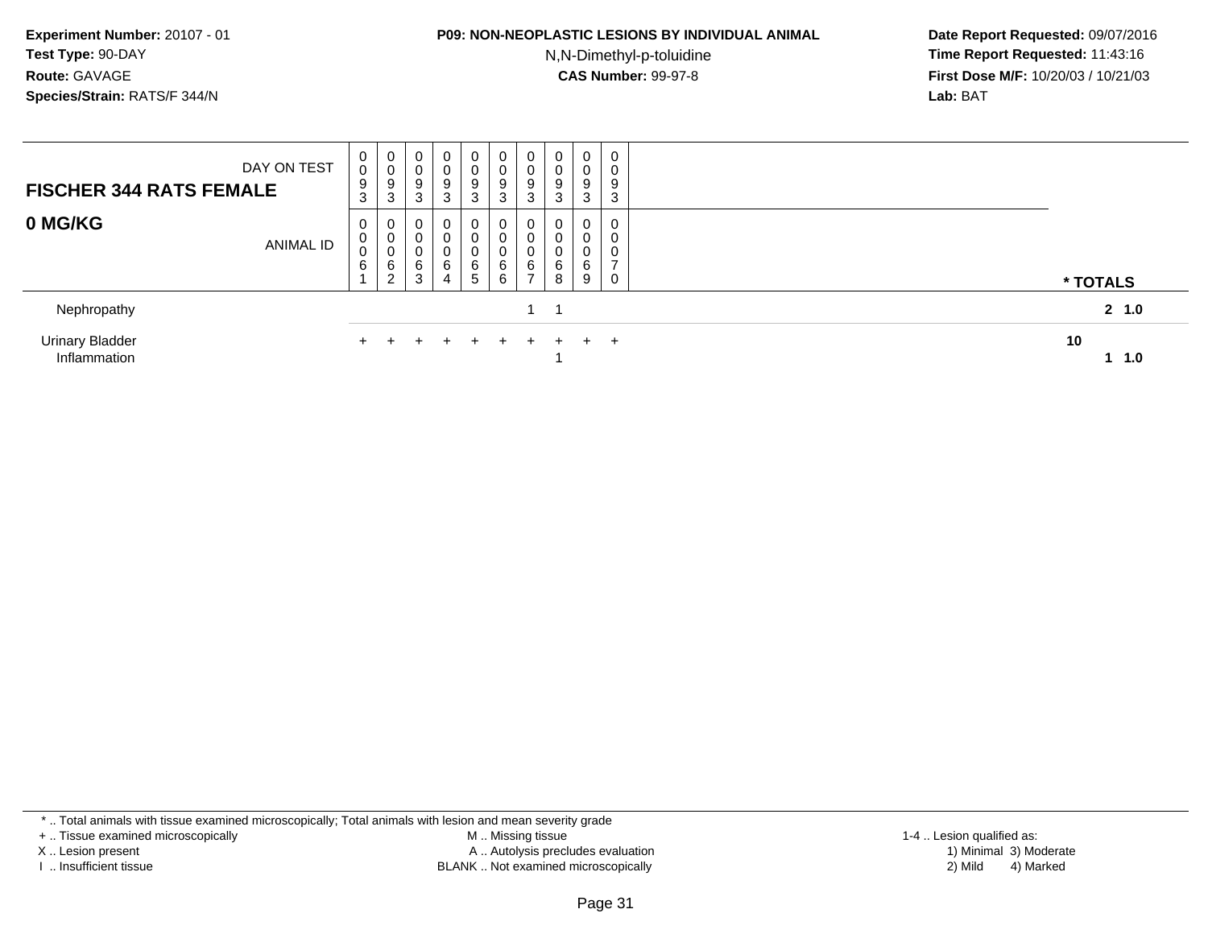**Experiment Number:** 20107 - 01
**Test Type:** 90-DAY
**Route:** GAVAGE
**Species/Strain:** RATS/F 344/N

**P09: NON-NEOPLASTIC LESIONS BY INDIVIDUAL ANIMAL**
N,N-Dimethyl-p-toluidine
**CAS Number:** 99-97-8

**Date Report Requested:** 09/07/2016
**Time Report Requested:** 11:43:16
**First Dose M/F:** 10/20/03 / 10/21/03
**Lab:** BAT

| **FISCHER 344 RATS FEMALE** DAY ON TEST | 0093 | 0093 | 0093 | 0093 | 0093 | 0093 | 0093 | 0093 | 0093 | 0093 | |
|---|---|---|---|---|---|---|---|---|---|---|---|
| **0 MG/KG** ANIMAL ID | 00061 | 00062 | 00063 | 00064 | 00065 | 00066 | 00067 | 00068 | 00069 | 00070 | *** TOTALS** |
| Nephropathy | | | | | | | 1 | 1 | | | **2 1.0** |
| Urinary Bladder | + | + | + | + | + | + | + | + | + | + | **10** |
| Inflammation | | | | | | | | 1 | | | **1 1.0** |

* .. Total animals with tissue examined microscopically; Total animals with lesion and mean severity grade
+ .. Tissue examined microscopically
X .. Lesion present
I .. Insufficient tissue

M .. Missing tissue
A .. Autolysis precludes evaluation
BLANK .. Not examined microscopically

1-4 .. Lesion qualified as:
1) Minimal 3) Moderate
2) Mild 4) Marked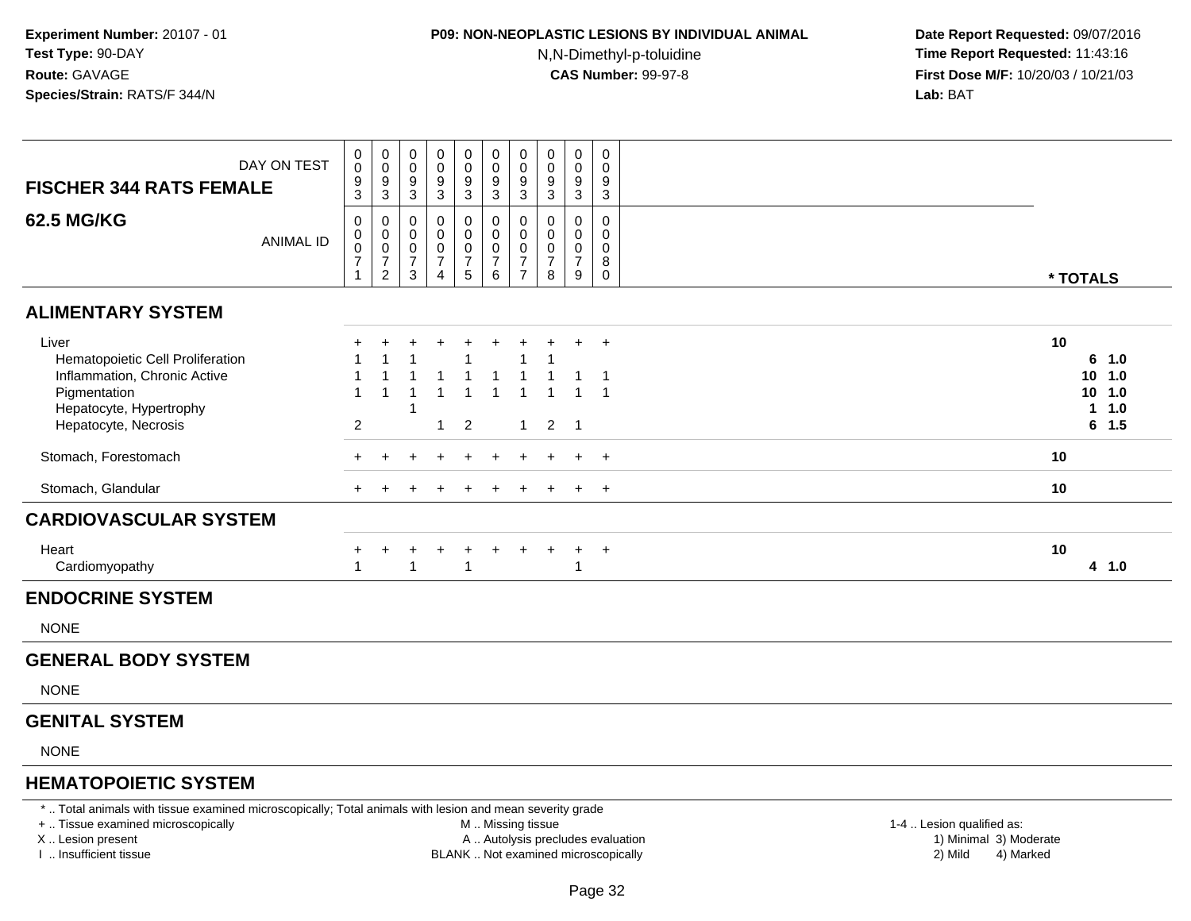**Experiment Number:** 20107 - 01
**Test Type:** 90-DAY
**Route:** GAVAGE
**Species/Strain:** RATS/F 344/N

**P09: NON-NEOPLASTIC LESIONS BY INDIVIDUAL ANIMAL**
N,N-Dimethyl-p-toluidine
**CAS Number:** 99-97-8

**Date Report Requested:** 09/07/2016
**Time Report Requested:** 11:43:16
**First Dose M/F:** 10/20/03 / 10/21/03
**Lab:** BAT

| FISCHER 344 RATS FEMALE — DAY ON TEST | 0093 | 0093 | 0093 | 0093 | 0093 | 0093 | 0093 | 0093 | 0093 | 0093 | |
|---|---|---|---|---|---|---|---|---|---|---|---|
| **62.5 MG/KG** — ANIMAL ID | 0000071 | 0000072 | 0000073 | 0000074 | 0000075 | 0000076 | 0000077 | 0000078 | 0000079 | 0000080 | *** TOTALS** |
| **ALIMENTARY SYSTEM** | | | | | | | | | | | |
| Liver | + | + | + | + | + | + | + | + | + | + | 10 |
| Hematopoietic Cell Proliferation | 1 | 1 | 1 | | 1 | | 1 | 1 | | | 6 1.0 |
| Inflammation, Chronic Active | 1 | 1 | 1 | 1 | 1 | 1 | 1 | 1 | 1 | 1 | 10 1.0 |
| Pigmentation | 1 | 1 | 1 | 1 | 1 | 1 | 1 | 1 | 1 | 1 | 10 1.0 |
| Hepatocyte, Hypertrophy | | | 1 | | | | | | | | 1 1.0 |
| Hepatocyte, Necrosis | 2 | | | 1 | 2 | | 1 | 2 | 1 | | 6 1.5 |
| Stomach, Forestomach | + | + | + | + | + | + | + | + | + | + | 10 |
| Stomach, Glandular | + | + | + | + | + | + | + | + | + | + | 10 |
| **CARDIOVASCULAR SYSTEM** | | | | | | | | | | | |
| Heart | + | + | + | + | + | + | + | + | + | + | 10 |
| Cardiomyopathy | 1 | | 1 | | 1 | | | | 1 | | 4 1.0 |
| **ENDOCRINE SYSTEM** | | | | | | | | | | | |
| NONE | | | | | | | | | | | |
| **GENERAL BODY SYSTEM** | | | | | | | | | | | |
| NONE | | | | | | | | | | | |
| **GENITAL SYSTEM** | | | | | | | | | | | |
| NONE | | | | | | | | | | | |
| **HEMATOPOIETIC SYSTEM** | | | | | | | | | | | |

\* .. Total animals with tissue examined microscopically; Total animals with lesion and mean severity grade
\+ .. Tissue examined microscopically
X .. Lesion present
I .. Insufficient tissue
M .. Missing tissue
A .. Autolysis precludes evaluation
BLANK .. Not examined microscopically
1-4 .. Lesion qualified as: 1) Minimal 2) Mild 3) Moderate 4) Marked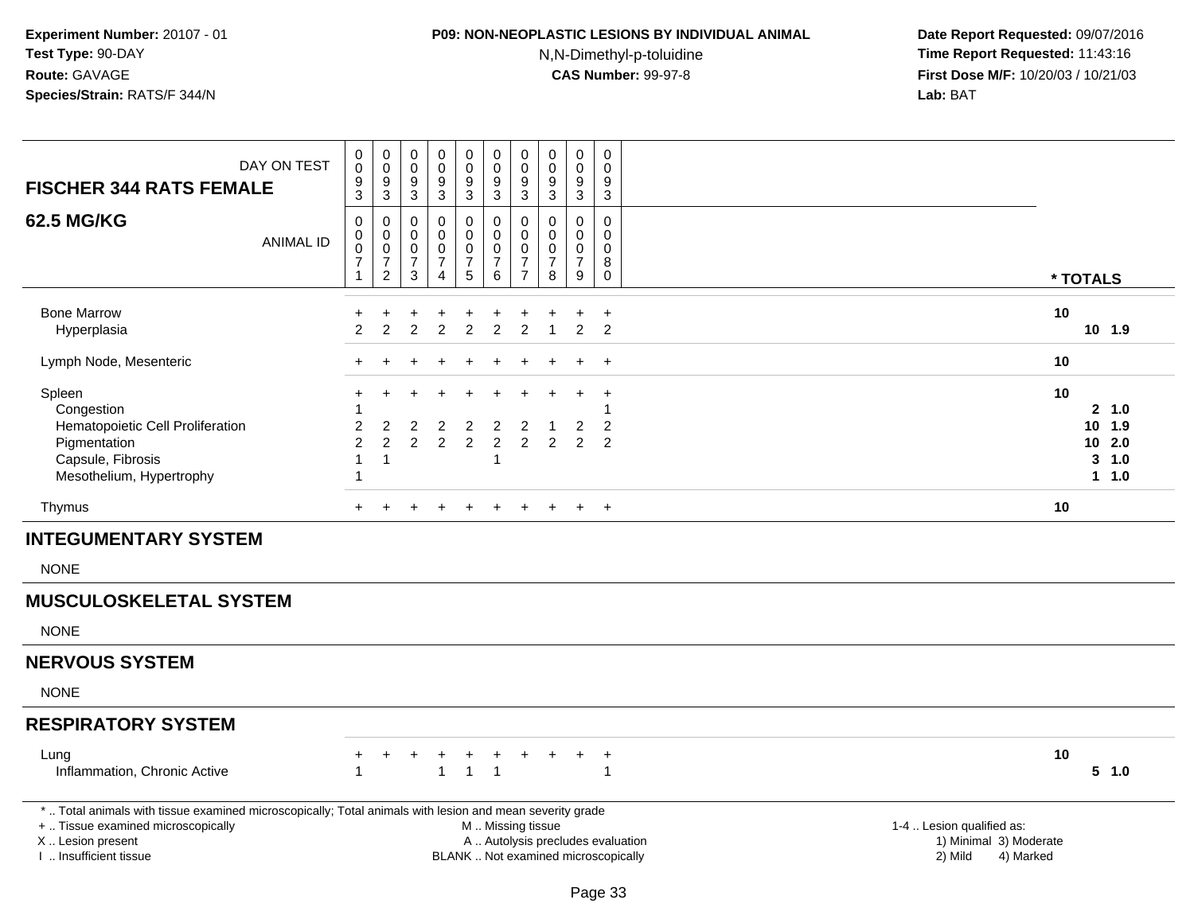**Experiment Number:** 20107 - 01
**Test Type:** 90-DAY
**Route:** GAVAGE
**Species/Strain:** RATS/F 344/N

**P09: NON-NEOPLASTIC LESIONS BY INDIVIDUAL ANIMAL**
N,N-Dimethyl-p-toluidine
**CAS Number:** 99-97-8

**Date Report Requested:** 09/07/2016
**Time Report Requested:** 11:43:16
**First Dose M/F:** 10/20/03 / 10/21/03
**Lab:** BAT

| FISCHER 344 RATS FEMALE 62.5 MG/KG — DAY ON TEST | 0093 | 0093 | 0093 | 0093 | 0093 | 0093 | 0093 | 0093 | 0093 | 0093 | * TOTALS | |
|---|---|---|---|---|---|---|---|---|---|---|---|---|
| ANIMAL ID | 00071 | 00072 | 00073 | 00074 | 00075 | 00076 | 00077 | 00078 | 00079 | 00080 | | |
| Bone Marrow | + | + | + | + | + | + | + | + | + | + | 10 | |
| Hyperplasia | 2 | 2 | 2 | 2 | 2 | 2 | 2 | 1 | 2 | 2 | 10 | 1.9 |
| Lymph Node, Mesenteric | + | + | + | + | + | + | + | + | + | + | 10 | |
| Spleen | + | + | + | + | + | + | + | + | + | + | 10 | |
| Congestion | 1 | | | | | | | | | 1 | 2 | 1.0 |
| Hematopoietic Cell Proliferation | 2 | 2 | 2 | 2 | 2 | 2 | 2 | 1 | 2 | 2 | 10 | 1.9 |
| Pigmentation | 2 | 2 | 2 | 2 | 2 | 2 | 2 | 2 | 2 | 2 | 10 | 2.0 |
| Capsule, Fibrosis | 1 | 1 | | | | 1 | | | | | 3 | 1.0 |
| Mesothelium, Hypertrophy | 1 | | | | | | | | | | 1 | 1.0 |
| Thymus | + | + | + | + | + | + | + | + | + | + | 10 | |
| **INTEGUMENTARY SYSTEM** | | | | | | | | | | | | |
| NONE | | | | | | | | | | | | |
| **MUSCULOSKELETAL SYSTEM** | | | | | | | | | | | | |
| NONE | | | | | | | | | | | | |
| **NERVOUS SYSTEM** | | | | | | | | | | | | |
| NONE | | | | | | | | | | | | |
| **RESPIRATORY SYSTEM** | | | | | | | | | | | | |
| Lung | + | + | + | + | + | + | + | + | + | + | 10 | |
| Inflammation, Chronic Active | 1 | | | 1 | 1 | 1 | | | | 1 | 5 | 1.0 |

* .. Total animals with tissue examined microscopically; Total animals with lesion and mean severity grade
+ .. Tissue examined microscopically
X .. Lesion present
I .. Insufficient tissue

M .. Missing tissue
A .. Autolysis precludes evaluation
BLANK .. Not examined microscopically

1-4 .. Lesion qualified as:
1) Minimal 3) Moderate
2) Mild 4) Marked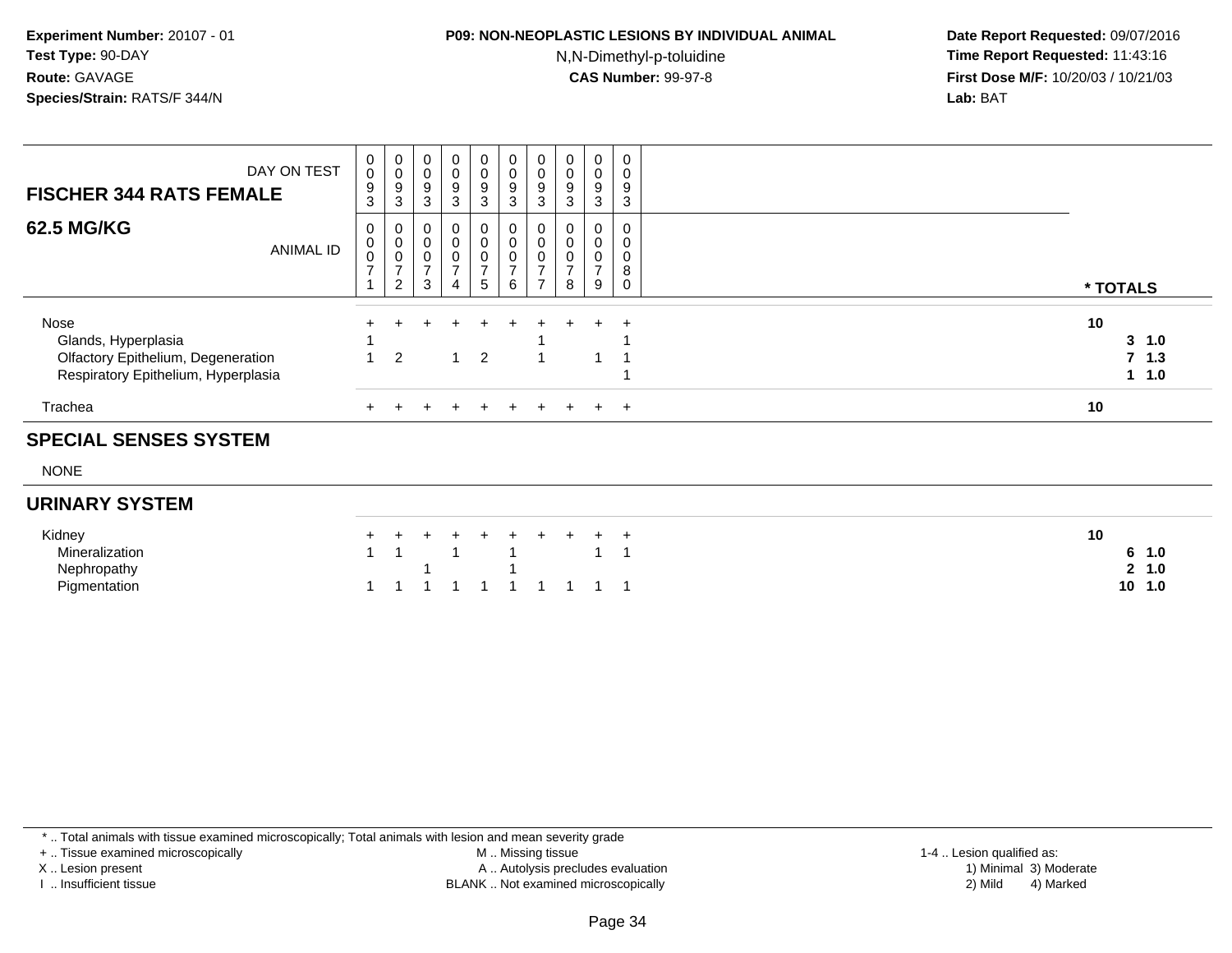**Experiment Number:** 20107 - 01
**Test Type:** 90-DAY
**Route:** GAVAGE
**Species/Strain:** RATS/F 344/N

**P09: NON-NEOPLASTIC LESIONS BY INDIVIDUAL ANIMAL**
N,N-Dimethyl-p-toluidine
**CAS Number:** 99-97-8

**Date Report Requested:** 09/07/2016
**Time Report Requested:** 11:43:16
**First Dose M/F:** 10/20/03 / 10/21/03
**Lab:** BAT

| **FISCHER 344 RATS FEMALE** DAY ON TEST | 0093 | 0093 | 0093 | 0093 | 0093 | 0093 | 0093 | 0093 | 0093 | 0093 | |
|---|---|---|---|---|---|---|---|---|---|---|---|
| **62.5 MG/KG** ANIMAL ID | 00071 | 00072 | 00073 | 00074 | 00075 | 00076 | 00077 | 00078 | 00079 | 00080 | *** TOTALS** |
| Nose | + | + | + | + | + | + | + | + | + | + | 10 |
| Glands, Hyperplasia | 1 | | | | | | 1 | | | 1 | **3 1.0** |
| Olfactory Epithelium, Degeneration | 1 | 2 | | 1 | 2 | | 1 | | 1 | 1 | **7 1.3** |
| Respiratory Epithelium, Hyperplasia | | | | | | | | | | 1 | **1 1.0** |
| Trachea | + | + | + | + | + | + | + | + | + | + | 10 |
| **SPECIAL SENSES SYSTEM** | | | | | | | | | | | |
| NONE | | | | | | | | | | | |
| **URINARY SYSTEM** | | | | | | | | | | | |
| Kidney | + | + | + | + | + | + | + | + | + | + | 10 |
| Mineralization | 1 | 1 | | 1 | | 1 | | | 1 | 1 | **6 1.0** |
| Nephropathy | | | 1 | | | 1 | | | | | **2 1.0** |
| Pigmentation | 1 | 1 | 1 | 1 | 1 | 1 | 1 | 1 | 1 | 1 | **10 1.0** |

\* .. Total animals with tissue examined microscopically; Total animals with lesion and mean severity grade
\+ .. Tissue examined microscopically
X .. Lesion present
I .. Insufficient tissue

M .. Missing tissue
A .. Autolysis precludes evaluation
BLANK .. Not examined microscopically

1-4 .. Lesion qualified as:
1) Minimal 3) Moderate
2) Mild 4) Marked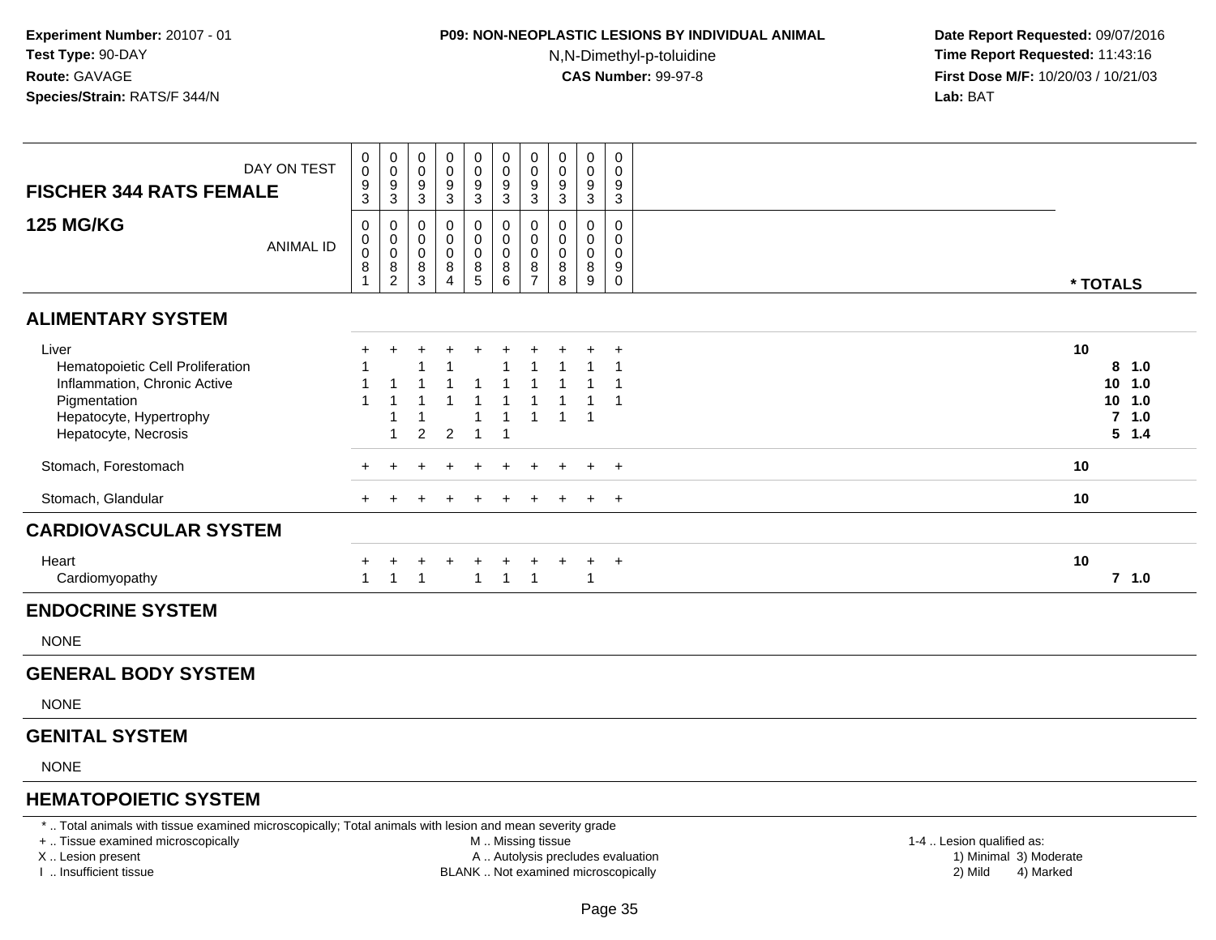**Experiment Number:** 20107 - 01
**Test Type:** 90-DAY
**Route:** GAVAGE
**Species/Strain:** RATS/F 344/N

**P09: NON-NEOPLASTIC LESIONS BY INDIVIDUAL ANIMAL**
N,N-Dimethyl-p-toluidine
**CAS Number:** 99-97-8

**Date Report Requested:** 09/07/2016
**Time Report Requested:** 11:43:16
**First Dose M/F:** 10/20/03 / 10/21/03
**Lab:** BAT

| FISCHER 344 RATS FEMALE 125 MG/KG | | | | | | | | | | | |
|---|---|---|---|---|---|---|---|---|---|---|---|
| DAY ON TEST | 0093 | 0093 | 0093 | 0093 | 0093 | 0093 | 0093 | 0093 | 0093 | 0093 | |
| ANIMAL ID | 00081 | 00082 | 00083 | 00084 | 00085 | 00086 | 00087 | 00088 | 00089 | 00090 | * TOTALS |
| **ALIMENTARY SYSTEM** | | | | | | | | | | | |
| Liver | + | + | + | + | + | + | + | + | + | + | 10 |
| Hematopoietic Cell Proliferation | 1 | | 1 | 1 | | 1 | 1 | 1 | 1 | 1 | 8 1.0 |
| Inflammation, Chronic Active | 1 | 1 | 1 | 1 | 1 | 1 | 1 | 1 | 1 | 1 | 10 1.0 |
| Pigmentation | 1 | 1 | 1 | 1 | 1 | 1 | 1 | 1 | 1 | 1 | 10 1.0 |
| Hepatocyte, Hypertrophy | | 1 | 1 | | 1 | 1 | 1 | 1 | 1 | | 7 1.0 |
| Hepatocyte, Necrosis | | 1 | 2 | 2 | 1 | 1 | | | | | 5 1.4 |
| Stomach, Forestomach | + | + | + | + | + | + | + | + | + | + | 10 |
| Stomach, Glandular | + | + | + | + | + | + | + | + | + | + | 10 |
| **CARDIOVASCULAR SYSTEM** | | | | | | | | | | | |
| Heart | + | + | + | + | + | + | + | + | + | + | 10 |
| Cardiomyopathy | 1 | 1 | 1 | | 1 | 1 | 1 | | 1 | | 7 1.0 |
| **ENDOCRINE SYSTEM** | | | | | | | | | | | |
| NONE | | | | | | | | | | | |
| **GENERAL BODY SYSTEM** | | | | | | | | | | | |
| NONE | | | | | | | | | | | |
| **GENITAL SYSTEM** | | | | | | | | | | | |
| NONE | | | | | | | | | | | |
| **HEMATOPOIETIC SYSTEM** | | | | | | | | | | | |

\* .. Total animals with tissue examined microscopically; Total animals with lesion and mean severity grade
\+ .. Tissue examined microscopically
X .. Lesion present
I .. Insufficient tissue

M .. Missing tissue
A .. Autolysis precludes evaluation
BLANK .. Not examined microscopically

1-4 .. Lesion qualified as:
1) Minimal 3) Moderate
2) Mild 4) Marked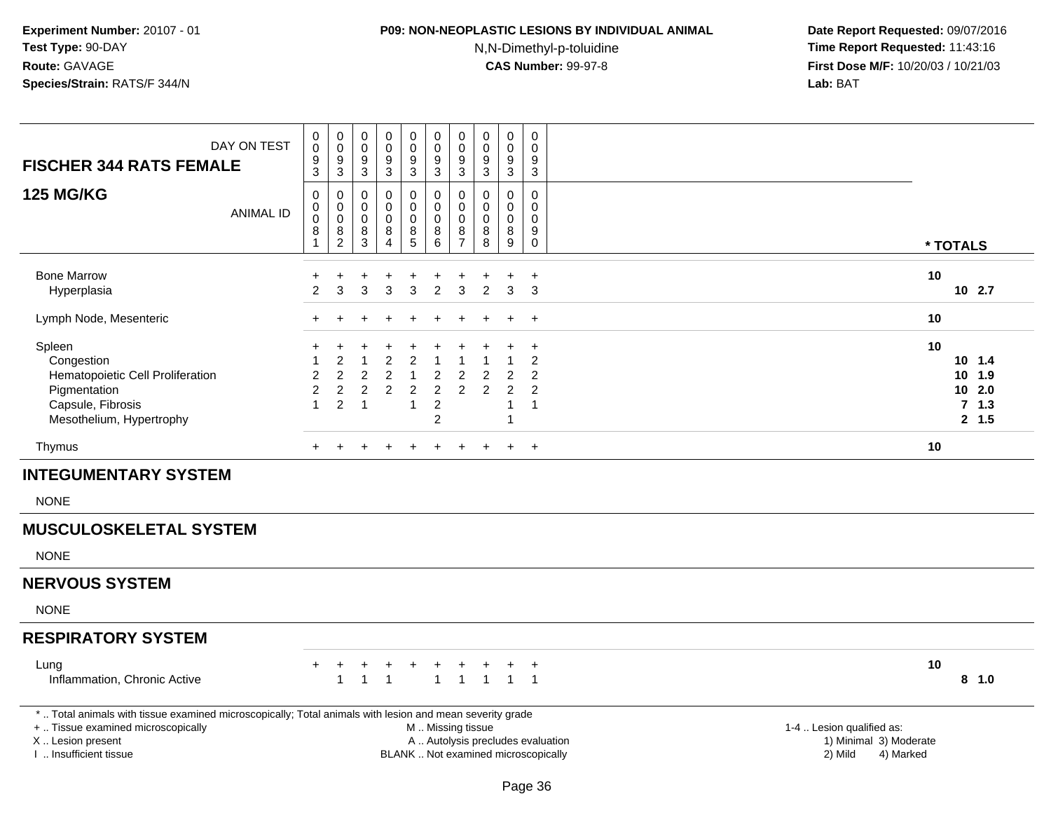**Experiment Number:** 20107 - 01
**Test Type:** 90-DAY
**Route:** GAVAGE
**Species/Strain:** RATS/F 344/N

**P09: NON-NEOPLASTIC LESIONS BY INDIVIDUAL ANIMAL**
N,N-Dimethyl-p-toluidine
**CAS Number:** 99-97-8

**Date Report Requested:** 09/07/2016
**Time Report Requested:** 11:43:16
**First Dose M/F:** 10/20/03 / 10/21/03
**Lab:** BAT

| FISCHER 344 RATS FEMALE — 125 MG/KG | | | | | | | | | | | | |
|---|---|---|---|---|---|---|---|---|---|---|---|---|
| DAY ON TEST | 0093 | 0093 | 0093 | 0093 | 0093 | 0093 | 0093 | 0093 | 0093 | 0093 | | |
| ANIMAL ID | 00081 | 00082 | 00083 | 00084 | 00085 | 00086 | 00087 | 00088 | 00089 | 00090 | * TOTALS | |
| Bone Marrow | + | + | + | + | + | + | + | + | + | + | 10 | |
| Hyperplasia | 2 | 3 | 3 | 3 | 3 | 2 | 3 | 2 | 3 | 3 | 10 | 2.7 |
| Lymph Node, Mesenteric | + | + | + | + | + | + | + | + | + | + | 10 | |
| Spleen | + | + | + | + | + | + | + | + | + | + | 10 | |
| Congestion | 1 | 2 | 1 | 2 | 2 | 1 | 1 | 1 | 1 | 2 | 10 | 1.4 |
| Hematopoietic Cell Proliferation | 2 | 2 | 2 | 2 | 1 | 2 | 2 | 2 | 2 | 2 | 10 | 1.9 |
| Pigmentation | 2 | 2 | 2 | 2 | 2 | 2 | 2 | 2 | 2 | 2 | 10 | 2.0 |
| Capsule, Fibrosis | 1 | 2 | 1 | | 1 | 2 | | | 1 | 1 | 7 | 1.3 |
| Mesothelium, Hypertrophy | | | | | | 2 | | | 1 | | 2 | 1.5 |
| Thymus | + | + | + | + | + | + | + | + | + | + | 10 | |
| **INTEGUMENTARY SYSTEM** | | | | | | | | | | | | |
| NONE | | | | | | | | | | | | |
| **MUSCULOSKELETAL SYSTEM** | | | | | | | | | | | | |
| NONE | | | | | | | | | | | | |
| **NERVOUS SYSTEM** | | | | | | | | | | | | |
| NONE | | | | | | | | | | | | |
| **RESPIRATORY SYSTEM** | | | | | | | | | | | | |
| Lung | + | + | + | + | + | + | + | + | + | + | 10 | |
| Inflammation, Chronic Active | | 1 | 1 | 1 | | 1 | 1 | 1 | 1 | 1 | 8 | 1.0 |

* .. Total animals with tissue examined microscopically; Total animals with lesion and mean severity grade
+ .. Tissue examined microscopically
X .. Lesion present
I .. Insufficient tissue
M .. Missing tissue
A .. Autolysis precludes evaluation
BLANK .. Not examined microscopically
1-4 .. Lesion qualified as: 1) Minimal 2) Mild 3) Moderate 4) Marked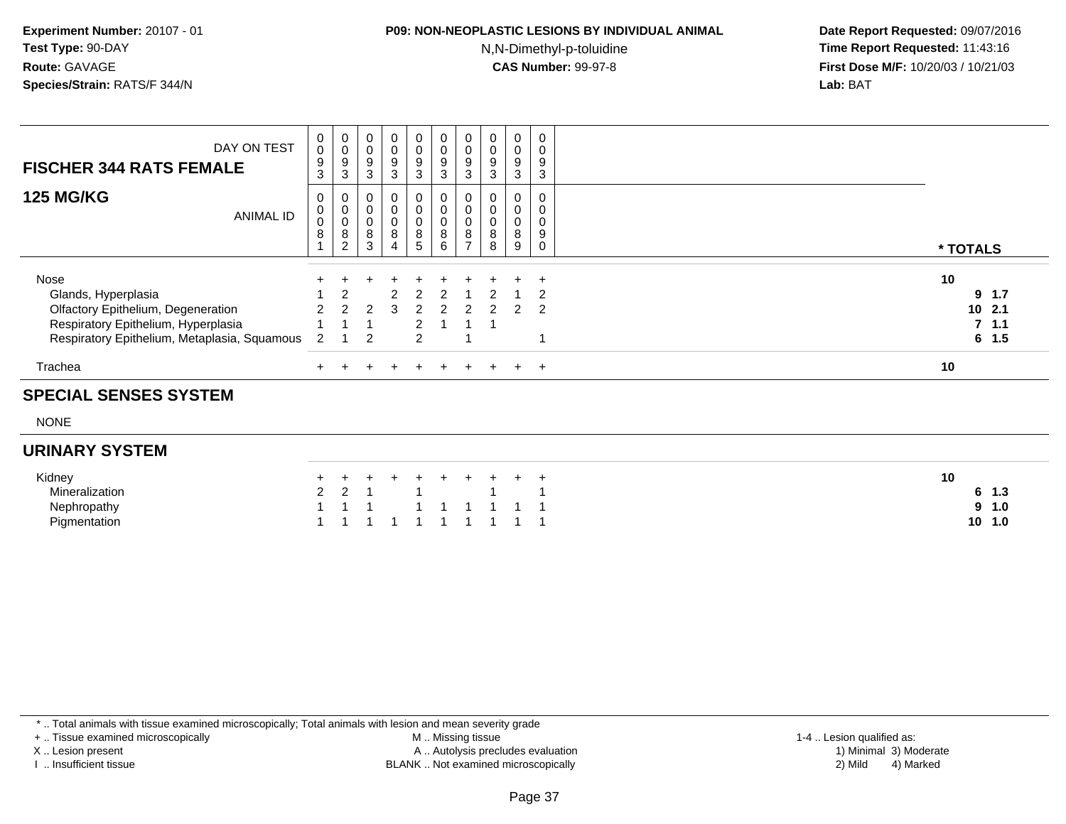**Experiment Number:** 20107 - 01
**Test Type:** 90-DAY
**Route:** GAVAGE
**Species/Strain:** RATS/F 344/N

**P09: NON-NEOPLASTIC LESIONS BY INDIVIDUAL ANIMAL**
N,N-Dimethyl-p-toluidine
**CAS Number:** 99-97-8

**Date Report Requested:** 09/07/2016
**Time Report Requested:** 11:43:16
**First Dose M/F:** 10/20/03 / 10/21/03
**Lab:** BAT

| FISCHER 344 RATS FEMALE 125 MG/KG | | | | | | | | | | | |
|---|---|---|---|---|---|---|---|---|---|---|---|
| DAY ON TEST | 0093 | 0093 | 0093 | 0093 | 0093 | 0093 | 0093 | 0093 | 0093 | 0093 | |
| ANIMAL ID | 00081 | 00082 | 00083 | 00084 | 00085 | 00086 | 00087 | 00088 | 00089 | 00090 | * TOTALS |
| Nose | + | + | + | + | + | + | + | + | + | + | 10 |
| Glands, Hyperplasia | 1 | 2 | | 2 | 2 | 2 | 1 | 2 | 1 | 2 | 9 1.7 |
| Olfactory Epithelium, Degeneration | 2 | 2 | 2 | 3 | 2 | 2 | 2 | 2 | 2 | 2 | 10 2.1 |
| Respiratory Epithelium, Hyperplasia | 1 | 1 | 1 | | 2 | 1 | 1 | 1 | | | 7 1.1 |
| Respiratory Epithelium, Metaplasia, Squamous | 2 | 1 | 2 | | 2 | | 1 | | | 1 | 6 1.5 |
| Trachea | + | + | + | + | + | + | + | + | + | + | 10 |

## SPECIAL SENSES SYSTEM

NONE

## URINARY SYSTEM

| | | | | | | | | | | | |
|---|---|---|---|---|---|---|---|---|---|---|---|
| Kidney | + | + | + | + | + | + | + | + | + | + | 10 |
| Mineralization | 2 | 2 | 1 | | 1 | | | 1 | | 1 | 6 1.3 |
| Nephropathy | 1 | 1 | 1 | | 1 | 1 | 1 | 1 | 1 | 1 | 9 1.0 |
| Pigmentation | 1 | 1 | 1 | 1 | 1 | 1 | 1 | 1 | 1 | 1 | 10 1.0 |

* .. Total animals with tissue examined microscopically; Total animals with lesion and mean severity grade
+ .. Tissue examined microscopically
X .. Lesion present
I .. Insufficient tissue
M .. Missing tissue
A .. Autolysis precludes evaluation
BLANK .. Not examined microscopically
1-4 .. Lesion qualified as: 1) Minimal 2) Mild 3) Moderate 4) Marked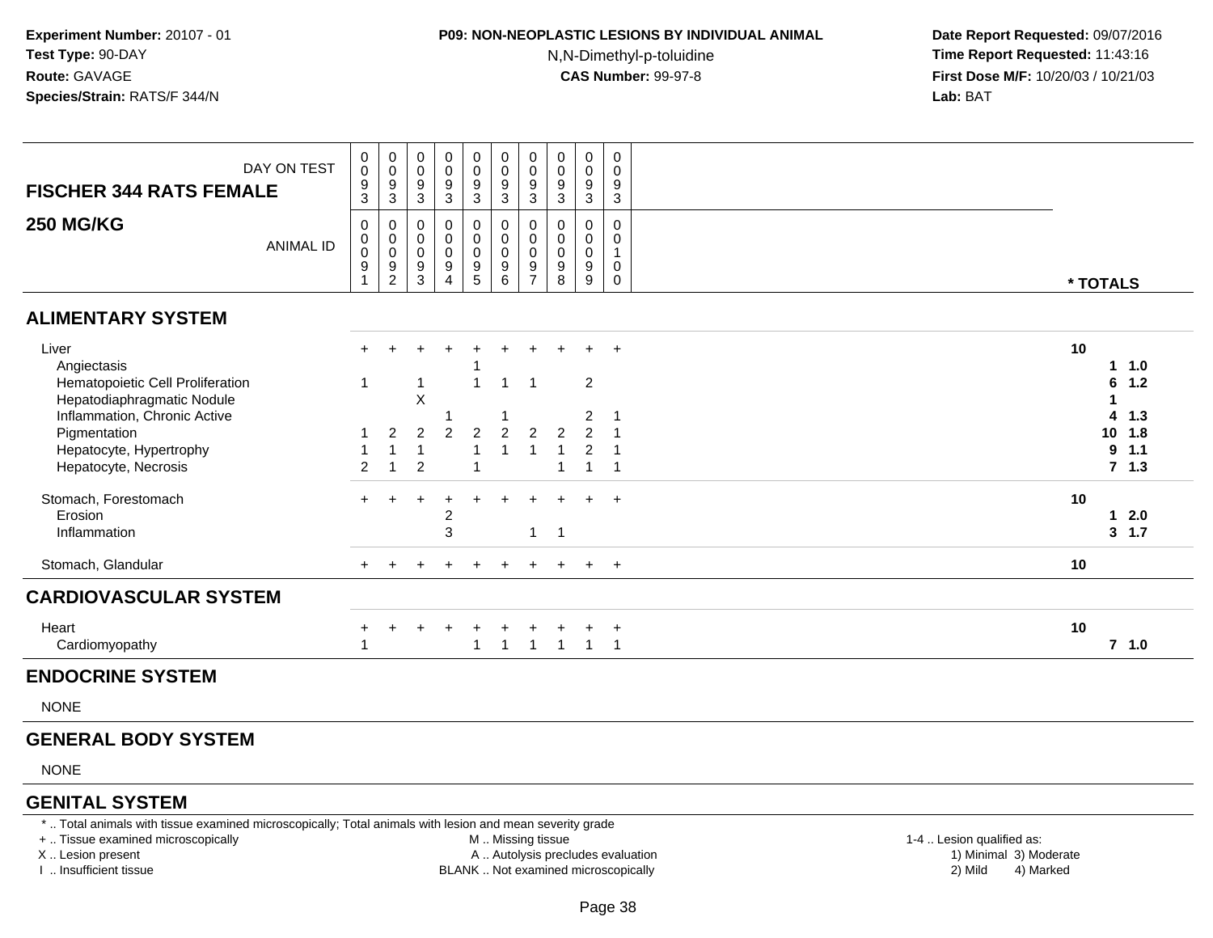**Experiment Number:** 20107 - 01
**Test Type:** 90-DAY
**Route:** GAVAGE
**Species/Strain:** RATS/F 344/N

**P09: NON-NEOPLASTIC LESIONS BY INDIVIDUAL ANIMAL**
N,N-Dimethyl-p-toluidine
**CAS Number:** 99-97-8

**Date Report Requested:** 09/07/2016
**Time Report Requested:** 11:43:16
**First Dose M/F:** 10/20/03 / 10/21/03
**Lab:** BAT

| FISCHER 344 RATS FEMALE 250 MG/KG | | | | | | | | | | | |
|---|---|---|---|---|---|---|---|---|---|---|---|
| DAY ON TEST | 0093 | 0093 | 0093 | 0093 | 0093 | 0093 | 0093 | 0093 | 0093 | 0093 | |
| ANIMAL ID | 00091 | 00092 | 00093 | 00094 | 00095 | 00096 | 00097 | 00098 | 00099 | 00100 | * TOTALS |
| **ALIMENTARY SYSTEM** | | | | | | | | | | | |
| Liver | + | + | + | + | + | + | + | + | + | + | 10 |
| Angiectasis | | | | | 1 | | | | | | 1 1.0 |
| Hematopoietic Cell Proliferation | 1 | | 1 | | 1 | 1 | 1 | | 2 | | 6 1.2 |
| Hepatodiaphragmatic Nodule | | | X | | | | | | | | 1 |
| Inflammation, Chronic Active | | | | 1 | | 1 | | | 2 | 1 | 4 1.3 |
| Pigmentation | 1 | 2 | 2 | 2 | 2 | 2 | 2 | 2 | 2 | 1 | 10 1.8 |
| Hepatocyte, Hypertrophy | 1 | 1 | 1 | | 1 | 1 | 1 | 1 | 2 | 1 | 9 1.1 |
| Hepatocyte, Necrosis | 2 | 1 | 2 | | 1 | | | 1 | 1 | 1 | 7 1.3 |
| Stomach, Forestomach | + | + | + | + | + | + | + | + | + | + | 10 |
| Erosion | | | | 2 | | | | | | | 1 2.0 |
| Inflammation | | | | 3 | | | 1 | 1 | | | 3 1.7 |
| Stomach, Glandular | + | + | + | + | + | + | + | + | + | + | 10 |
| **CARDIOVASCULAR SYSTEM** | | | | | | | | | | | |
| Heart | + | + | + | + | + | + | + | + | + | + | 10 |
| Cardiomyopathy | 1 | | | | 1 | 1 | 1 | 1 | 1 | 1 | 7 1.0 |
| **ENDOCRINE SYSTEM** | | | | | | | | | | | |
| NONE | | | | | | | | | | | |
| **GENERAL BODY SYSTEM** | | | | | | | | | | | |
| NONE | | | | | | | | | | | |
| **GENITAL SYSTEM** | | | | | | | | | | | |

\* .. Total animals with tissue examined microscopically; Total animals with lesion and mean severity grade
\+ .. Tissue examined microscopically
X .. Lesion present
I .. Insufficient tissue
M .. Missing tissue
A .. Autolysis precludes evaluation
BLANK .. Not examined microscopically
1-4 .. Lesion qualified as: 1) Minimal 2) Mild 3) Moderate 4) Marked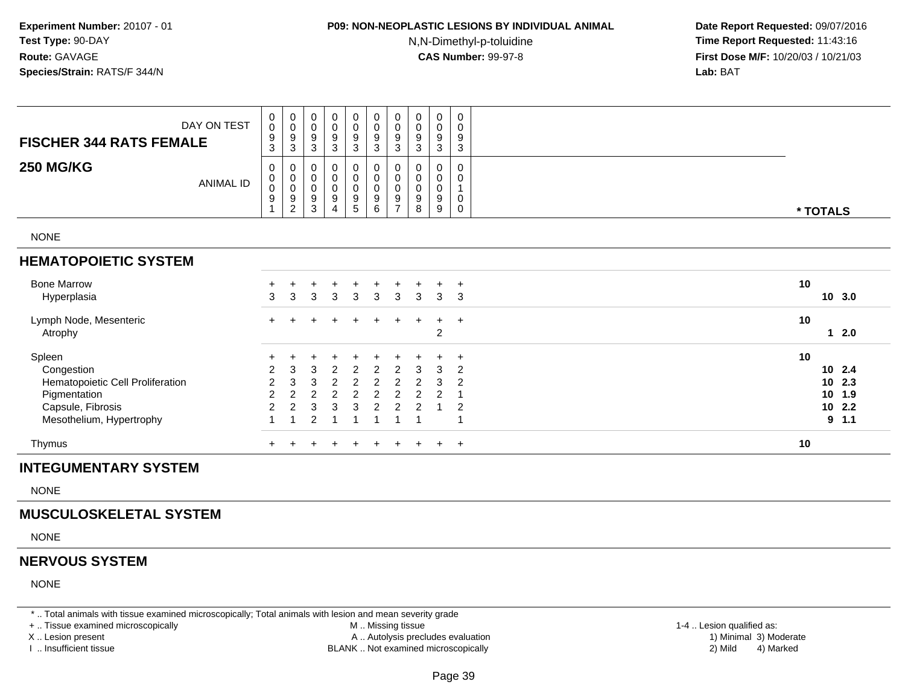**Experiment Number:** 20107 - 01
**Test Type:** 90-DAY
**Route:** GAVAGE
**Species/Strain:** RATS/F 344/N

**P09: NON-NEOPLASTIC LESIONS BY INDIVIDUAL ANIMAL**
N,N-Dimethyl-p-toluidine
**CAS Number:** 99-97-8

**Date Report Requested:** 09/07/2016
**Time Report Requested:** 11:43:16
**First Dose M/F:** 10/20/03 / 10/21/03
**Lab:** BAT

| FISCHER 344 RATS FEMALE 250 MG/KG | | | | | | | | | | | | |
|---|---|---|---|---|---|---|---|---|---|---|---|---|
| DAY ON TEST | 0093 | 0093 | 0093 | 0093 | 0093 | 0093 | 0093 | 0093 | 0093 | 0093 | | |
| ANIMAL ID | 00091 | 00092 | 00093 | 00094 | 00095 | 00096 | 00097 | 00098 | 00099 | 00100 | * TOTALS | |
| NONE | | | | | | | | | | | | |
| **HEMATOPOIETIC SYSTEM** | | | | | | | | | | | | |
| Bone Marrow | + | + | + | + | + | + | + | + | + | + | 10 | |
| Hyperplasia | 3 | 3 | 3 | 3 | 3 | 3 | 3 | 3 | 3 | 3 | 10 | 3.0 |
| Lymph Node, Mesenteric | + | + | + | + | + | + | + | + | + | + | 10 | |
| Atrophy | | | | | | | | | 2 | | 1 | 2.0 |
| Spleen | + | + | + | + | + | + | + | + | + | + | 10 | |
| Congestion | 2 | 3 | 3 | 2 | 2 | 2 | 2 | 3 | 3 | 2 | 10 | 2.4 |
| Hematopoietic Cell Proliferation | 2 | 3 | 3 | 2 | 2 | 2 | 2 | 2 | 3 | 2 | 10 | 2.3 |
| Pigmentation | 2 | 2 | 2 | 2 | 2 | 2 | 2 | 2 | 2 | 1 | 10 | 1.9 |
| Capsule, Fibrosis | 2 | 2 | 3 | 3 | 3 | 2 | 2 | 2 | 1 | 2 | 10 | 2.2 |
| Mesothelium, Hypertrophy | 1 | 1 | 2 | 1 | 1 | 1 | 1 | 1 | | 1 | 9 | 1.1 |
| Thymus | + | + | + | + | + | + | + | + | + | + | 10 | |
| **INTEGUMENTARY SYSTEM** | | | | | | | | | | | | |
| NONE | | | | | | | | | | | | |
| **MUSCULOSKELETAL SYSTEM** | | | | | | | | | | | | |
| NONE | | | | | | | | | | | | |
| **NERVOUS SYSTEM** | | | | | | | | | | | | |
| NONE | | | | | | | | | | | | |

* .. Total animals with tissue examined microscopically; Total animals with lesion and mean severity grade
+ .. Tissue examined microscopically
X .. Lesion present
I .. Insufficient tissue
M .. Missing tissue
A .. Autolysis precludes evaluation
BLANK .. Not examined microscopically
1-4 .. Lesion qualified as: 1) Minimal 2) Mild 3) Moderate 4) Marked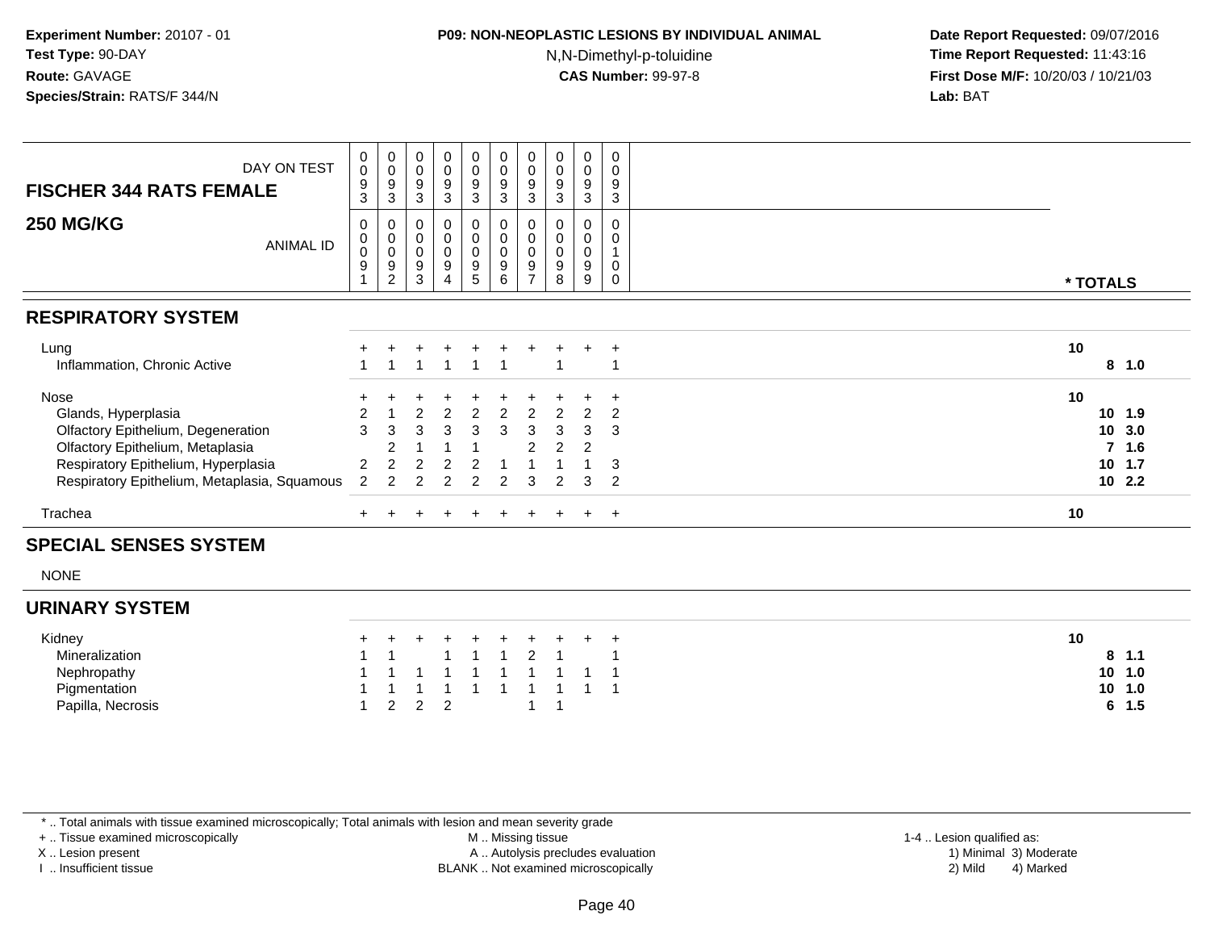**Experiment Number:** 20107 - 01
**Test Type:** 90-DAY
**Route:** GAVAGE
**Species/Strain:** RATS/F 344/N

**P09: NON-NEOPLASTIC LESIONS BY INDIVIDUAL ANIMAL**
N,N-Dimethyl-p-toluidine
**CAS Number:** 99-97-8

**Date Report Requested:** 09/07/2016
**Time Report Requested:** 11:43:16
**First Dose M/F:** 10/20/03 / 10/21/03
**Lab:** BAT

| FISCHER 344 RATS FEMALE 250 MG/KG | | | | | | | | | | | |
|---|---|---|---|---|---|---|---|---|---|---|---|
| DAY ON TEST | 0093 | 0093 | 0093 | 0093 | 0093 | 0093 | 0093 | 0093 | 0093 | 0093 | |
| ANIMAL ID | 00091 | 00092 | 00093 | 00094 | 00095 | 00096 | 00097 | 00098 | 00099 | 00100 | * TOTALS |
| **RESPIRATORY SYSTEM** | | | | | | | | | | | |
| Lung | + | + | + | + | + | + | + | + | + | + | 10 |
| Inflammation, Chronic Active | 1 | 1 | 1 | 1 | 1 | 1 | | 1 | | 1 | 8 1.0 |
| Nose | + | + | + | + | + | + | + | + | + | + | 10 |
| Glands, Hyperplasia | 2 | 1 | 2 | 2 | 2 | 2 | 2 | 2 | 2 | 2 | 10 1.9 |
| Olfactory Epithelium, Degeneration | 3 | 3 | 3 | 3 | 3 | 3 | 3 | 3 | 3 | 3 | 10 3.0 |
| Olfactory Epithelium, Metaplasia | | 2 | 1 | 1 | 1 | | 2 | 2 | 2 | | 7 1.6 |
| Respiratory Epithelium, Hyperplasia | 2 | 2 | 2 | 2 | 2 | 1 | 1 | 1 | 1 | 3 | 10 1.7 |
| Respiratory Epithelium, Metaplasia, Squamous | 2 | 2 | 2 | 2 | 2 | 2 | 3 | 2 | 3 | 2 | 10 2.2 |
| Trachea | + | + | + | + | + | + | + | + | + | + | 10 |
| **SPECIAL SENSES SYSTEM** | | | | | | | | | | | |
| NONE | | | | | | | | | | | |
| **URINARY SYSTEM** | | | | | | | | | | | |
| Kidney | + | + | + | + | + | + | + | + | + | + | 10 |
| Mineralization | 1 | 1 | | 1 | 1 | 1 | 2 | 1 | | 1 | 8 1.1 |
| Nephropathy | 1 | 1 | 1 | 1 | 1 | 1 | 1 | 1 | 1 | 1 | 10 1.0 |
| Pigmentation | 1 | 1 | 1 | 1 | 1 | 1 | 1 | 1 | 1 | 1 | 10 1.0 |
| Papilla, Necrosis | 1 | 2 | 2 | 2 | | | 1 | 1 | | | 6 1.5 |

\* .. Total animals with tissue examined microscopically; Total animals with lesion and mean severity grade
+ .. Tissue examined microscopically
X .. Lesion present
I .. Insufficient tissue
M .. Missing tissue
A .. Autolysis precludes evaluation
BLANK .. Not examined microscopically
1-4 .. Lesion qualified as:
1) Minimal 3) Moderate
2) Mild 4) Marked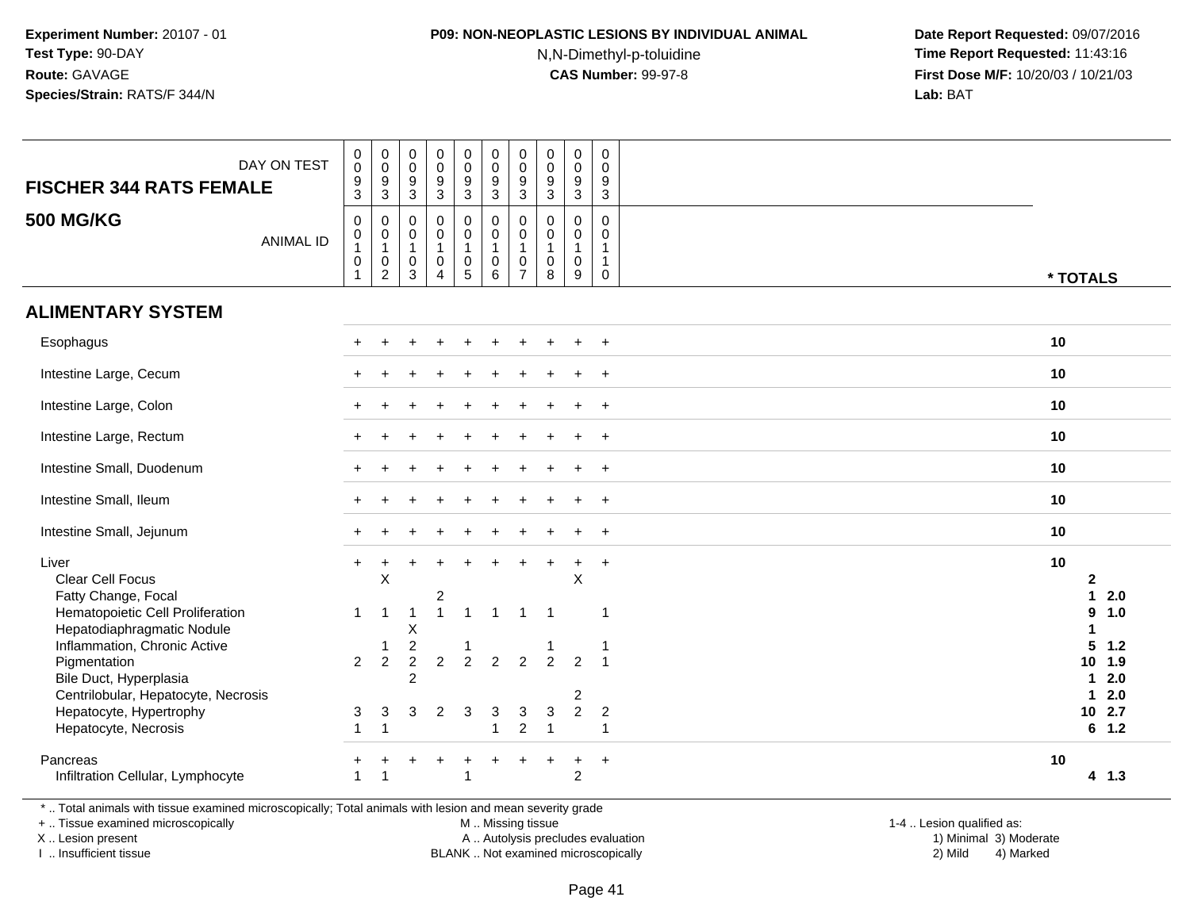**Experiment Number:** 20107 - 01
**Test Type:** 90-DAY
**Route:** GAVAGE
**Species/Strain:** RATS/F 344/N

**P09: NON-NEOPLASTIC LESIONS BY INDIVIDUAL ANIMAL**
N,N-Dimethyl-p-toluidine
**CAS Number:** 99-97-8

**Date Report Requested:** 09/07/2016
**Time Report Requested:** 11:43:16
**First Dose M/F:** 10/20/03 / 10/21/03
**Lab:** BAT

## FISCHER 344 RATS FEMALE
## 500 MG/KG

| DAY ON TEST | 0093 | 0093 | 0093 | 0093 | 0093 | 0093 | 0093 | 0093 | 0093 | 0093 | |
|---|---|---|---|---|---|---|---|---|---|---|---|
| ANIMAL ID | 00101 | 00102 | 00103 | 00104 | 00105 | 00106 | 00107 | 00108 | 00109 | 00110 | * TOTALS |
| **ALIMENTARY SYSTEM** | | | | | | | | | | | |
| Esophagus | + | + | + | + | + | + | + | + | + | + | 10 |
| Intestine Large, Cecum | + | + | + | + | + | + | + | + | + | + | 10 |
| Intestine Large, Colon | + | + | + | + | + | + | + | + | + | + | 10 |
| Intestine Large, Rectum | + | + | + | + | + | + | + | + | + | + | 10 |
| Intestine Small, Duodenum | + | + | + | + | + | + | + | + | + | + | 10 |
| Intestine Small, Ileum | + | + | + | + | + | + | + | + | + | + | 10 |
| Intestine Small, Jejunum | + | + | + | + | + | + | + | + | + | + | 10 |
| Liver | + | + | + | + | + | + | + | + | + | + | 10 |
| Clear Cell Focus | | X | | | | | | | X | | 2 |
| Fatty Change, Focal | | | | 2 | | | | | | | 1 2.0 |
| Hematopoietic Cell Proliferation | 1 | 1 | 1 | 1 | 1 | 1 | 1 | 1 | | 1 | 9 1.0 |
| Hepatodiaphragmatic Nodule | | | X | | | | | | | | 1 |
| Inflammation, Chronic Active | | 1 | 2 | | 1 | | | 1 | | 1 | 5 1.2 |
| Pigmentation | 2 | 2 | 2 | 2 | 2 | 2 | 2 | 2 | 2 | 1 | 10 1.9 |
| Bile Duct, Hyperplasia | | | 2 | | | | | | | | 1 2.0 |
| Centrilobular, Hepatocyte, Necrosis | | | | | | | | | 2 | | 1 2.0 |
| Hepatocyte, Hypertrophy | 3 | 3 | 3 | 2 | 3 | 3 | 3 | 3 | 2 | 2 | 10 2.7 |
| Hepatocyte, Necrosis | 1 | 1 | | | | 1 | 2 | 1 | | 1 | 6 1.2 |
| Pancreas | + | + | + | + | + | + | + | + | + | + | 10 |
| Infiltration Cellular, Lymphocyte | 1 | 1 | | | 1 | | | | 2 | | 4 1.3 |

* .. Total animals with tissue examined microscopically; Total animals with lesion and mean severity grade
+ .. Tissue examined microscopically
X .. Lesion present
I .. Insufficient tissue

M .. Missing tissue
A .. Autolysis precludes evaluation
BLANK .. Not examined microscopically

1-4 .. Lesion qualified as:
1) Minimal 3) Moderate
2) Mild 4) Marked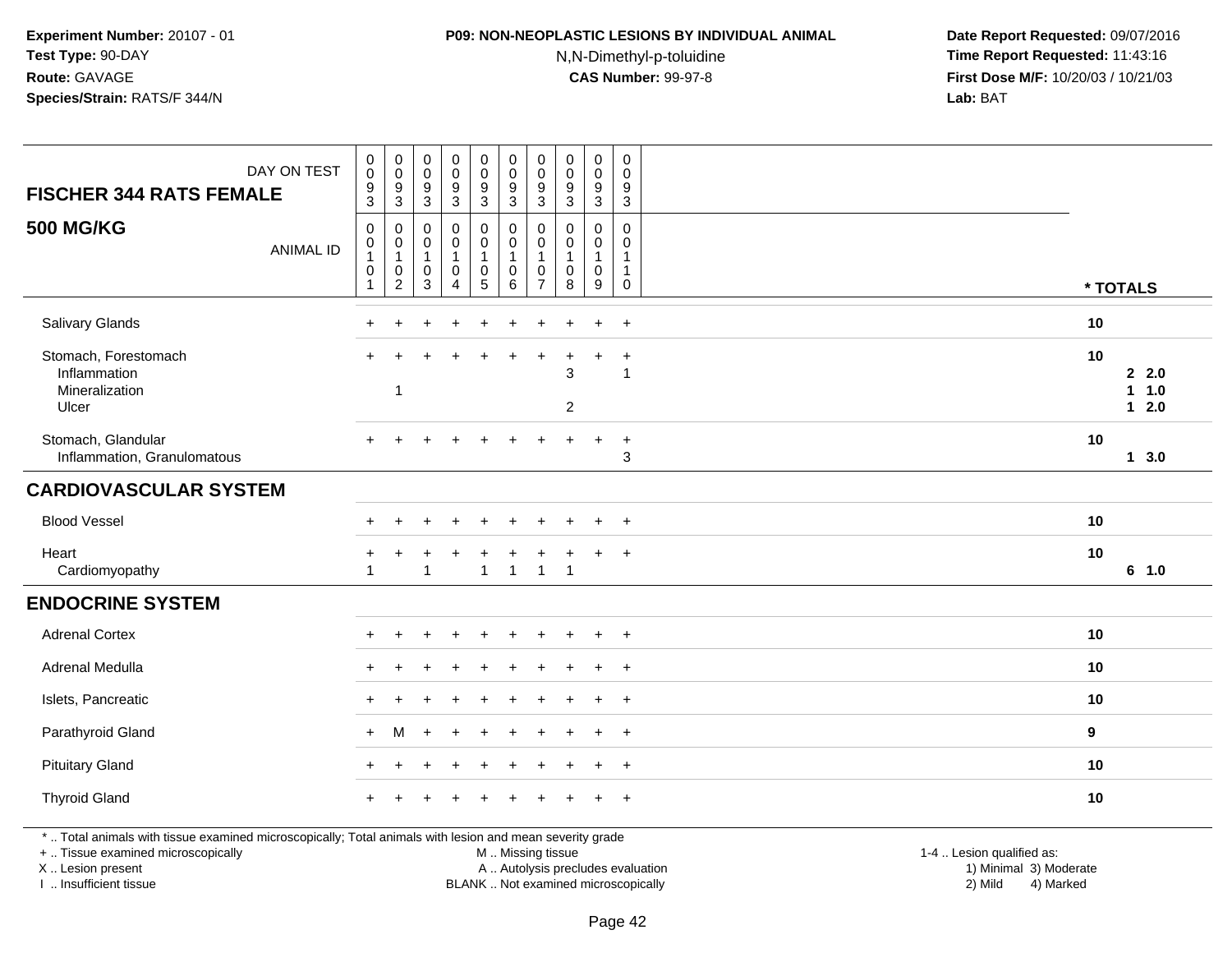**Experiment Number:** 20107 - 01
**Test Type:** 90-DAY
**Route:** GAVAGE
**Species/Strain:** RATS/F 344/N

**P09: NON-NEOPLASTIC LESIONS BY INDIVIDUAL ANIMAL**
N,N-Dimethyl-p-toluidine
**CAS Number:** 99-97-8

**Date Report Requested:** 09/07/2016
**Time Report Requested:** 11:43:16
**First Dose M/F:** 10/20/03 / 10/21/03
**Lab:** BAT

| **FISCHER 344 RATS FEMALE** DAY ON TEST | 0093 | 0093 | 0093 | 0093 | 0093 | 0093 | 0093 | 0093 | 0093 | 0093 | |
|---|---|---|---|---|---|---|---|---|---|---|---|
| **500 MG/KG** ANIMAL ID | 00101 | 00102 | 00103 | 00104 | 00105 | 00106 | 00107 | 00108 | 00109 | 00110 | * TOTALS |
| Salivary Glands | + | + | + | + | + | + | + | + | + | + | 10 |
| Stomach, Forestomach | + | + | + | + | + | + | + | + | + | + | 10 |
| Inflammation | | | | | | | | 3 | | 1 | 2 2.0 |
| Mineralization | | 1 | | | | | | | | | 1 1.0 |
| Ulcer | | | | | | | | 2 | | | 1 2.0 |
| Stomach, Glandular | + | + | + | + | + | + | + | + | + | + | 10 |
| Inflammation, Granulomatous | | | | | | | | | | 3 | 1 3.0 |
| **CARDIOVASCULAR SYSTEM** | | | | | | | | | | | |
| Blood Vessel | + | + | + | + | + | + | + | + | + | + | 10 |
| Heart | + | + | + | + | + | + | + | + | + | + | 10 |
| Cardiomyopathy | 1 | | 1 | | 1 | 1 | 1 | 1 | | | 6 1.0 |
| **ENDOCRINE SYSTEM** | | | | | | | | | | | |
| Adrenal Cortex | + | + | + | + | + | + | + | + | + | + | 10 |
| Adrenal Medulla | + | + | + | + | + | + | + | + | + | + | 10 |
| Islets, Pancreatic | + | + | + | + | + | + | + | + | + | + | 10 |
| Parathyroid Gland | + | M | + | + | + | + | + | + | + | + | 9 |
| Pituitary Gland | + | + | + | + | + | + | + | + | + | + | 10 |
| Thyroid Gland | + | + | + | + | + | + | + | + | + | + | 10 |

* .. Total animals with tissue examined microscopically; Total animals with lesion and mean severity grade
+ .. Tissue examined microscopically
X .. Lesion present
I .. Insufficient tissue

M .. Missing tissue
A .. Autolysis precludes evaluation
BLANK .. Not examined microscopically

1-4 .. Lesion qualified as:
1) Minimal 3) Moderate
2) Mild 4) Marked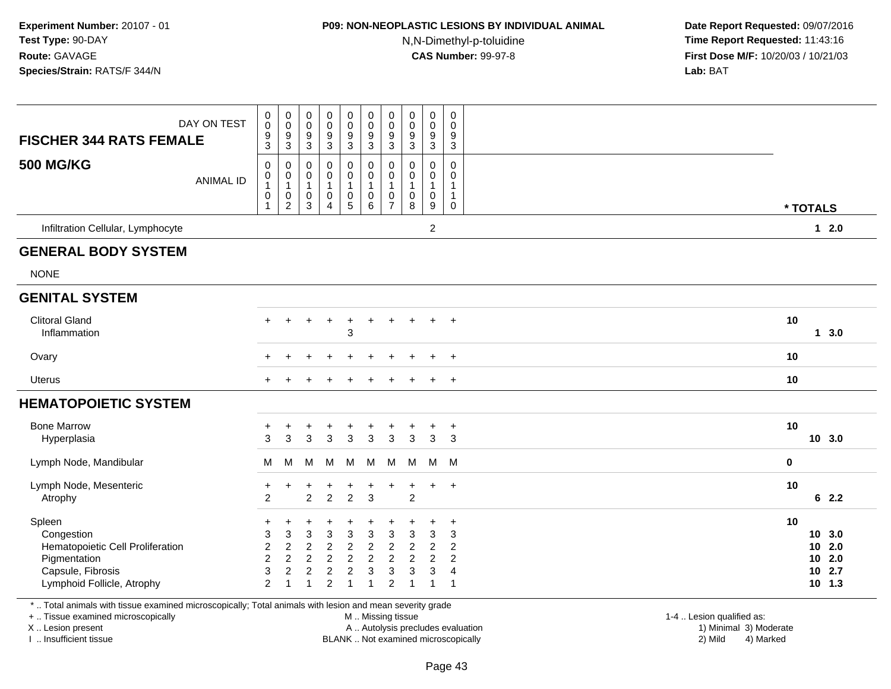**Experiment Number:** 20107 - 01
**Test Type:** 90-DAY
**Route:** GAVAGE
**Species/Strain:** RATS/F 344/N

**P09: NON-NEOPLASTIC LESIONS BY INDIVIDUAL ANIMAL**
N,N-Dimethyl-p-toluidine
**CAS Number:** 99-97-8

**Date Report Requested:** 09/07/2016
**Time Report Requested:** 11:43:16
**First Dose M/F:** 10/20/03 / 10/21/03
**Lab:** BAT

| FISCHER 344 RATS FEMALE 500 MG/KG | | | | | | | | | | | | |
|---|---|---|---|---|---|---|---|---|---|---|---|---|
| DAY ON TEST | 0093 | 0093 | 0093 | 0093 | 0093 | 0093 | 0093 | 0093 | 0093 | 0093 | | |
| ANIMAL ID | 00101 | 00102 | 00103 | 00104 | 00105 | 00106 | 00107 | 00108 | 00109 | 00110 | * TOTALS | |
| Infiltration Cellular, Lymphocyte | | | | | | | | | 2 | | | 1 2.0 |
| **GENERAL BODY SYSTEM** | | | | | | | | | | | | |
| NONE | | | | | | | | | | | | |
| **GENITAL SYSTEM** | | | | | | | | | | | | |
| Clitoral Gland | + | + | + | + | + | + | + | + | + | + | 10 | |
| Inflammation | | | | | 3 | | | | | | | 1 3.0 |
| Ovary | + | + | + | + | + | + | + | + | + | + | 10 | |
| Uterus | + | + | + | + | + | + | + | + | + | + | 10 | |
| **HEMATOPOIETIC SYSTEM** | | | | | | | | | | | | |
| Bone Marrow | + | + | + | + | + | + | + | + | + | + | 10 | |
| Hyperplasia | 3 | 3 | 3 | 3 | 3 | 3 | 3 | 3 | 3 | 3 | | 10 3.0 |
| Lymph Node, Mandibular | M | M | M | M | M | M | M | M | M | M | 0 | |
| Lymph Node, Mesenteric | + | + | + | + | + | + | + | + | + | + | 10 | |
| Atrophy | 2 | | 2 | 2 | 2 | 3 | | 2 | | | | 6 2.2 |
| Spleen | + | + | + | + | + | + | + | + | + | + | 10 | |
| Congestion | 3 | 3 | 3 | 3 | 3 | 3 | 3 | 3 | 3 | 3 | | 10 3.0 |
| Hematopoietic Cell Proliferation | 2 | 2 | 2 | 2 | 2 | 2 | 2 | 2 | 2 | 2 | | 10 2.0 |
| Pigmentation | 2 | 2 | 2 | 2 | 2 | 2 | 2 | 2 | 2 | 2 | | 10 2.0 |
| Capsule, Fibrosis | 3 | 2 | 2 | 2 | 2 | 3 | 3 | 3 | 3 | 4 | | 10 2.7 |
| Lymphoid Follicle, Atrophy | 2 | 1 | 1 | 2 | 1 | 1 | 2 | 1 | 1 | 1 | | 10 1.3 |

\* .. Total animals with tissue examined microscopically; Total animals with lesion and mean severity grade
\+ .. Tissue examined microscopically
X .. Lesion present
I .. Insufficient tissue

M .. Missing tissue
A .. Autolysis precludes evaluation
BLANK .. Not examined microscopically

1-4 .. Lesion qualified as:
1) Minimal 3) Moderate
2) Mild 4) Marked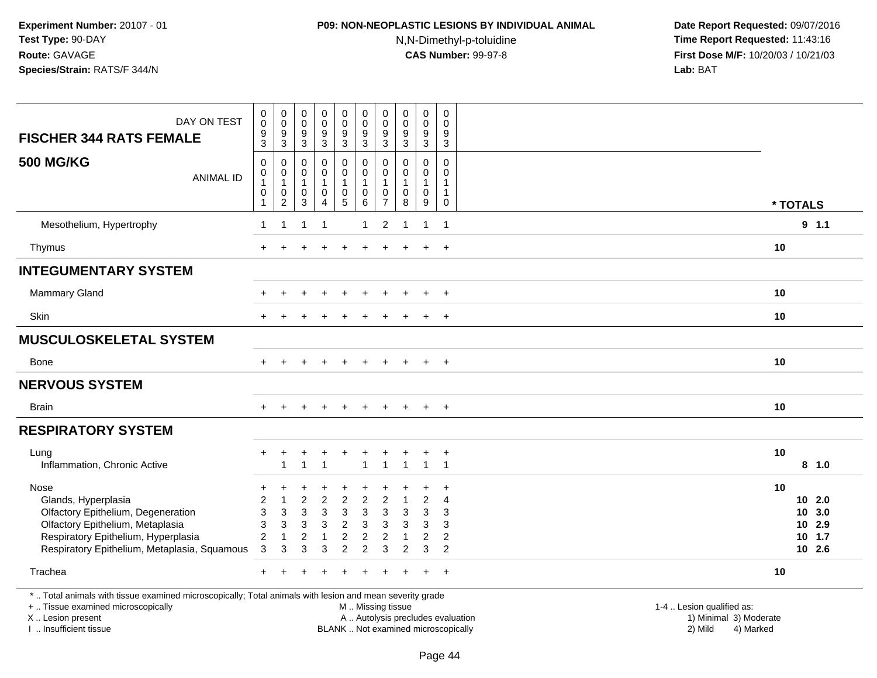**Experiment Number:** 20107 - 01
**Test Type:** 90-DAY
**Route:** GAVAGE
**Species/Strain:** RATS/F 344/N

**P09: NON-NEOPLASTIC LESIONS BY INDIVIDUAL ANIMAL**
N,N-Dimethyl-p-toluidine
**CAS Number:** 99-97-8

**Date Report Requested:** 09/07/2016
**Time Report Requested:** 11:43:16
**First Dose M/F:** 10/20/03 / 10/21/03
**Lab:** BAT

| FISCHER 344 RATS FEMALE 500 MG/KG — DAY ON TEST | 0093 | 0093 | 0093 | 0093 | 0093 | 0093 | 0093 | 0093 | 0093 | 0093 | |
|---|---|---|---|---|---|---|---|---|---|---|---|
| ANIMAL ID | 00101 | 00102 | 00103 | 00104 | 00105 | 00106 | 00107 | 00108 | 00109 | 00110 | * TOTALS |
| Mesothelium, Hypertrophy | 1 | 1 | 1 | 1 | | 1 | 2 | 1 | 1 | 1 | 9 1.1 |
| Thymus | + | + | + | + | + | + | + | + | + | + | 10 |
| **INTEGUMENTARY SYSTEM** | | | | | | | | | | | |
| Mammary Gland | + | + | + | + | + | + | + | + | + | + | 10 |
| Skin | + | + | + | + | + | + | + | + | + | + | 10 |
| **MUSCULOSKELETAL SYSTEM** | | | | | | | | | | | |
| Bone | + | + | + | + | + | + | + | + | + | + | 10 |
| **NERVOUS SYSTEM** | | | | | | | | | | | |
| Brain | + | + | + | + | + | + | + | + | + | + | 10 |
| **RESPIRATORY SYSTEM** | | | | | | | | | | | |
| Lung | + | + | + | + | + | + | + | + | + | + | 10 |
| Inflammation, Chronic Active | | 1 | 1 | 1 | | 1 | 1 | 1 | 1 | 1 | 8 1.0 |
| Nose | + | + | + | + | + | + | + | + | + | + | 10 |
| Glands, Hyperplasia | 2 | 1 | 2 | 2 | 2 | 2 | 2 | 1 | 2 | 4 | 10 2.0 |
| Olfactory Epithelium, Degeneration | 3 | 3 | 3 | 3 | 3 | 3 | 3 | 3 | 3 | 3 | 10 3.0 |
| Olfactory Epithelium, Metaplasia | 3 | 3 | 3 | 3 | 2 | 3 | 3 | 3 | 3 | 3 | 10 2.9 |
| Respiratory Epithelium, Hyperplasia | 2 | 1 | 2 | 1 | 2 | 2 | 2 | 1 | 2 | 2 | 10 1.7 |
| Respiratory Epithelium, Metaplasia, Squamous | 3 | 3 | 3 | 3 | 2 | 2 | 3 | 2 | 3 | 2 | 10 2.6 |
| Trachea | + | + | + | + | + | + | + | + | + | + | 10 |

\* .. Total animals with tissue examined microscopically; Total animals with lesion and mean severity grade
\+ .. Tissue examined microscopically
X .. Lesion present
I .. Insufficient tissue
M .. Missing tissue
A .. Autolysis precludes evaluation
BLANK .. Not examined microscopically
1-4 .. Lesion qualified as: 1) Minimal 2) Mild 3) Moderate 4) Marked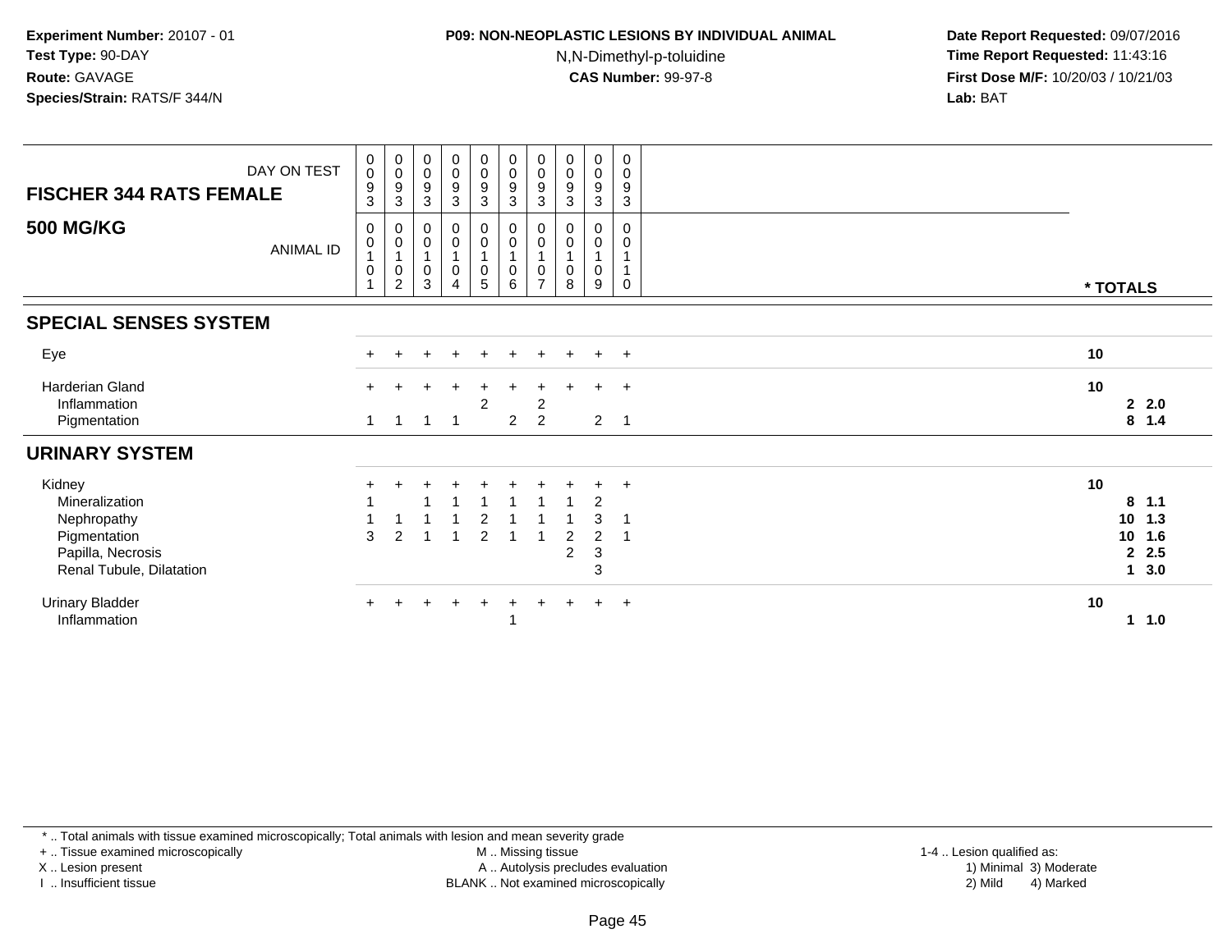**Experiment Number:** 20107 - 01
**Test Type:** 90-DAY
**Route:** GAVAGE
**Species/Strain:** RATS/F 344/N

**P09: NON-NEOPLASTIC LESIONS BY INDIVIDUAL ANIMAL**
N,N-Dimethyl-p-toluidine
**CAS Number:** 99-97-8

**Date Report Requested:** 09/07/2016
**Time Report Requested:** 11:43:16
**First Dose M/F:** 10/20/03 / 10/21/03
**Lab:** BAT

| FISCHER 344 RATS FEMALE — DAY ON TEST | 0093 | 0093 | 0093 | 0093 | 0093 | 0093 | 0093 | 0093 | 0093 | 0093 | |
|---|---|---|---|---|---|---|---|---|---|---|---|
| **500 MG/KG** — ANIMAL ID | 00101 | 00102 | 00103 | 00104 | 00105 | 00106 | 00107 | 00108 | 00109 | 00110 | *** TOTALS** |
| **SPECIAL SENSES SYSTEM** | | | | | | | | | | | |
| Eye | + | + | + | + | + | + | + | + | + | + | 10 |
| Harderian Gland | + | + | + | + | + | + | + | + | + | + | 10 |
| Inflammation | | | | | 2 | | 2 | | | | 2 2.0 |
| Pigmentation | 1 | 1 | 1 | 1 | | 2 | 2 | | 2 | 1 | 8 1.4 |
| **URINARY SYSTEM** | | | | | | | | | | | |
| Kidney | + | + | + | + | + | + | + | + | + | + | 10 |
| Mineralization | 1 | | 1 | 1 | 1 | 1 | 1 | 1 | 2 | | 8 1.1 |
| Nephropathy | 1 | 1 | 1 | 1 | 2 | 1 | 1 | 1 | 3 | 1 | 10 1.3 |
| Pigmentation | 3 | 2 | 1 | 1 | 2 | 1 | 1 | 2 | 2 | 1 | 10 1.6 |
| Papilla, Necrosis | | | | | | | | 2 | 3 | | 2 2.5 |
| Renal Tubule, Dilatation | | | | | | | | | 3 | | 1 3.0 |
| Urinary Bladder | + | + | + | + | + | + | + | + | + | + | 10 |
| Inflammation | | | | | | 1 | | | | | 1 1.0 |

* .. Total animals with tissue examined microscopically; Total animals with lesion and mean severity grade
+ .. Tissue examined microscopically
X .. Lesion present
I .. Insufficient tissue
M .. Missing tissue
A .. Autolysis precludes evaluation
BLANK .. Not examined microscopically
1-4 .. Lesion qualified as: 1) Minimal 2) Mild 3) Moderate 4) Marked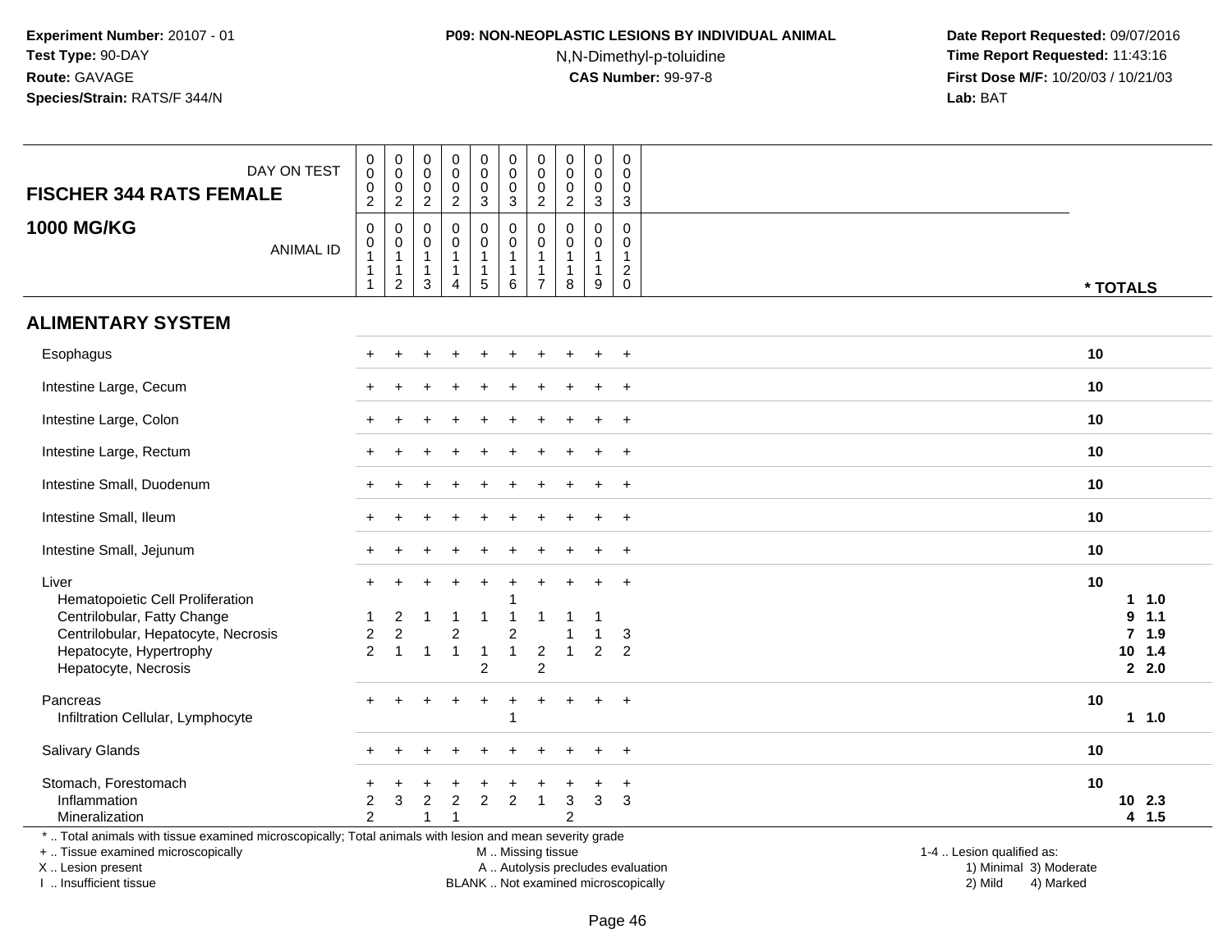**Experiment Number:** 20107 - 01
**Test Type:** 90-DAY
**Route:** GAVAGE
**Species/Strain:** RATS/F 344/N

**P09: NON-NEOPLASTIC LESIONS BY INDIVIDUAL ANIMAL**
N,N-Dimethyl-p-toluidine
**CAS Number:** 99-97-8

**Date Report Requested:** 09/07/2016
**Time Report Requested:** 11:43:16
**First Dose M/F:** 10/20/03 / 10/21/03
**Lab:** BAT

| FISCHER 344 RATS FEMALE 1000 MG/KG | | | | | | | | | | | |
|---|---|---|---|---|---|---|---|---|---|---|---|
| DAY ON TEST | 0002 | 0002 | 0002 | 0002 | 0003 | 0003 | 0002 | 0002 | 0003 | 0003 | |
| ANIMAL ID | 00111 | 00112 | 00113 | 00114 | 00115 | 00116 | 00117 | 00118 | 00119 | 00120 | * TOTALS |
| **ALIMENTARY SYSTEM** | | | | | | | | | | | |
| Esophagus | + | + | + | + | + | + | + | + | + | + | 10 |
| Intestine Large, Cecum | + | + | + | + | + | + | + | + | + | + | 10 |
| Intestine Large, Colon | + | + | + | + | + | + | + | + | + | + | 10 |
| Intestine Large, Rectum | + | + | + | + | + | + | + | + | + | + | 10 |
| Intestine Small, Duodenum | + | + | + | + | + | + | + | + | + | + | 10 |
| Intestine Small, Ileum | + | + | + | + | + | + | + | + | + | + | 10 |
| Intestine Small, Jejunum | + | + | + | + | + | + | + | + | + | + | 10 |
| Liver | + | + | + | + | + | + | + | + | + | + | 10 |
| Hematopoietic Cell Proliferation | | | | | | 1 | | | | | 1 1.0 |
| Centrilobular, Fatty Change | 1 | 2 | 1 | 1 | 1 | 1 | 1 | 1 | 1 | | 9 1.1 |
| Centrilobular, Hepatocyte, Necrosis | 2 | 2 | | 2 | | 2 | | 1 | 1 | 3 | 7 1.9 |
| Hepatocyte, Hypertrophy | 2 | 1 | 1 | 1 | 1 | 1 | 2 | 1 | 2 | 2 | 10 1.4 |
| Hepatocyte, Necrosis | | | | | 2 | | 2 | | | | 2 2.0 |
| Pancreas | + | + | + | + | + | + | + | + | + | + | 10 |
| Infiltration Cellular, Lymphocyte | | | | | | 1 | | | | | 1 1.0 |
| Salivary Glands | + | + | + | + | + | + | + | + | + | + | 10 |
| Stomach, Forestomach | + | + | + | + | + | + | + | + | + | + | 10 |
| Inflammation | 2 | 3 | 2 | 2 | 2 | 2 | 1 | 3 | 3 | 3 | 10 2.3 |
| Mineralization | 2 | | 1 | 1 | | | | 2 | | | 4 1.5 |

\* .. Total animals with tissue examined microscopically; Total animals with lesion and mean severity grade
\+ .. Tissue examined microscopically
X .. Lesion present
I .. Insufficient tissue

M .. Missing tissue
A .. Autolysis precludes evaluation
BLANK .. Not examined microscopically

1-4 .. Lesion qualified as:
1) Minimal 2) Mild 3) Moderate 4) Marked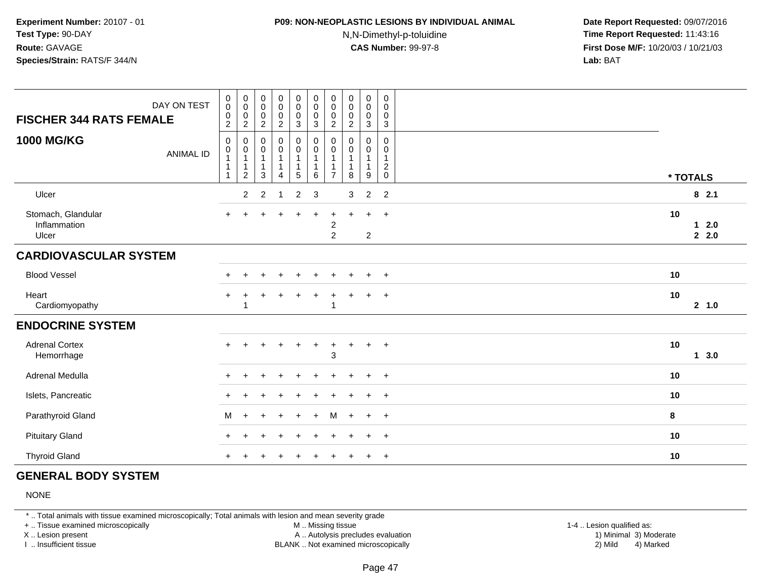**Experiment Number:** 20107 - 01
**Test Type:** 90-DAY
**Route:** GAVAGE
**Species/Strain:** RATS/F 344/N

**P09: NON-NEOPLASTIC LESIONS BY INDIVIDUAL ANIMAL**
N,N-Dimethyl-p-toluidine
**CAS Number:** 99-97-8

**Date Report Requested:** 09/07/2016
**Time Report Requested:** 11:43:16
**First Dose M/F:** 10/20/03 / 10/21/03
**Lab:** BAT

| FISCHER 344 RATS FEMALE — DAY ON TEST | 0002 | 0002 | 0002 | 0002 | 0003 | 0003 | 0002 | 0002 | 0003 | 0003 | |
|---|---|---|---|---|---|---|---|---|---|---|---|
| **1000 MG/KG** — ANIMAL ID | 00111 | 00112 | 00113 | 00114 | 00115 | 00116 | 00117 | 00118 | 00119 | 00120 | * TOTALS |
| Ulcer | | 2 | 2 | 1 | 2 | 3 | | 3 | 2 | 2 | 8 2.1 |
| Stomach, Glandular | + | + | + | + | + | + | + | + | + | + | 10 |
| Inflammation | | | | | | | 2 | | | | 1 2.0 |
| Ulcer | | | | | | | 2 | | 2 | | 2 2.0 |
| **CARDIOVASCULAR SYSTEM** | | | | | | | | | | | |
| Blood Vessel | + | + | + | + | + | + | + | + | + | + | 10 |
| Heart | + | + | + | + | + | + | + | + | + | + | 10 |
| Cardiomyopathy | | 1 | | | | | 1 | | | | 2 1.0 |
| **ENDOCRINE SYSTEM** | | | | | | | | | | | |
| Adrenal Cortex | + | + | + | + | + | + | + | + | + | + | 10 |
| Hemorrhage | | | | | | | 3 | | | | 1 3.0 |
| Adrenal Medulla | + | + | + | + | + | + | + | + | + | + | 10 |
| Islets, Pancreatic | + | + | + | + | + | + | + | + | + | + | 10 |
| Parathyroid Gland | M | + | + | + | + | + | M | + | + | + | 8 |
| Pituitary Gland | + | + | + | + | + | + | + | + | + | + | 10 |
| Thyroid Gland | + | + | + | + | + | + | + | + | + | + | 10 |

## GENERAL BODY SYSTEM

NONE

\* .. Total animals with tissue examined microscopically; Total animals with lesion and mean severity grade
+ .. Tissue examined microscopically
X .. Lesion present
I .. Insufficient tissue
M .. Missing tissue
A .. Autolysis precludes evaluation
BLANK .. Not examined microscopically
1-4 .. Lesion qualified as: 1) Minimal 2) Mild 3) Moderate 4) Marked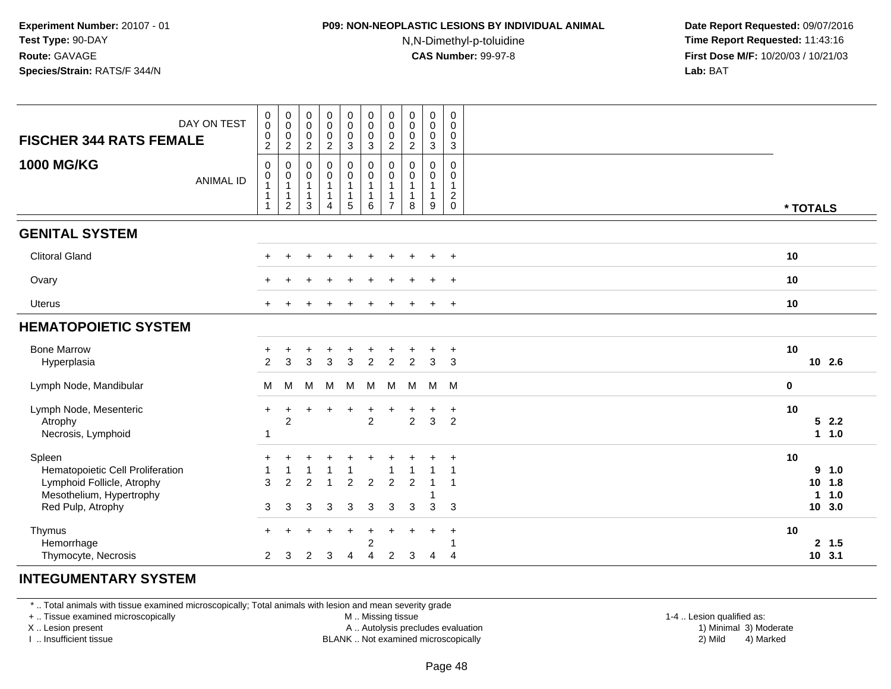**Experiment Number:** 20107 - 01
**Test Type:** 90-DAY
**Route:** GAVAGE
**Species/Strain:** RATS/F 344/N

**P09: NON-NEOPLASTIC LESIONS BY INDIVIDUAL ANIMAL**
N,N-Dimethyl-p-toluidine
**CAS Number:** 99-97-8

**Date Report Requested:** 09/07/2016
**Time Report Requested:** 11:43:16
**First Dose M/F:** 10/20/03 / 10/21/03
**Lab:** BAT

## FISCHER 344 RATS FEMALE 1000 MG/KG

| DAY ON TEST | 0002 | 0002 | 0002 | 0002 | 0003 | 0003 | 0002 | 0002 | 0003 | 0003 | | |
|---|---|---|---|---|---|---|---|---|---|---|---|---|
| ANIMAL ID | 00111 | 00112 | 00113 | 00114 | 00115 | 00116 | 00117 | 00118 | 00119 | 00120 | * TOTALS | |
| **GENITAL SYSTEM** | | | | | | | | | | | | |
| Clitoral Gland | + | + | + | + | + | + | + | + | + | + | 10 | |
| Ovary | + | + | + | + | + | + | + | + | + | + | 10 | |
| Uterus | + | + | + | + | + | + | + | + | + | + | 10 | |
| **HEMATOPOIETIC SYSTEM** | | | | | | | | | | | | |
| Bone Marrow | + | + | + | + | + | + | + | + | + | + | 10 | |
| Hyperplasia | 2 | 3 | 3 | 3 | 3 | 2 | 2 | 2 | 3 | 3 | 10 | 2.6 |
| Lymph Node, Mandibular | M | M | M | M | M | M | M | M | M | M | 0 | |
| Lymph Node, Mesenteric | + | + | + | + | + | + | + | + | + | + | 10 | |
| Atrophy | | 2 | | | | 2 | | 2 | 3 | 2 | 5 | 2.2 |
| Necrosis, Lymphoid | 1 | | | | | | | | | | 1 | 1.0 |
| Spleen | + | + | + | + | + | + | + | + | + | + | 10 | |
| Hematopoietic Cell Proliferation | 1 | 1 | 1 | 1 | 1 | | 1 | 1 | 1 | 1 | 9 | 1.0 |
| Lymphoid Follicle, Atrophy | 3 | 2 | 2 | 1 | 2 | 2 | 2 | 2 | 1 | 1 | 10 | 1.8 |
| Mesothelium, Hypertrophy | | | | | | | | | 1 | | 1 | 1.0 |
| Red Pulp, Atrophy | 3 | 3 | 3 | 3 | 3 | 3 | 3 | 3 | 3 | 3 | 10 | 3.0 |
| Thymus | + | + | + | + | + | + | + | + | + | + | 10 | |
| Hemorrhage | | | | | | 2 | | | | 1 | 2 | 1.5 |
| Thymocyte, Necrosis | 2 | 3 | 2 | 3 | 4 | 4 | 2 | 3 | 4 | 4 | 10 | 3.1 |
| **INTEGUMENTARY SYSTEM** | | | | | | | | | | | | |

\* .. Total animals with tissue examined microscopically; Total animals with lesion and mean severity grade
\+ .. Tissue examined microscopically
X .. Lesion present
I .. Insufficient tissue
M .. Missing tissue
A .. Autolysis precludes evaluation
BLANK .. Not examined microscopically
1-4 .. Lesion qualified as: 1) Minimal 2) Mild 3) Moderate 4) Marked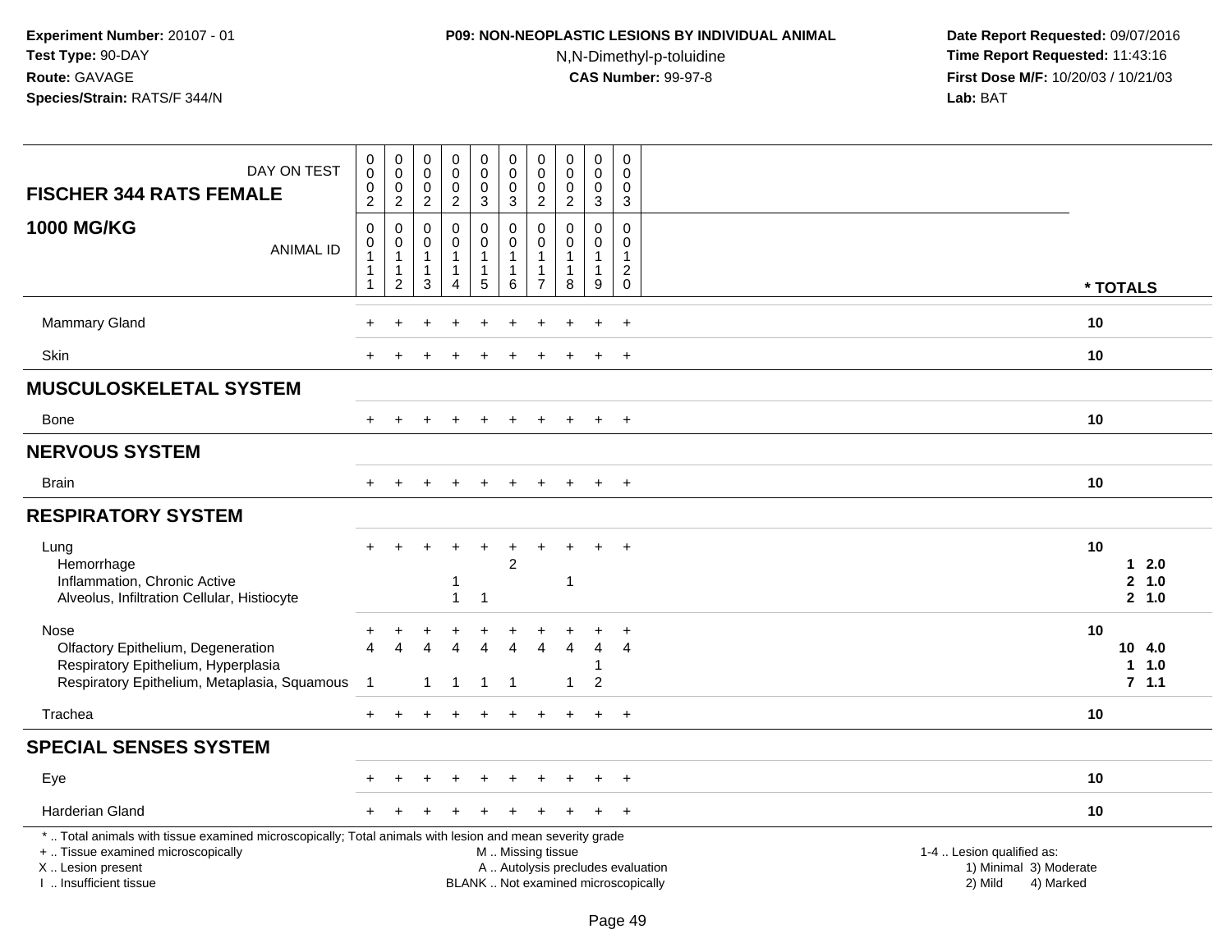**Experiment Number:** 20107 - 01
**Test Type:** 90-DAY
**Route:** GAVAGE
**Species/Strain:** RATS/F 344/N

**P09: NON-NEOPLASTIC LESIONS BY INDIVIDUAL ANIMAL**
N,N-Dimethyl-p-toluidine
**CAS Number:** 99-97-8

**Date Report Requested:** 09/07/2016
**Time Report Requested:** 11:43:16
**First Dose M/F:** 10/20/03 / 10/21/03
**Lab:** BAT

| **FISCHER 344 RATS FEMALE** DAY ON TEST | 0002 | 0002 | 0002 | 0002 | 0003 | 0003 | 0002 | 0002 | 0003 | 0003 | |
|---|---|---|---|---|---|---|---|---|---|---|---|
| **1000 MG/KG** ANIMAL ID | 00111 | 00112 | 00113 | 00114 | 00115 | 00116 | 00117 | 00118 | 00119 | 00120 | *** TOTALS** |
| Mammary Gland | + | + | + | + | + | + | + | + | + | + | 10 |
| Skin | + | + | + | + | + | + | + | + | + | + | 10 |
| **MUSCULOSKELETAL SYSTEM** | | | | | | | | | | | |
| Bone | + | + | + | + | + | + | + | + | + | + | 10 |
| **NERVOUS SYSTEM** | | | | | | | | | | | |
| Brain | + | + | + | + | + | + | + | + | + | + | 10 |
| **RESPIRATORY SYSTEM** | | | | | | | | | | | |
| Lung | + | + | + | + | + | + | + | + | + | + | 10 |
| Hemorrhage | | | | | | 2 | | | | | 1 2.0 |
| Inflammation, Chronic Active | | | | 1 | | | | 1 | | | 2 1.0 |
| Alveolus, Infiltration Cellular, Histiocyte | | | | 1 | 1 | | | | | | 2 1.0 |
| Nose | + | + | + | + | + | + | + | + | + | + | 10 |
| Olfactory Epithelium, Degeneration | 4 | 4 | 4 | 4 | 4 | 4 | 4 | 4 | 4 | 4 | 10 4.0 |
| Respiratory Epithelium, Hyperplasia | | | | | | | | | 1 | | 1 1.0 |
| Respiratory Epithelium, Metaplasia, Squamous | 1 | | 1 | 1 | 1 | 1 | | 1 | 2 | | 7 1.1 |
| Trachea | + | + | + | + | + | + | + | + | + | + | 10 |
| **SPECIAL SENSES SYSTEM** | | | | | | | | | | | |
| Eye | + | + | + | + | + | + | + | + | + | + | 10 |
| Harderian Gland | + | + | + | + | + | + | + | + | + | + | 10 |

* .. Total animals with tissue examined microscopically; Total animals with lesion and mean severity grade
+ .. Tissue examined microscopically
X .. Lesion present
I .. Insufficient tissue

M .. Missing tissue
A .. Autolysis precludes evaluation
BLANK .. Not examined microscopically

1-4 .. Lesion qualified as:
1) Minimal 3) Moderate
2) Mild 4) Marked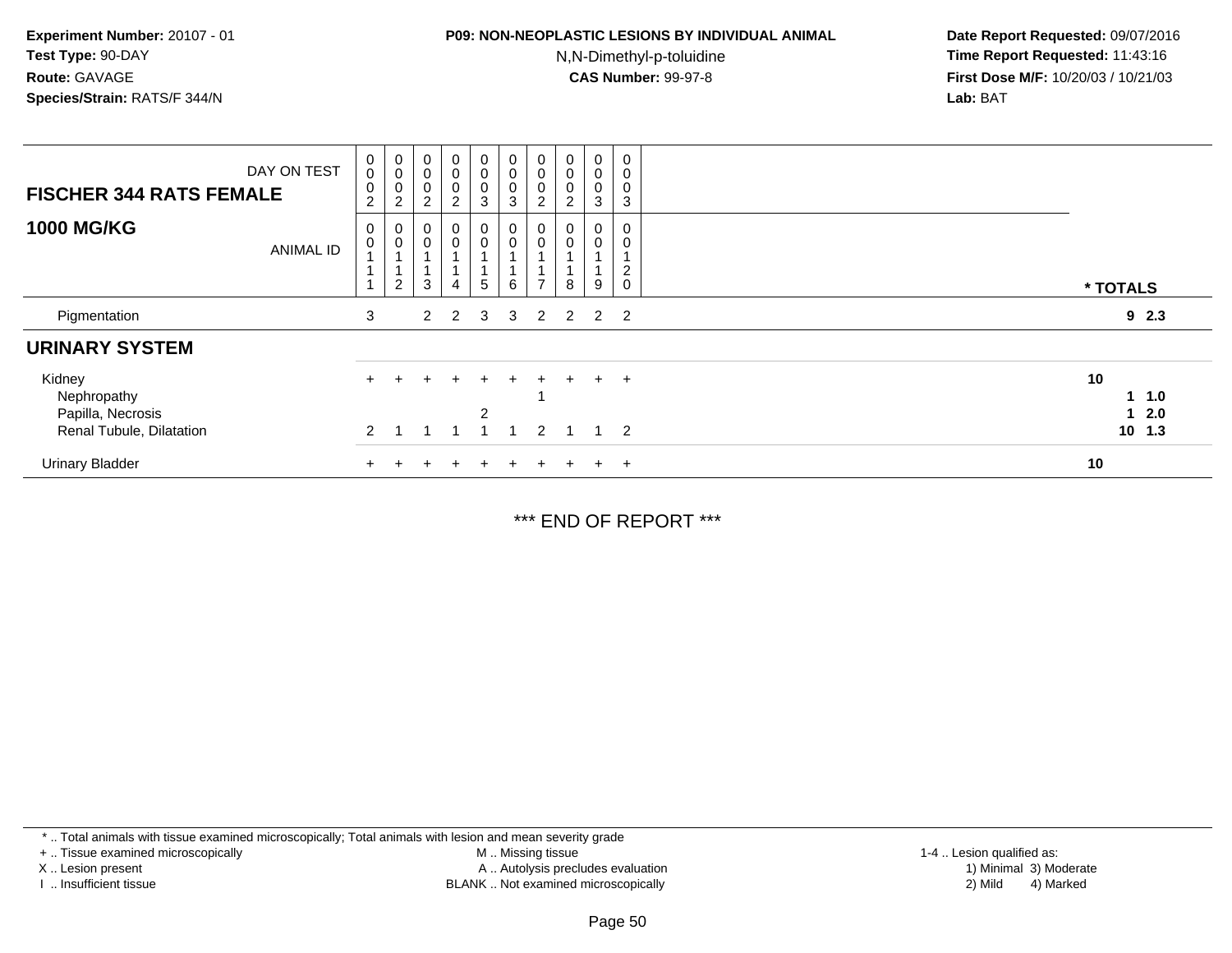**Experiment Number:** 20107 - 01
**Test Type:** 90-DAY
**Route:** GAVAGE
**Species/Strain:** RATS/F 344/N

**P09: NON-NEOPLASTIC LESIONS BY INDIVIDUAL ANIMAL**
N,N-Dimethyl-p-toluidine
**CAS Number:** 99-97-8

**Date Report Requested:** 09/07/2016
**Time Report Requested:** 11:43:16
**First Dose M/F:** 10/20/03 / 10/21/03
**Lab:** BAT

| FISCHER 344 RATS FEMALE 1000 MG/KG | | | | | | | | | | | |
|---|---|---|---|---|---|---|---|---|---|---|---|
| DAY ON TEST | 0002 | 0002 | 0002 | 0002 | 0003 | 0003 | 0002 | 0002 | 0003 | 0003 | |
| ANIMAL ID | 00111 | 00112 | 00113 | 00114 | 00115 | 00116 | 00117 | 00118 | 00119 | 00120 | * TOTALS |
| Pigmentation | 3 | | 2 | 2 | 3 | 3 | 2 | 2 | 2 | 2 | **9 2.3** |
| **URINARY SYSTEM** | | | | | | | | | | | |
| Kidney | + | + | + | + | + | + | + | + | + | + | **10** |
| Nephropathy | | | | | | | 1 | | | | **1 1.0** |
| Papilla, Necrosis | | | | | 2 | | | | | | **1 2.0** |
| Renal Tubule, Dilatation | 2 | 1 | 1 | 1 | 1 | 1 | 2 | 1 | 1 | 2 | **10 1.3** |
| Urinary Bladder | + | + | + | + | + | + | + | + | + | + | **10** |

*** END OF REPORT ***

* .. Total animals with tissue examined microscopically; Total animals with lesion and mean severity grade
+ .. Tissue examined microscopically
X .. Lesion present
I .. Insufficient tissue
M .. Missing tissue
A .. Autolysis precludes evaluation
BLANK .. Not examined microscopically
1-4 .. Lesion qualified as:
1) Minimal 3) Moderate
2) Mild 4) Marked